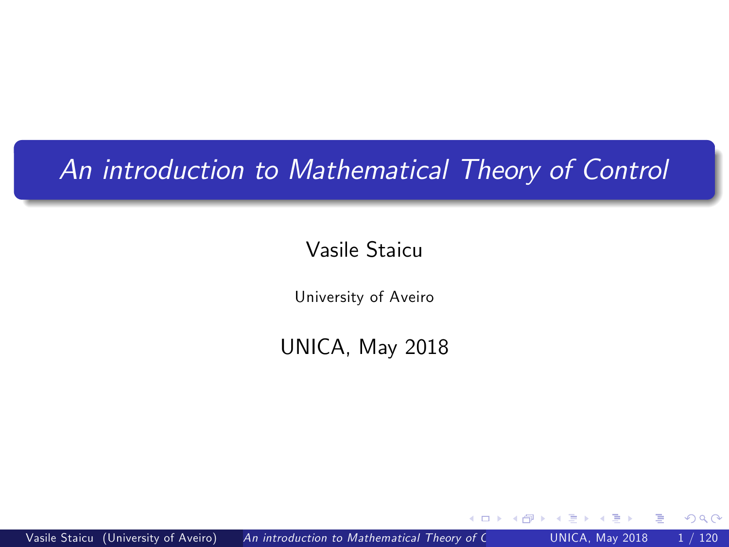# *An introduction to Mathematical Theory of Control*

Vasile Staicu

University of Aveiro

UNICA, May 2018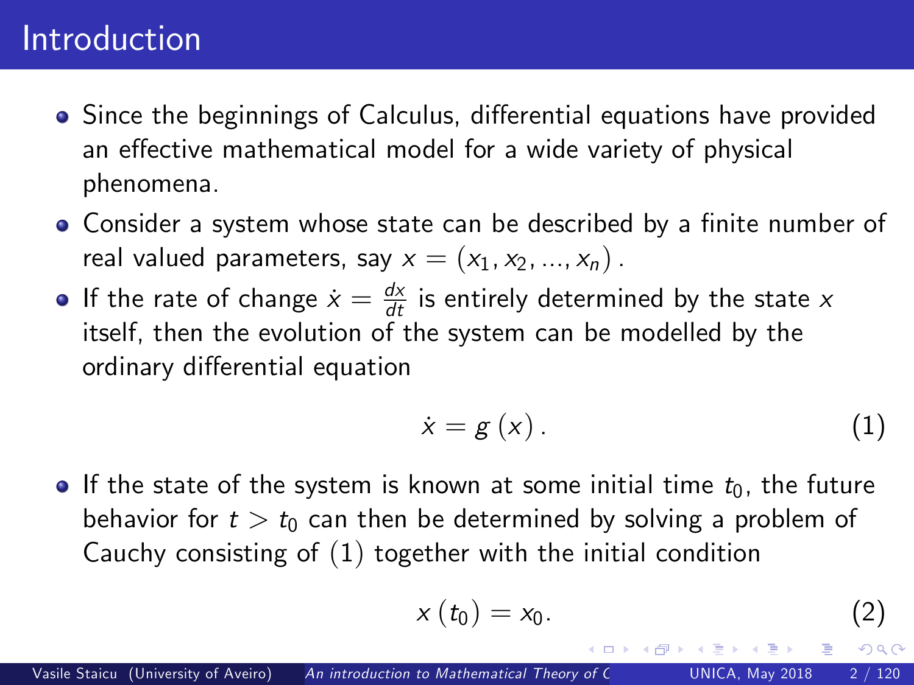# Introduction

- Since the beginnings of Calculus, differential equations have provided an effective mathematical model for a wide variety of physical phenomena.
- Consider a system whose state can be described by a finite number of real valued parameters, say $x = (x_1, x_2, ..., x_n)$.
- If the rate of change $\dot{x} = \frac{dx}{dt}$ is entirely determined by the state $x$ itself, then the evolution of the system can be modelled by the ordinary differential equation

$$\dot{x} = g(x). \tag{1}$$

- If the state of the system is known at some initial time $t_0$, the future behavior for $t > t_0$ can then be determined by solving a problem of Cauchy consisting of (1) together with the initial condition

$$x(t_0) = x_0. \tag{2}$$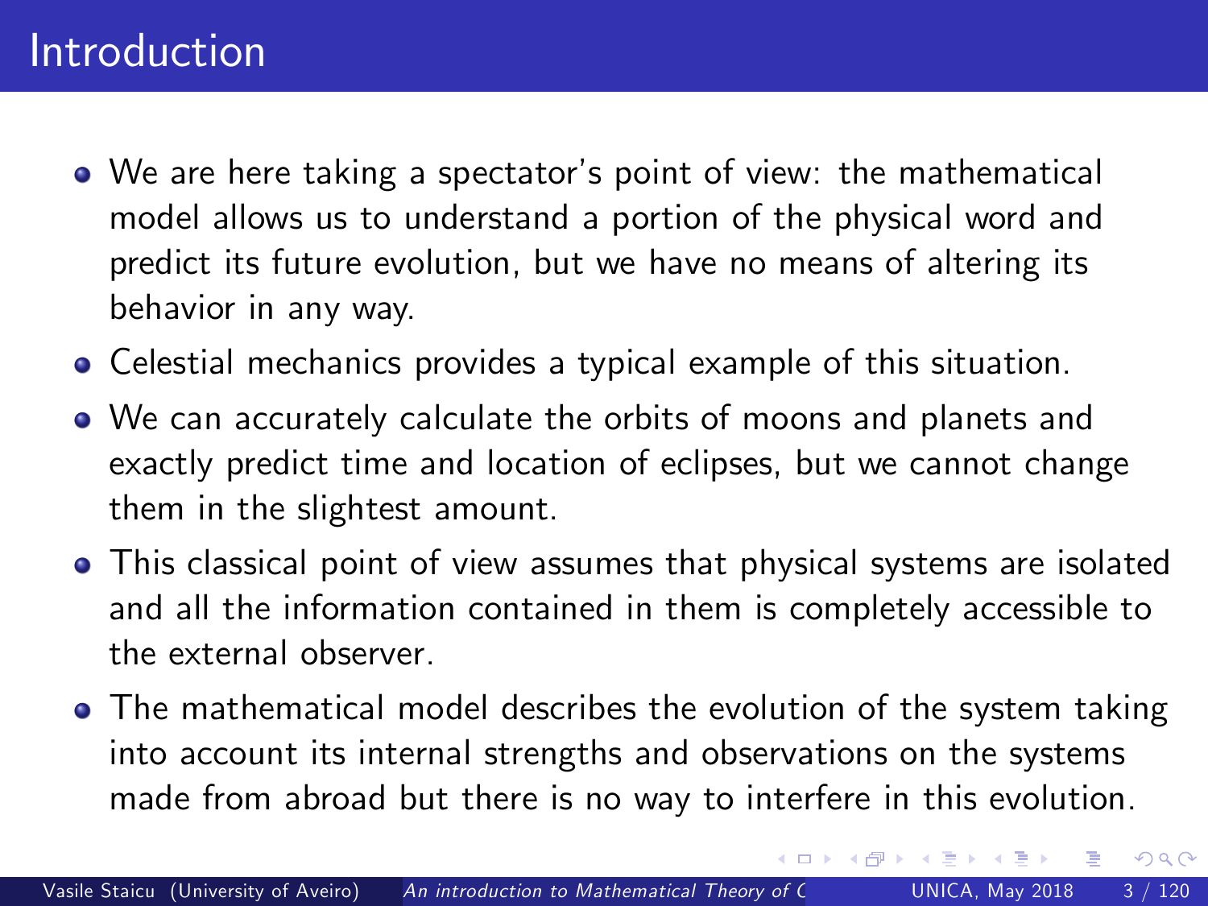# Introduction

- We are here taking a spectator's point of view: the mathematical model allows us to understand a portion of the physical word and predict its future evolution, but we have no means of altering its behavior in any way.
- Celestial mechanics provides a typical example of this situation.
- We can accurately calculate the orbits of moons and planets and exactly predict time and location of eclipses, but we cannot change them in the slightest amount.
- This classical point of view assumes that physical systems are isolated and all the information contained in them is completely accessible to the external observer.
- The mathematical model describes the evolution of the system taking into account its internal strengths and observations on the systems made from abroad but there is no way to interfere in this evolution.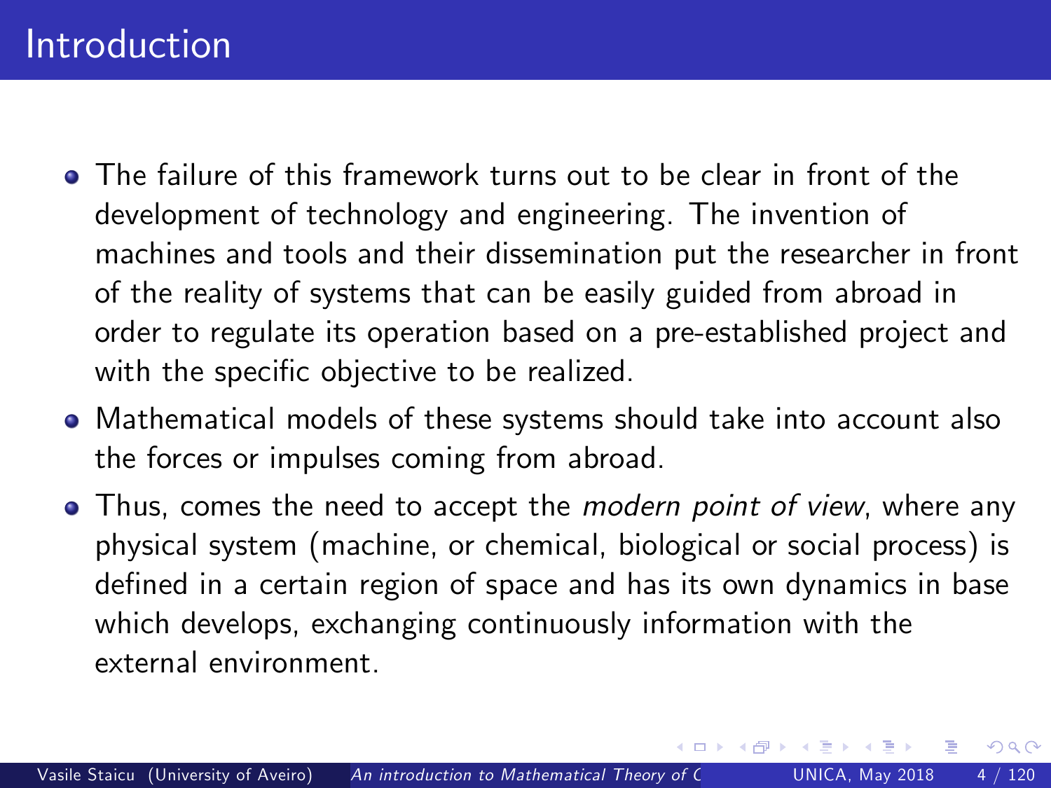# Introduction

- The failure of this framework turns out to be clear in front of the development of technology and engineering. The invention of machines and tools and their dissemination put the researcher in front of the reality of systems that can be easily guided from abroad in order to regulate its operation based on a pre-established project and with the specific objective to be realized.
- Mathematical models of these systems should take into account also the forces or impulses coming from abroad.
- Thus, comes the need to accept the *modern point of view*, where any physical system (machine, or chemical, biological or social process) is defined in a certain region of space and has its own dynamics in base which develops, exchanging continuously information with the external environment.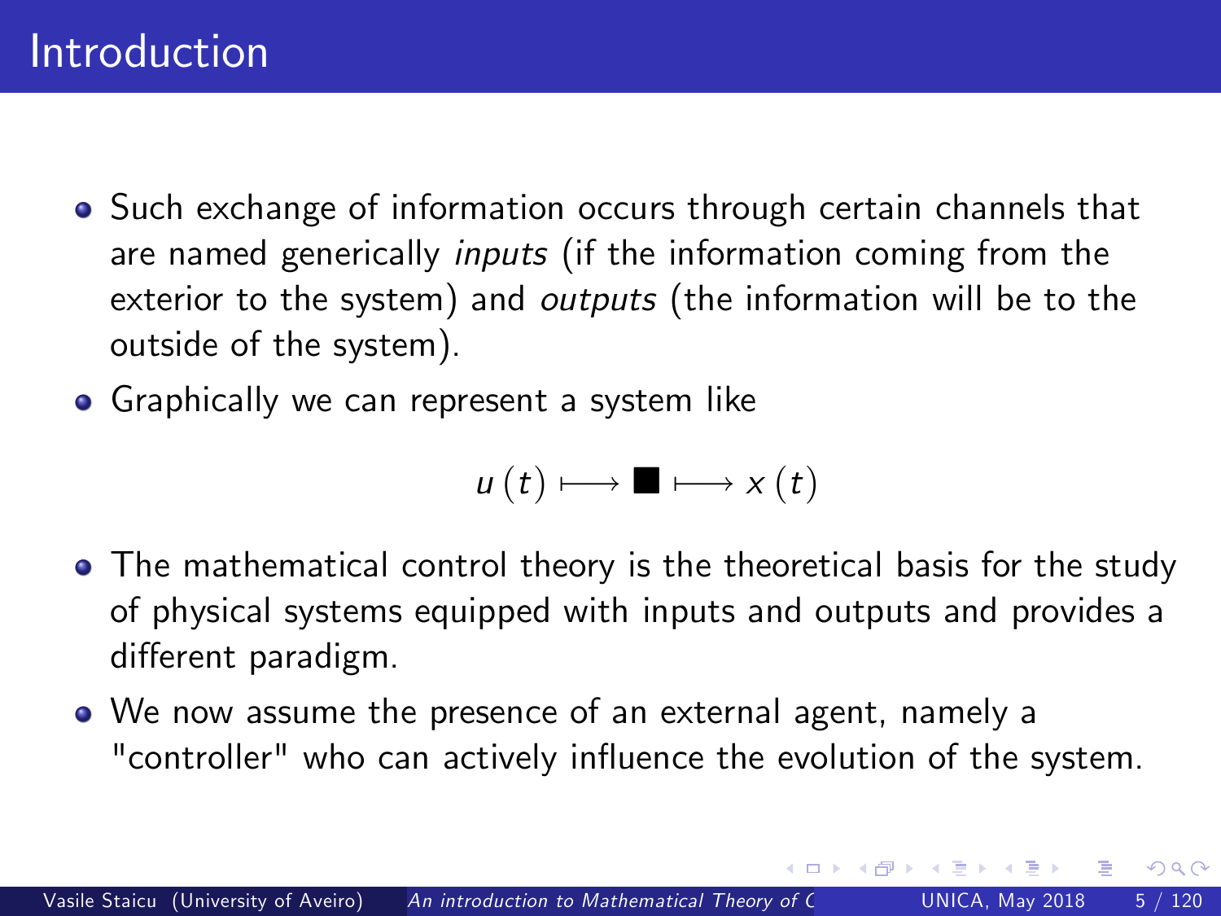# Introduction

- Such exchange of information occurs through certain channels that are named generically *inputs* (if the information coming from the exterior to the system) and *outputs* (the information will be to the outside of the system).
- Graphically we can represent a system like

$$u(t) \longmapsto \blacksquare \longmapsto x(t)$$

- The mathematical control theory is the theoretical basis for the study of physical systems equipped with inputs and outputs and provides a different paradigm.
- We now assume the presence of an external agent, namely a "controller" who can actively influence the evolution of the system.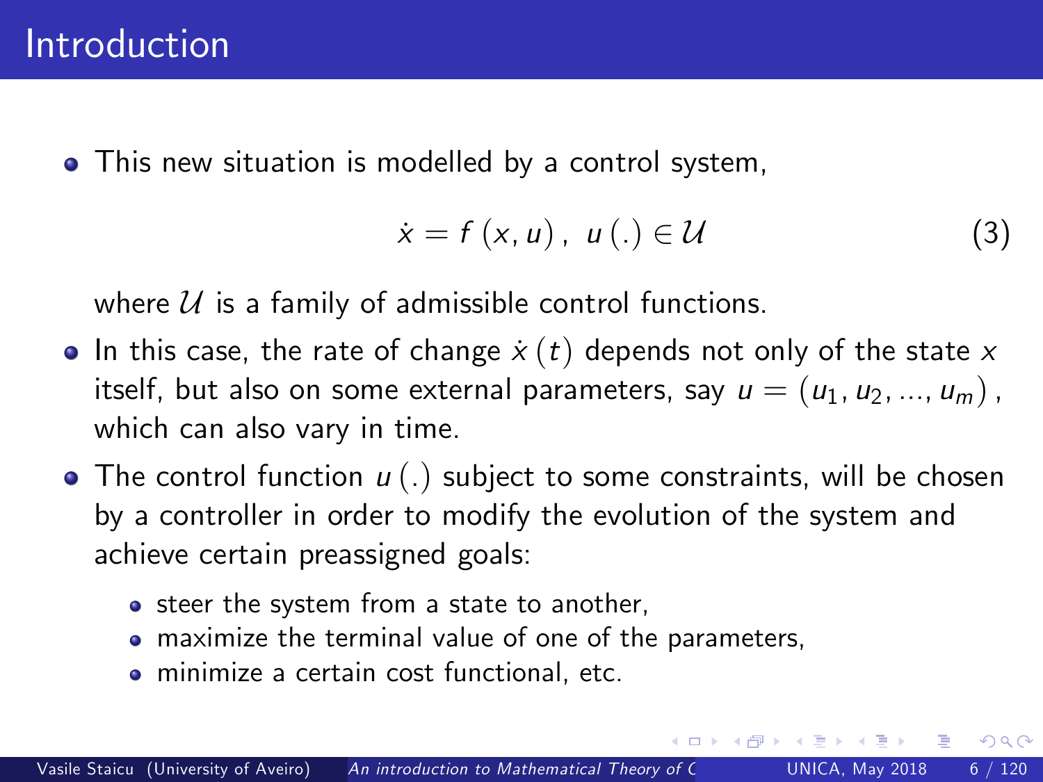# Introduction

- This new situation is modelled by a control system,

$$\dot{x} = f(x, u), \; u(.) \in \mathcal{U} \tag{3}$$

  where $\mathcal{U}$ is a family of admissible control functions.

- In this case, the rate of change $\dot{x}(t)$ depends not only of the state $x$ itself, but also on some external parameters, say $u = (u_1, u_2, ..., u_m)$, which can also vary in time.
- The control function $u(.)$ subject to some constraints, will be chosen by a controller in order to modify the evolution of the system and achieve certain preassigned goals:
  - steer the system from a state to another,
  - maximize the terminal value of one of the parameters,
  - minimize a certain cost functional, etc.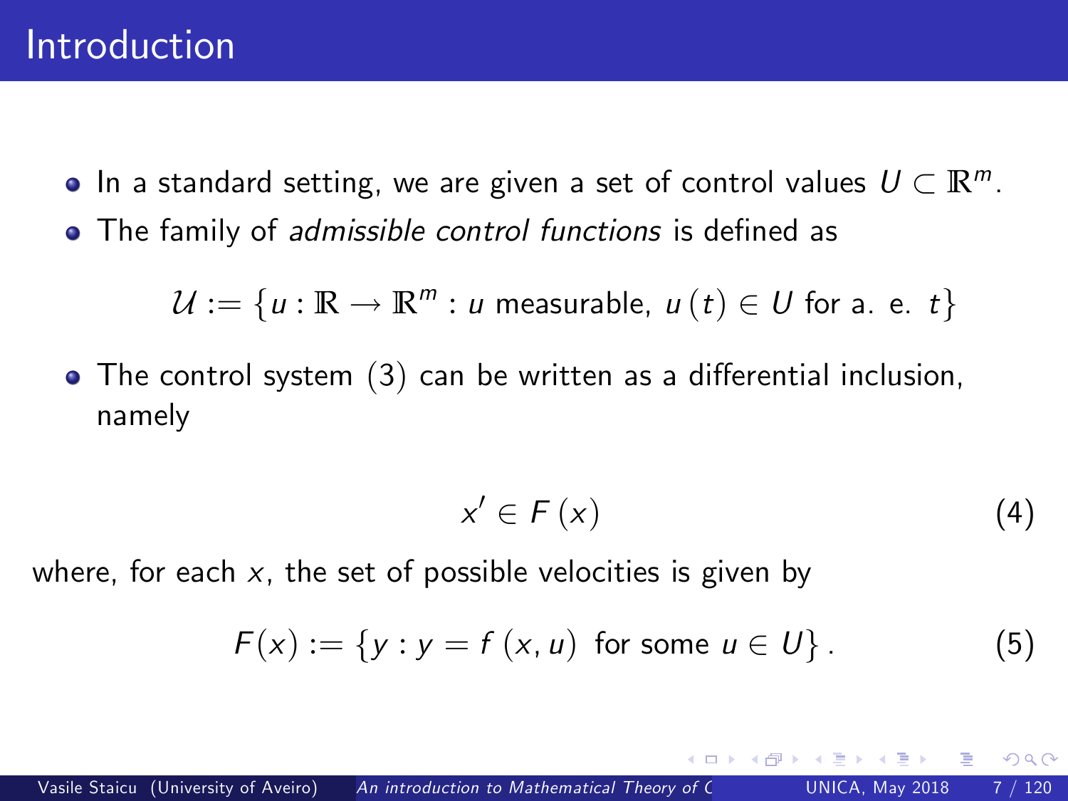## Introduction

- In a standard setting, we are given a set of control values $U \subset \mathbb{R}^m$.
- The family of *admissible control functions* is defined as

$$\mathcal{U} := \{u : \mathbb{R} \to \mathbb{R}^m : u \text{ measurable, } u(t) \in U \text{ for a. e. } t\}$$

- The control system (3) can be written as a differential inclusion, namely

$$x' \in F(x) \tag{4}$$

where, for each $x$, the set of possible velocities is given by

$$F(x) := \{y : y = f(x, u) \text{ for some } u \in U\}. \tag{5}$$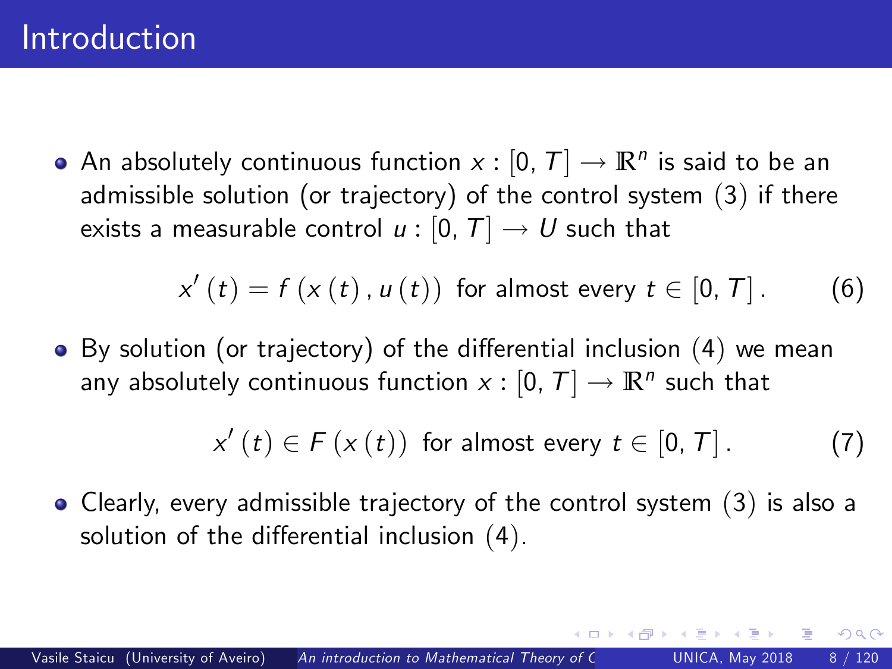# Introduction

- An absolutely continuous function $x : [0, T] \to \mathbb{R}^n$ is said to be an admissible solution (or trajectory) of the control system (3) if there exists a measurable control $u : [0, T] \to U$ such that

$$x'(t) = f(x(t), u(t)) \text{ for almost every } t \in [0, T]. \qquad (6)$$

- By solution (or trajectory) of the differential inclusion (4) we mean any absolutely continuous function $x : [0, T] \to \mathbb{R}^n$ such that

$$x'(t) \in F(x(t)) \text{ for almost every } t \in [0, T]. \qquad (7)$$

- Clearly, every admissible trajectory of the control system (3) is also a solution of the differential inclusion (4).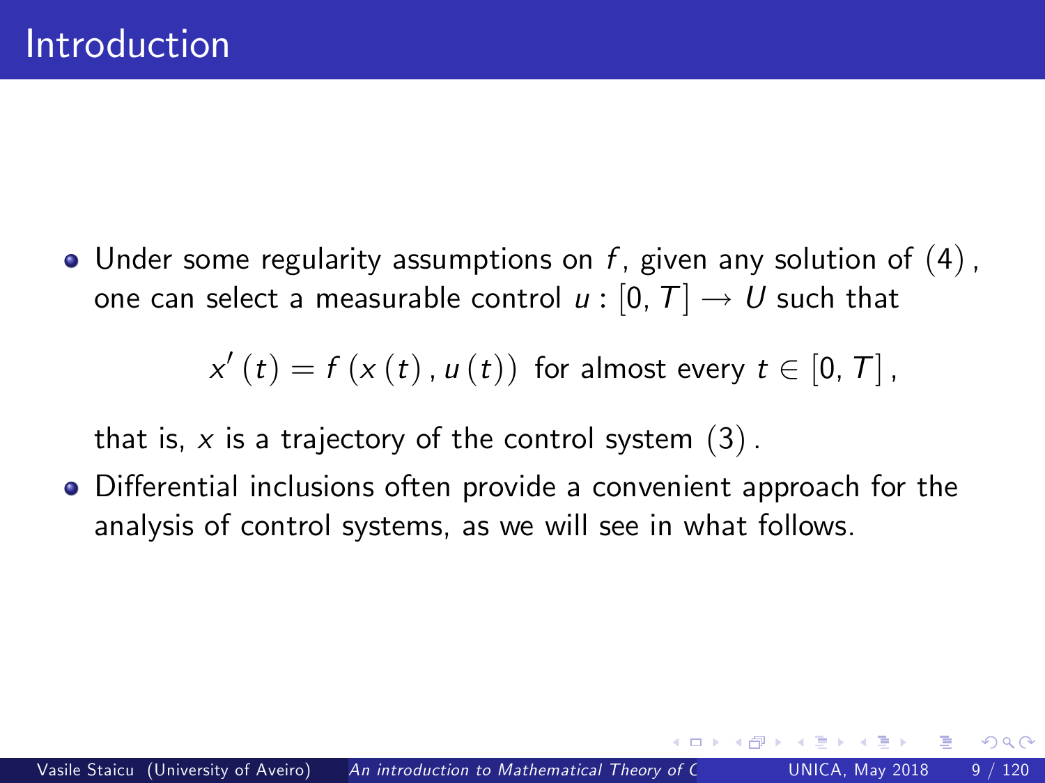# Introduction

- Under some regularity assumptions on $f$, given any solution of $(4)$, one can select a measurable control $u : [0, T] \to U$ such that

$$x'(t) = f(x(t), u(t)) \text{ for almost every } t \in [0, T],$$

that is, $x$ is a trajectory of the control system $(3)$.

- Differential inclusions often provide a convenient approach for the analysis of control systems, as we will see in what follows.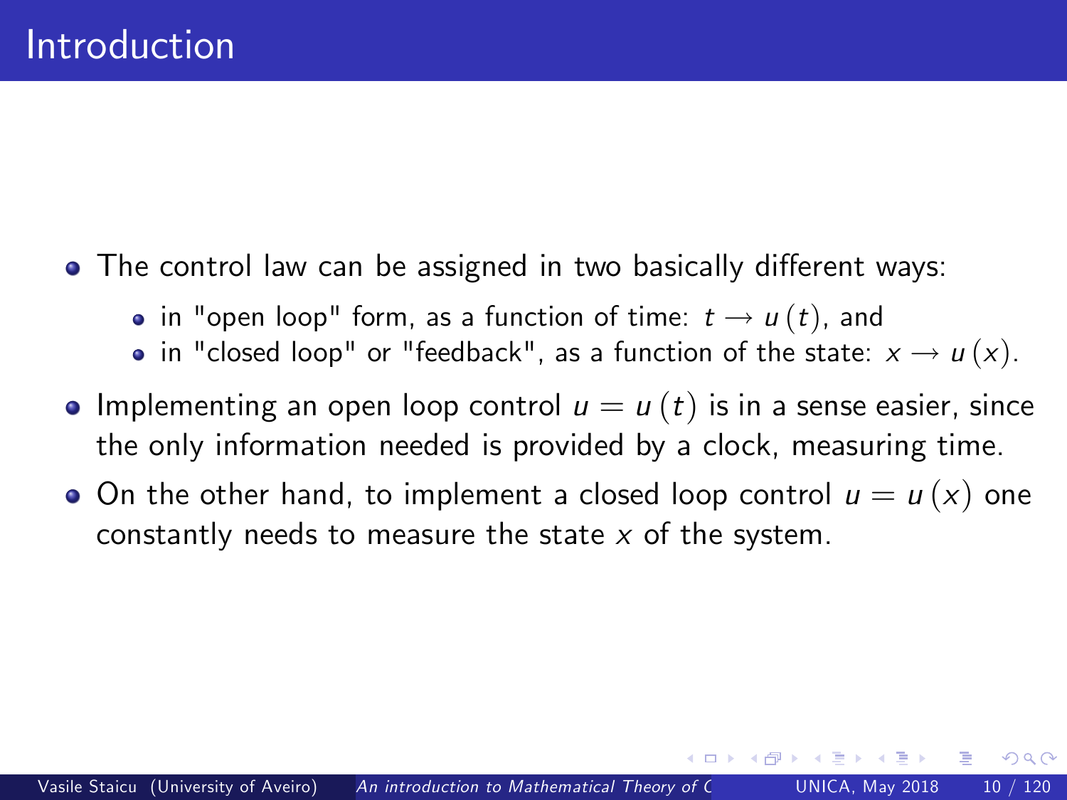# Introduction

- The control law can be assigned in two basically different ways:
  - in "open loop" form, as a function of time: $t \longrightarrow u(t)$, and
  - in "closed loop" or "feedback", as a function of the state: $x \longrightarrow u(x)$.
- Implementing an open loop control $u = u(t)$ is in a sense easier, since the only information needed is provided by a clock, measuring time.
- On the other hand, to implement a closed loop control $u = u(x)$ one constantly needs to measure the state $x$ of the system.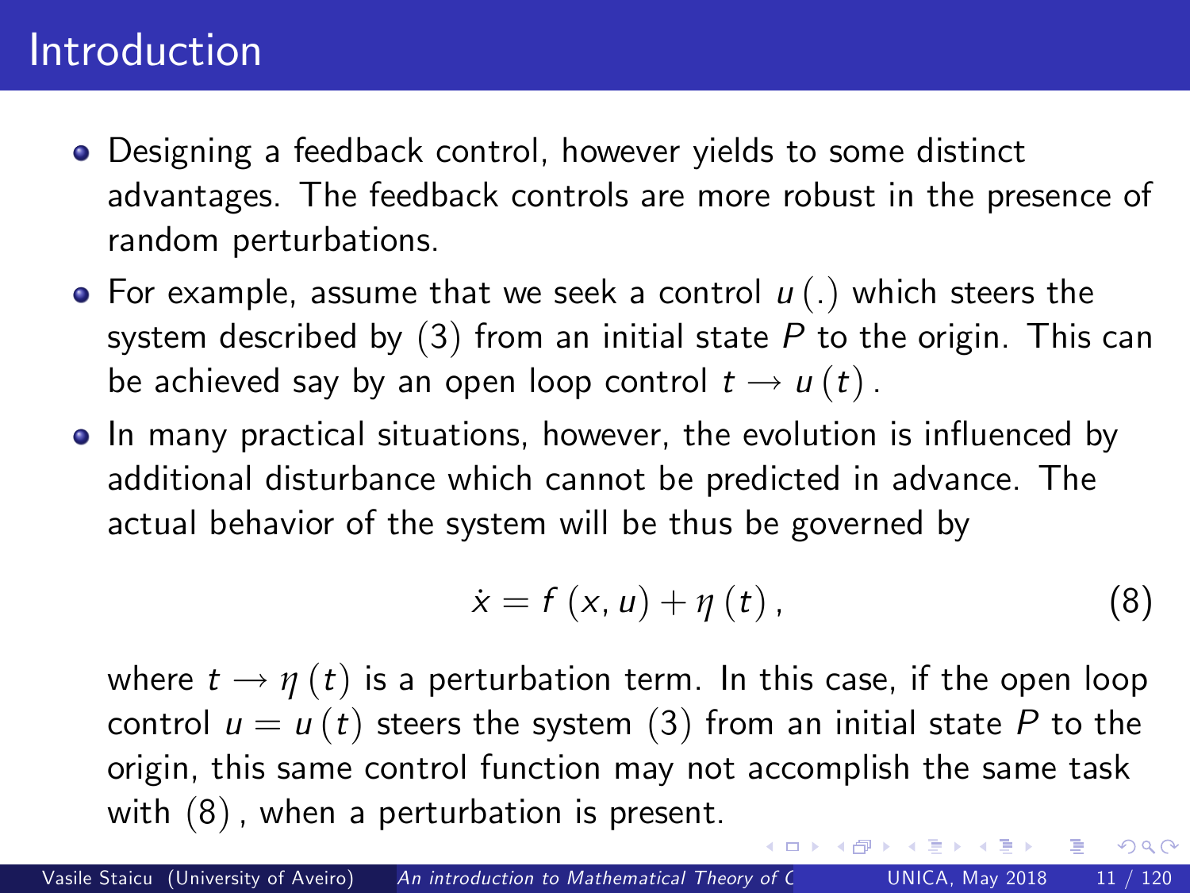# Introduction

- Designing a feedback control, however yields to some distinct advantages. The feedback controls are more robust in the presence of random perturbations.
- For example, assume that we seek a control $u(.)$ which steers the system described by (3) from an initial state $P$ to the origin. This can be achieved say by an open loop control $t \rightarrow u(t)$.
- In many practical situations, however, the evolution is influenced by additional disturbance which cannot be predicted in advance. The actual behavior of the system will be thus be governed by

$$\dot{x} = f(x, u) + \eta(t), \tag{8}$$

where $t \rightarrow \eta(t)$ is a perturbation term. In this case, if the open loop control $u = u(t)$ steers the system (3) from an initial state $P$ to the origin, this same control function may not accomplish the same task with (8), when a perturbation is present.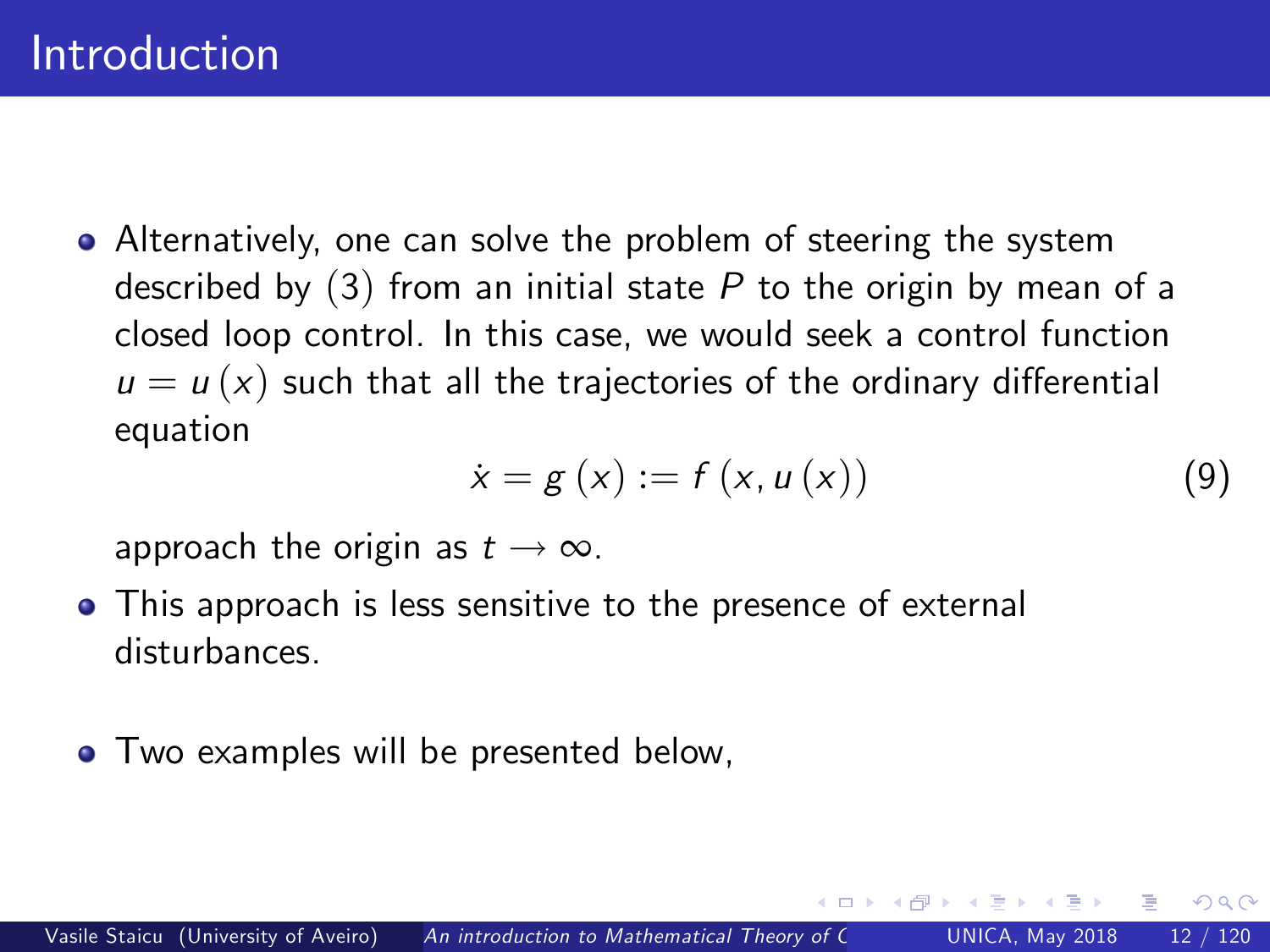# Introduction

- Alternatively, one can solve the problem of steering the system described by (3) from an initial state $P$ to the origin by mean of a closed loop control. In this case, we would seek a control function $u = u(x)$ such that all the trajectories of the ordinary differential equation

$$\dot{x} = g(x) := f(x, u(x)) \tag{9}$$

approach the origin as $t \to \infty$.

- This approach is less sensitive to the presence of external disturbances.

- Two examples will be presented below,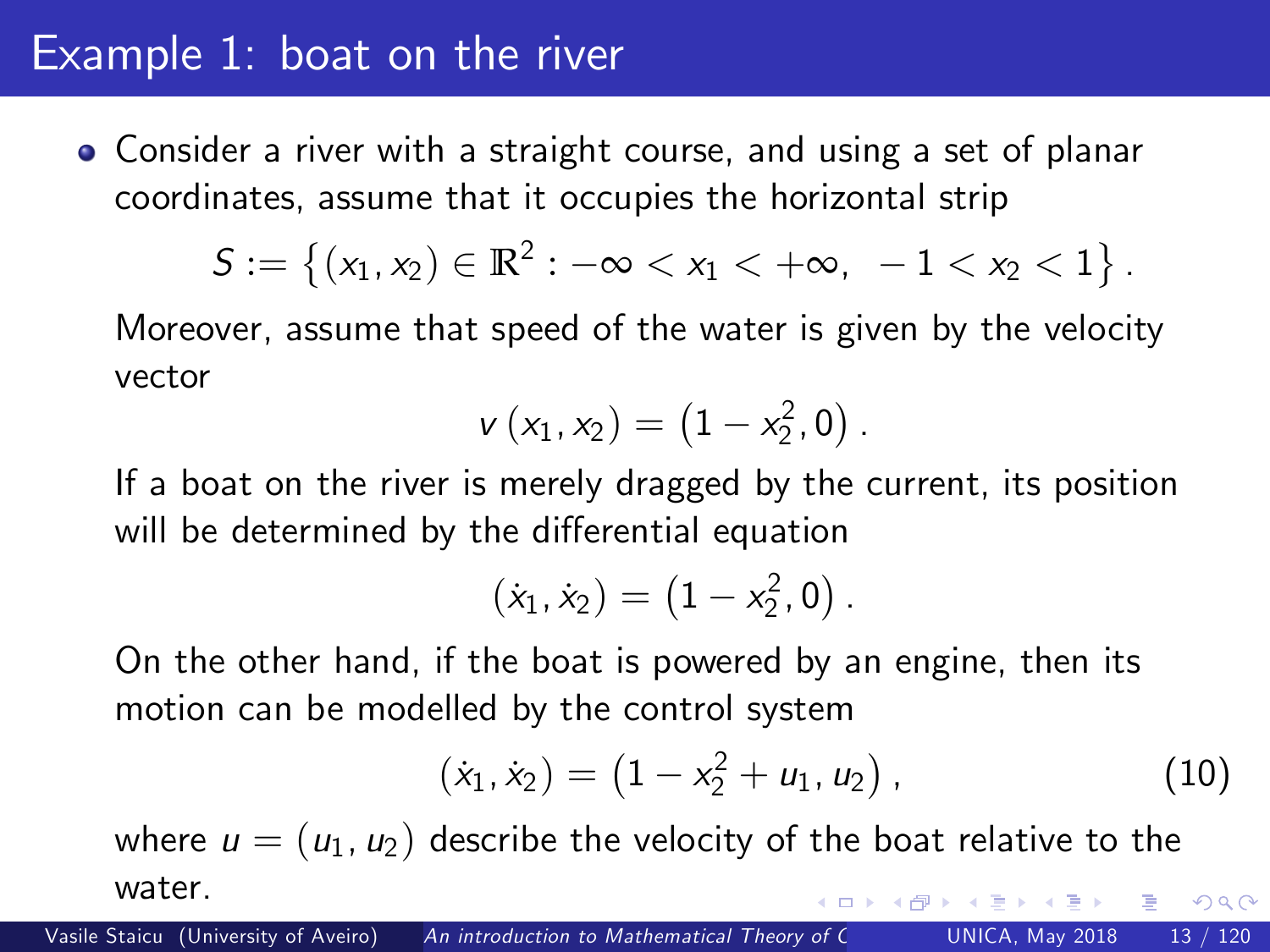# Example 1: boat on the river

- Consider a river with a straight course, and using a set of planar coordinates, assume that it occupies the horizontal strip

$$S := \left\{ (x_1, x_2) \in \mathbb{R}^2 : -\infty < x_1 < +\infty, \ -1 < x_2 < 1 \right\}.$$

Moreover, assume that speed of the water is given by the velocity vector

$$v\left(x_1, x_2\right) = \left(1 - x_2^2, 0\right).$$

If a boat on the river is merely dragged by the current, its position will be determined by the differential equation

$$\left(\dot{x}_1, \dot{x}_2\right) = \left(1 - x_2^2, 0\right).$$

On the other hand, if the boat is powered by an engine, then its motion can be modelled by the control system

$$\left(\dot{x}_1, \dot{x}_2\right) = \left(1 - x_2^2 + u_1, u_2\right), \tag{10}$$

where $u = \left(u_1, u_2\right)$ describe the velocity of the boat relative to the water.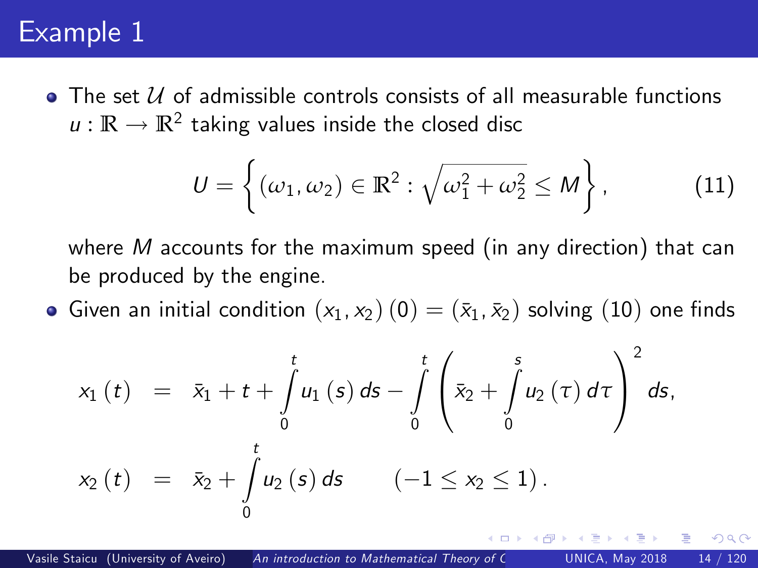# Example 1

- The set $\mathcal{U}$ of admissible controls consists of all measurable functions $u : \mathbb{R} \to \mathbb{R}^2$ taking values inside the closed disc

$$U = \left\{ (\omega_1, \omega_2) \in \mathbb{R}^2 : \sqrt{\omega_1^2 + \omega_2^2} \leq M \right\}, \tag{11}$$

  where $M$ accounts for the maximum speed (in any direction) that can be produced by the engine.

- Given an initial condition $(x_1, x_2)(0) = (\bar{x}_1, \bar{x}_2)$ solving (10) one finds

$$\begin{aligned}
x_1(t) &= \bar{x}_1 + t + \int_0^t u_1(s)\, ds - \int_0^t \left( \bar{x}_2 + \int_0^s u_2(\tau)\, d\tau \right)^2 ds, \\
x_2(t) &= \bar{x}_2 + \int_0^t u_2(s)\, ds \qquad (-1 \leq x_2 \leq 1).
\end{aligned}$$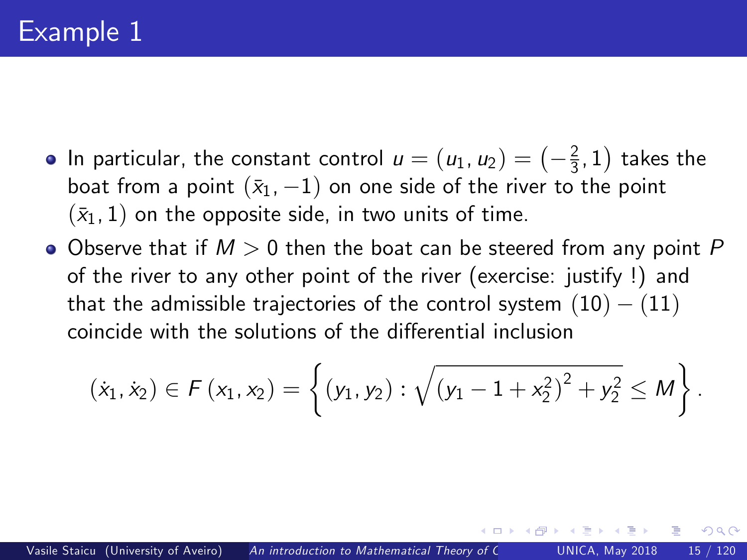# Example 1

- In particular, the constant control $u = (u_1, u_2) = \left(-\frac{2}{3}, 1\right)$ takes the boat from a point $(\bar{x}_1, -1)$ on one side of the river to the point $(\bar{x}_1, 1)$ on the opposite side, in two units of time.
- Observe that if $M > 0$ then the boat can be steered from any point $P$ of the river to any other point of the river (exercise: justify !) and that the admissible trajectories of the control system $(10) - (11)$ coincide with the solutions of the differential inclusion

$$(\dot{x}_1, \dot{x}_2) \in F(x_1, x_2) = \left\{ (y_1, y_2) : \sqrt{\left(y_1 - 1 + x_2^2\right)^2 + y_2^2} \leq M \right\}.$$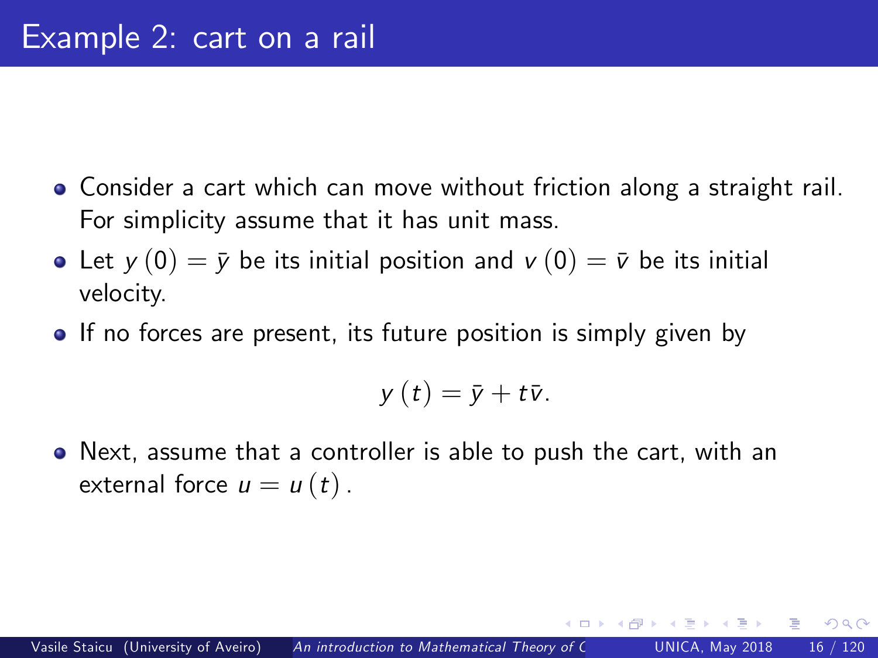# Example 2: cart on a rail

- Consider a cart which can move without friction along a straight rail. For simplicity assume that it has unit mass.
- Let $y(0) = \bar{y}$ be its initial position and $v(0) = \bar{v}$ be its initial velocity.
- If no forces are present, its future position is simply given by

$$y(t) = \bar{y} + t\bar{v}.$$

- Next, assume that a controller is able to push the cart, with an external force $u = u(t)$.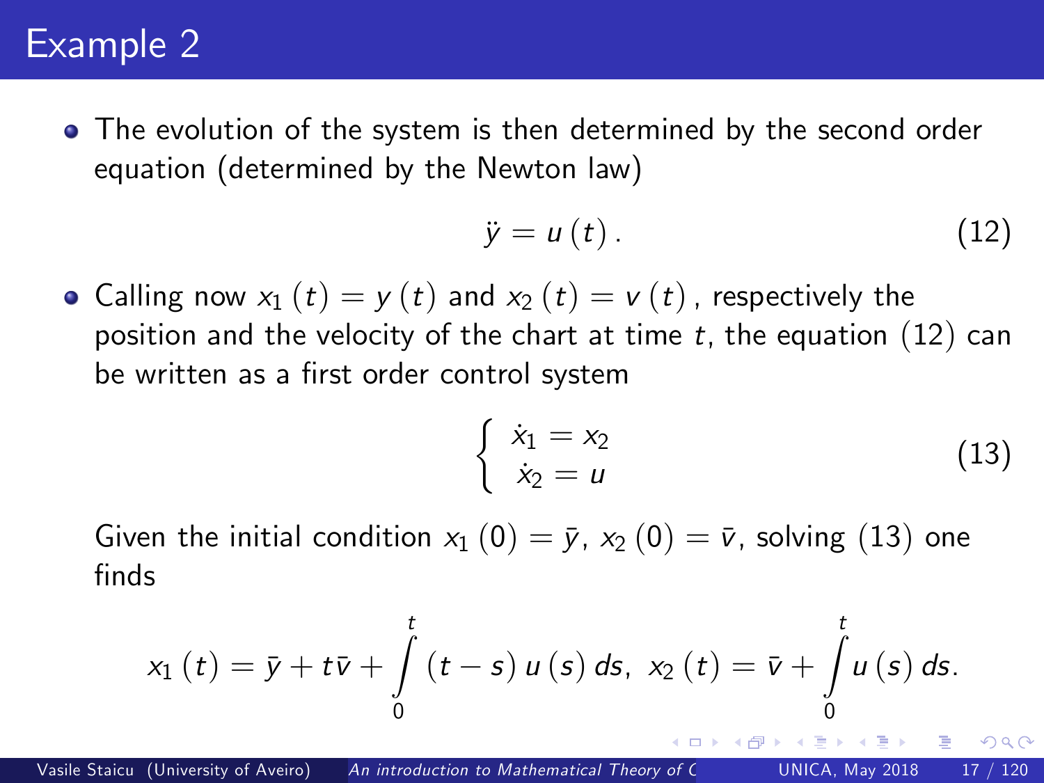# Example 2

- The evolution of the system is then determined by the second order equation (determined by the Newton law)

$$\ddot{y} = u(t). \tag{12}$$

- Calling now $x_1(t) = y(t)$ and $x_2(t) = v(t)$, respectively the position and the velocity of the chart at time $t$, the equation $(12)$ can be written as a first order control system

$$\begin{cases} \dot{x}_1 = x_2 \\ \dot{x}_2 = u \end{cases} \tag{13}$$

  Given the initial condition $x_1(0) = \bar{y}$, $x_2(0) = \bar{v}$, solving $(13)$ one finds

$$x_1(t) = \bar{y} + t\bar{v} + \int_0^t (t-s)\, u(s)\, ds, \;\; x_2(t) = \bar{v} + \int_0^t u(s)\, ds.$$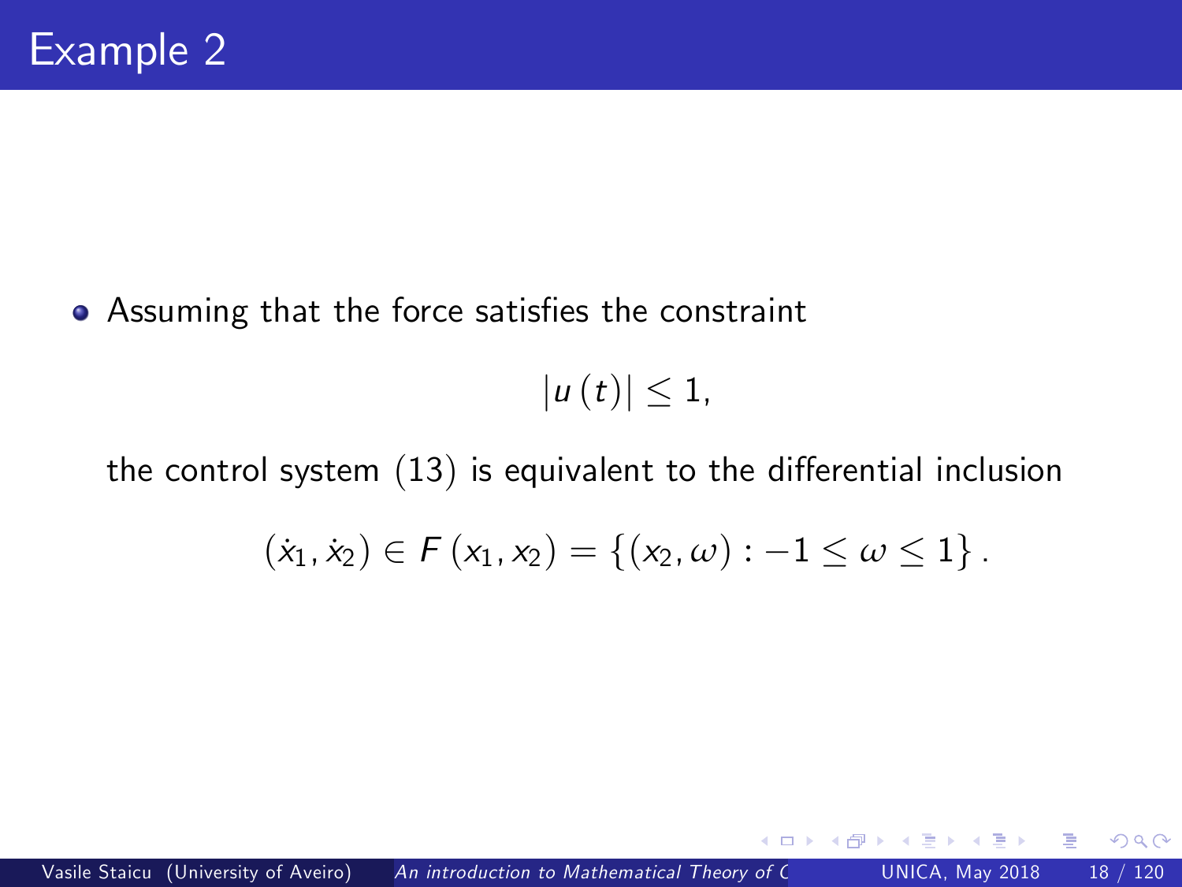# Example 2

- Assuming that the force satisfies the constraint

$$|u(t)| \leq 1,$$

the control system (13) is equivalent to the differential inclusion

$$(\dot{x}_1, \dot{x}_2) \in F(x_1, x_2) = \{(x_2, \omega) : -1 \leq \omega \leq 1\}.$$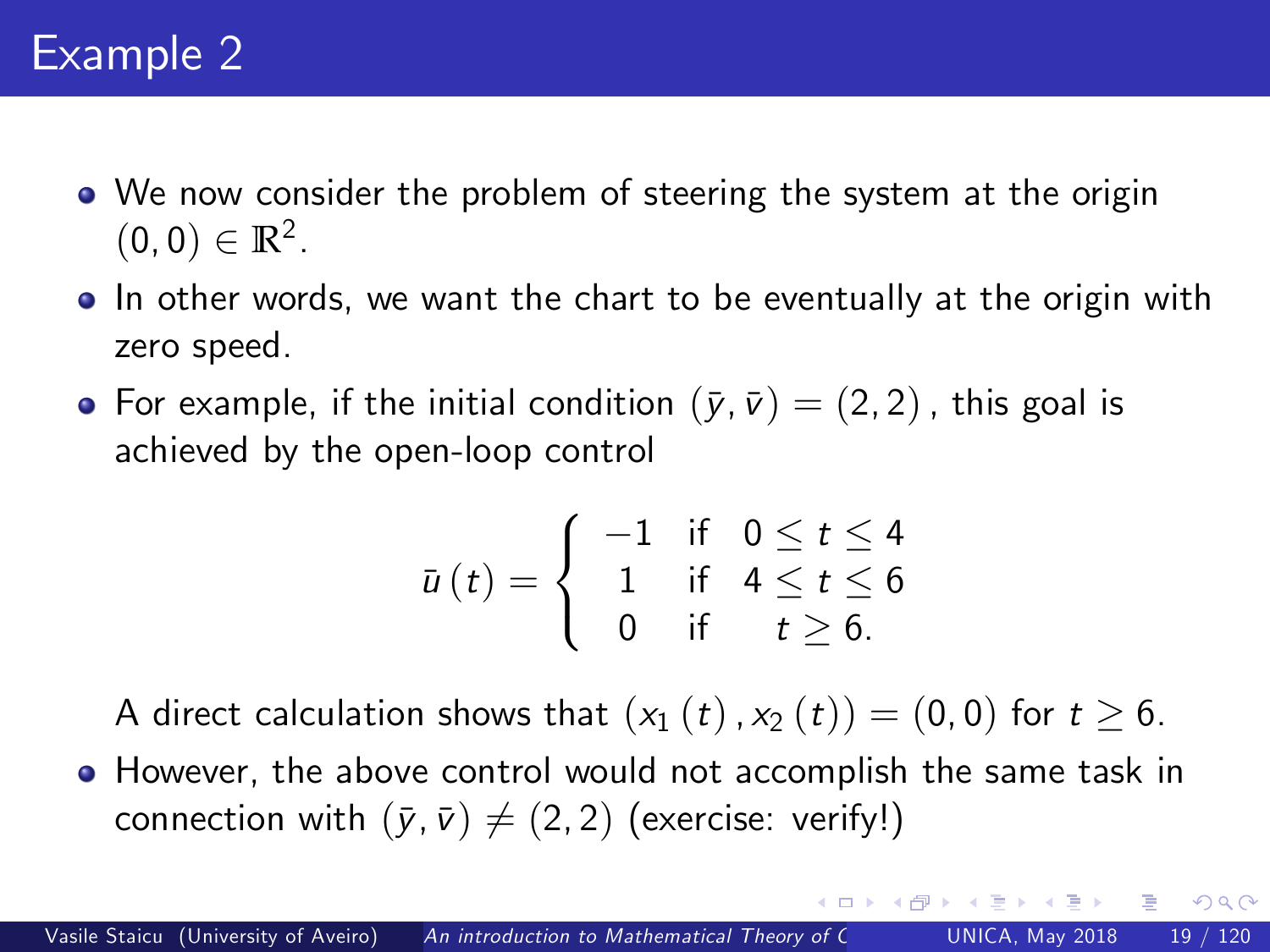# Example 2

- We now consider the problem of steering the system at the origin $(0,0) \in \mathbb{R}^2$.
- In other words, we want the chart to be eventually at the origin with zero speed.
- For example, if the initial condition $(\bar{y}, \bar{v}) = (2, 2)$, this goal is achieved by the open-loop control

$$\bar{u}(t) = \begin{cases} -1 & \text{if} \quad 0 \leq t \leq 4 \\ 1 & \text{if} \quad 4 \leq t \leq 6 \\ 0 & \text{if} \quad t \geq 6. \end{cases}$$

  A direct calculation shows that $(x_1(t), x_2(t)) = (0,0)$ for $t \geq 6$.

- However, the above control would not accomplish the same task in connection with $(\bar{y}, \bar{v}) \neq (2, 2)$ (exercise: verify!)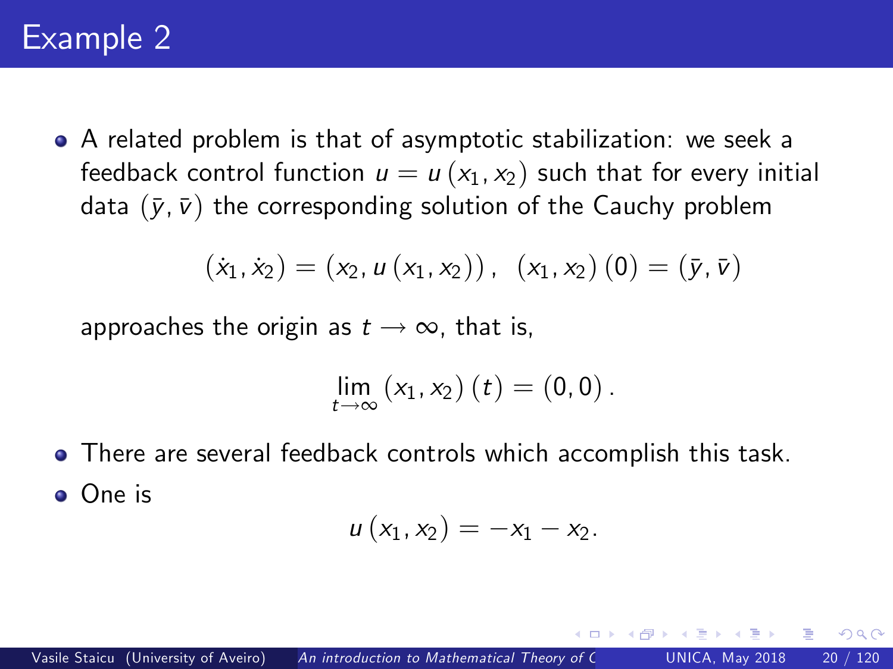# Example 2

- A related problem is that of asymptotic stabilization: we seek a feedback control function $u = u(x_1, x_2)$ such that for every initial data $(\bar{y}, \bar{v})$ the corresponding solution of the Cauchy problem

$$(\dot{x}_1, \dot{x}_2) = (x_2, u(x_1, x_2)), \quad (x_1, x_2)(0) = (\bar{y}, \bar{v})$$

approaches the origin as $t \to \infty$, that is,

$$\lim_{t \to \infty} (x_1, x_2)(t) = (0, 0).$$

- There are several feedback controls which accomplish this task.
- One is

$$u(x_1, x_2) = -x_1 - x_2.$$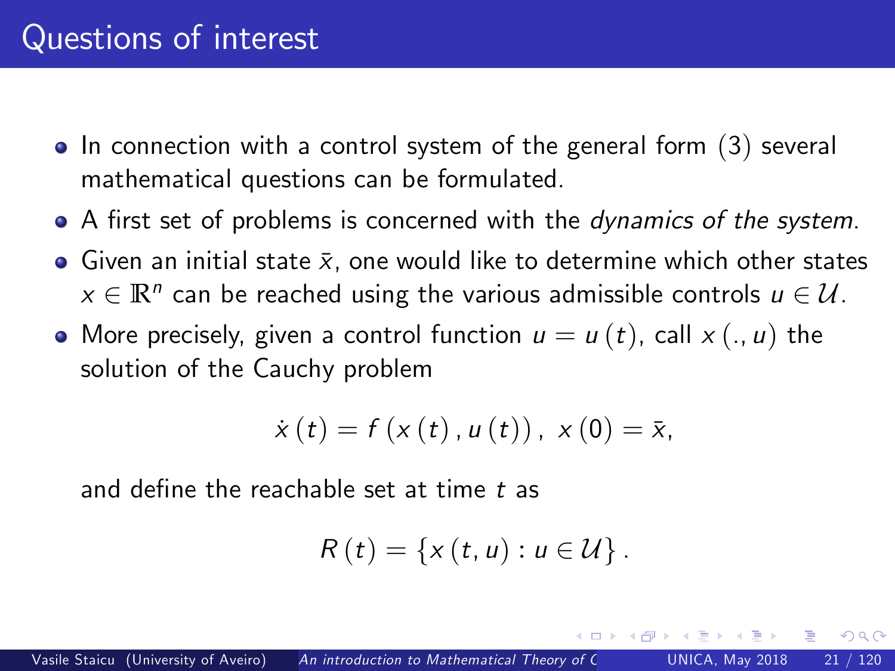# Questions of interest

- In connection with a control system of the general form (3) several mathematical questions can be formulated.
- A first set of problems is concerned with the *dynamics of the system*.
- Given an initial state $\bar{x}$, one would like to determine which other states $x \in \mathbb{R}^n$ can be reached using the various admissible controls $u \in \mathcal{U}$.
- More precisely, given a control function $u = u(t)$, call $x(., u)$ the solution of the Cauchy problem

$$\dot{x}(t) = f(x(t), u(t)), \ x(0) = \bar{x},$$

  and define the reachable set at time $t$ as

$$R(t) = \{x(t, u) : u \in \mathcal{U}\}.$$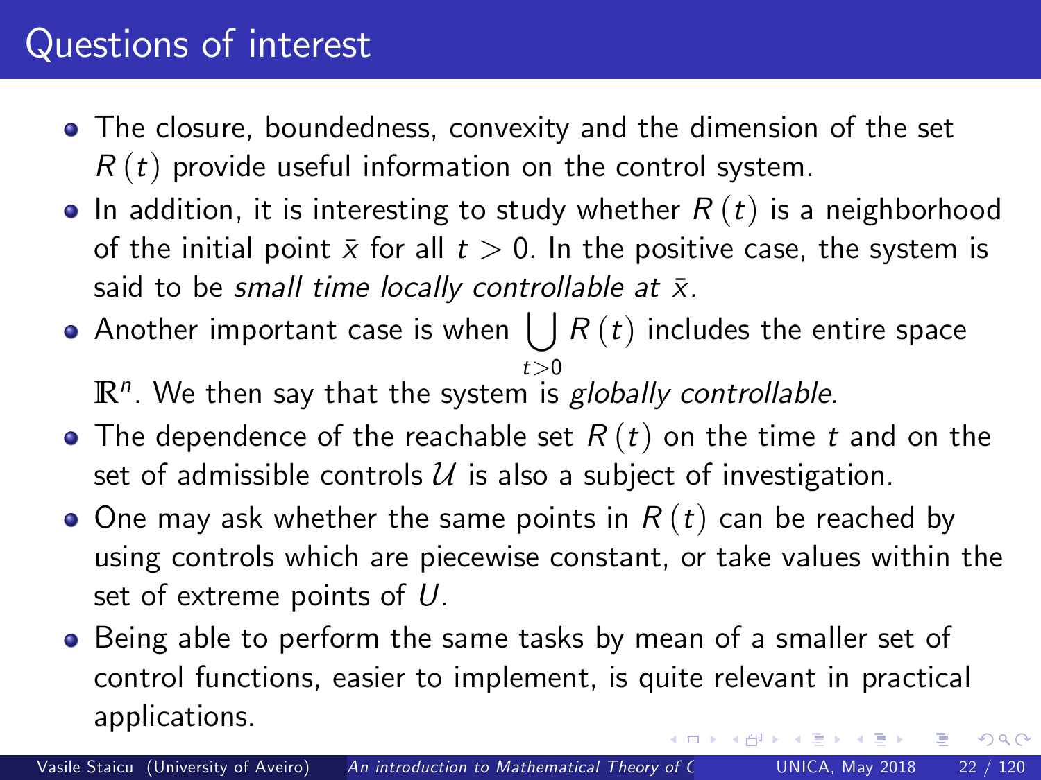# Questions of interest

- The closure, boundedness, convexity and the dimension of the set $R(t)$ provide useful information on the control system.
- In addition, it is interesting to study whether $R(t)$ is a neighborhood of the initial point $\bar{x}$ for all $t > 0$. In the positive case, the system is said to be *small time locally controllable at* $\bar{x}$.
- Another important case is when $\bigcup_{t>0} R(t)$ includes the entire space $\mathbb{R}^n$. We then say that the system is *globally controllable.*
- The dependence of the reachable set $R(t)$ on the time $t$ and on the set of admissible controls $\mathcal{U}$ is also a subject of investigation.
- One may ask whether the same points in $R(t)$ can be reached by using controls which are piecewise constant, or take values within the set of extreme points of $U$.
- Being able to perform the same tasks by mean of a smaller set of control functions, easier to implement, is quite relevant in practical applications.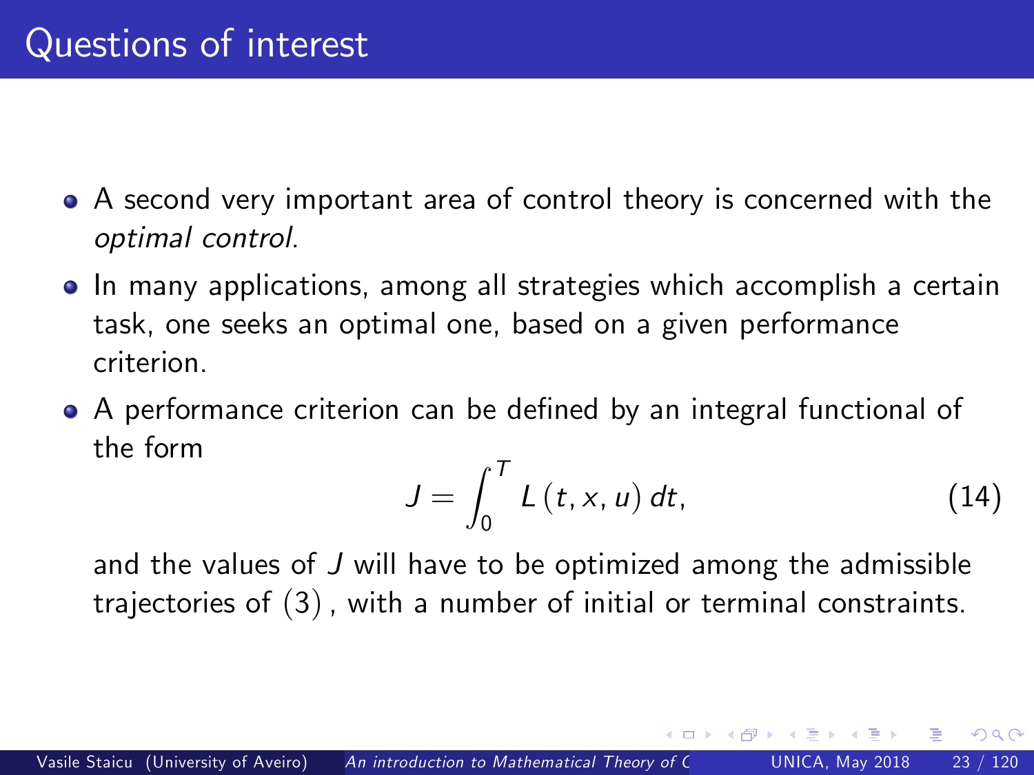# Questions of interest

- A second very important area of control theory is concerned with the *optimal control*.
- In many applications, among all strategies which accomplish a certain task, one seeks an optimal one, based on a given performance criterion.
- A performance criterion can be defined by an integral functional of the form

$$J = \int_0^T L(t, x, u)\, dt, \tag{14}$$

and the values of $J$ will have to be optimized among the admissible trajectories of $(3)$, with a number of initial or terminal constraints.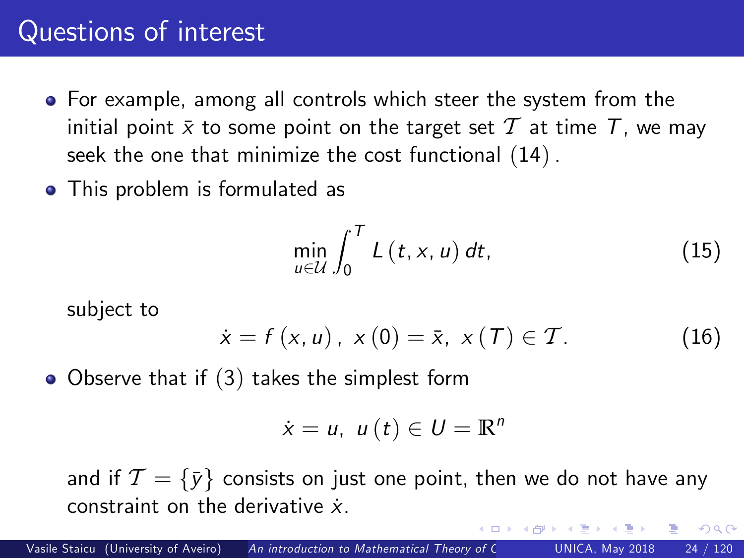# Questions of interest

- For example, among all controls which steer the system from the initial point $\bar{x}$ to some point on the target set $\mathcal{T}$ at time $T$, we may seek the one that minimize the cost functional (14).
- This problem is formulated as

$$\min_{u \in \mathcal{U}} \int_0^T L\left(t, x, u\right) dt, \tag{15}$$

  subject to

$$\dot{x} = f\left(x, u\right), \; x\left(0\right) = \bar{x}, \; x\left(T\right) \in \mathcal{T}. \tag{16}$$

- Observe that if (3) takes the simplest form

$$\dot{x} = u, \; u\left(t\right) \in U = \mathbb{R}^n$$

  and if $\mathcal{T} = \{\bar{y}\}$ consists on just one point, then we do not have any constraint on the derivative $\dot{x}$.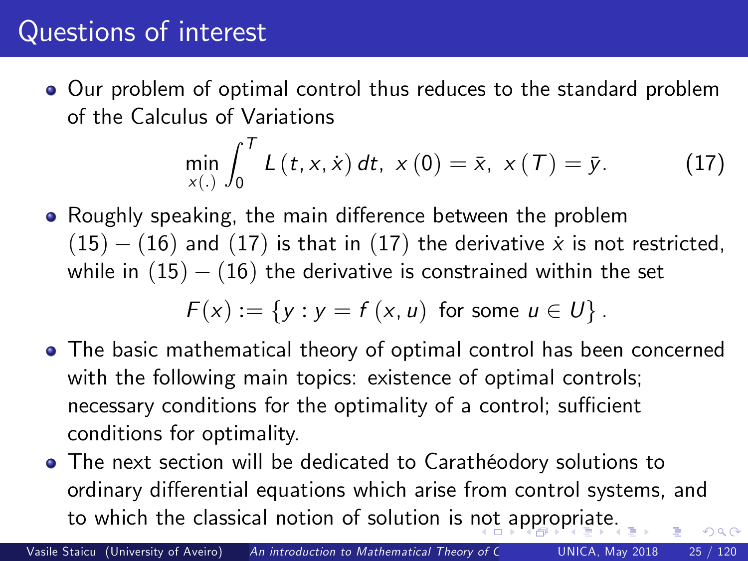# Questions of interest

- Our problem of optimal control thus reduces to the standard problem of the Calculus of Variations

$$\min_{x(.)} \int_0^T L\left(t, x, \dot{x}\right) dt,\ \ x\left(0\right) = \bar{x},\ \ x\left(T\right) = \bar{y}. \tag{17}$$

- Roughly speaking, the main difference between the problem $(15) - (16)$ and $(17)$ is that in $(17)$ the derivative $\dot{x}$ is not restricted, while in $(15) - (16)$ the derivative is constrained within the set

$$F(x) := \left\{ y : y = f\left(x, u\right) \text{ for some } u \in U \right\}.$$

- The basic mathematical theory of optimal control has been concerned with the following main topics: existence of optimal controls; necessary conditions for the optimality of a control; sufficient conditions for optimality.
- The next section will be dedicated to Carathéodory solutions to ordinary differential equations which arise from control systems, and to which the classical notion of solution is not appropriate.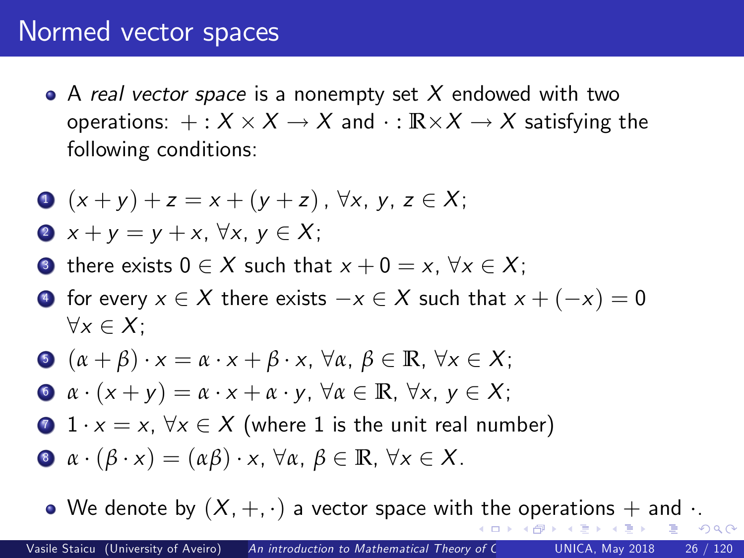# Normed vector spaces

- A *real vector space* is a nonempty set $X$ endowed with two operations: $+ : X \times X \to X$ and $\cdot : \mathbb{R} \times X \to X$ satisfying the following conditions:

1. $(x + y) + z = x + (y + z)$, $\forall x, y, z \in X$;
2. $x + y = y + x$, $\forall x, y \in X$;
3. there exists $0 \in X$ such that $x + 0 = x$, $\forall x \in X$;
4. for every $x \in X$ there exists $-x \in X$ such that $x + (-x) = 0$ $\forall x \in X$;
5. $(\alpha + \beta) \cdot x = \alpha \cdot x + \beta \cdot x$, $\forall \alpha, \beta \in \mathbb{R}$, $\forall x \in X$;
6. $\alpha \cdot (x + y) = \alpha \cdot x + \alpha \cdot y$, $\forall \alpha \in \mathbb{R}$, $\forall x, y \in X$;
7. $1 \cdot x = x$, $\forall x \in X$ (where 1 is the unit real number)
8. $\alpha \cdot (\beta \cdot x) = (\alpha\beta) \cdot x$, $\forall \alpha, \beta \in \mathbb{R}$, $\forall x \in X$.

- We denote by $(X, +, \cdot)$ a vector space with the operations $+$ and $\cdot$.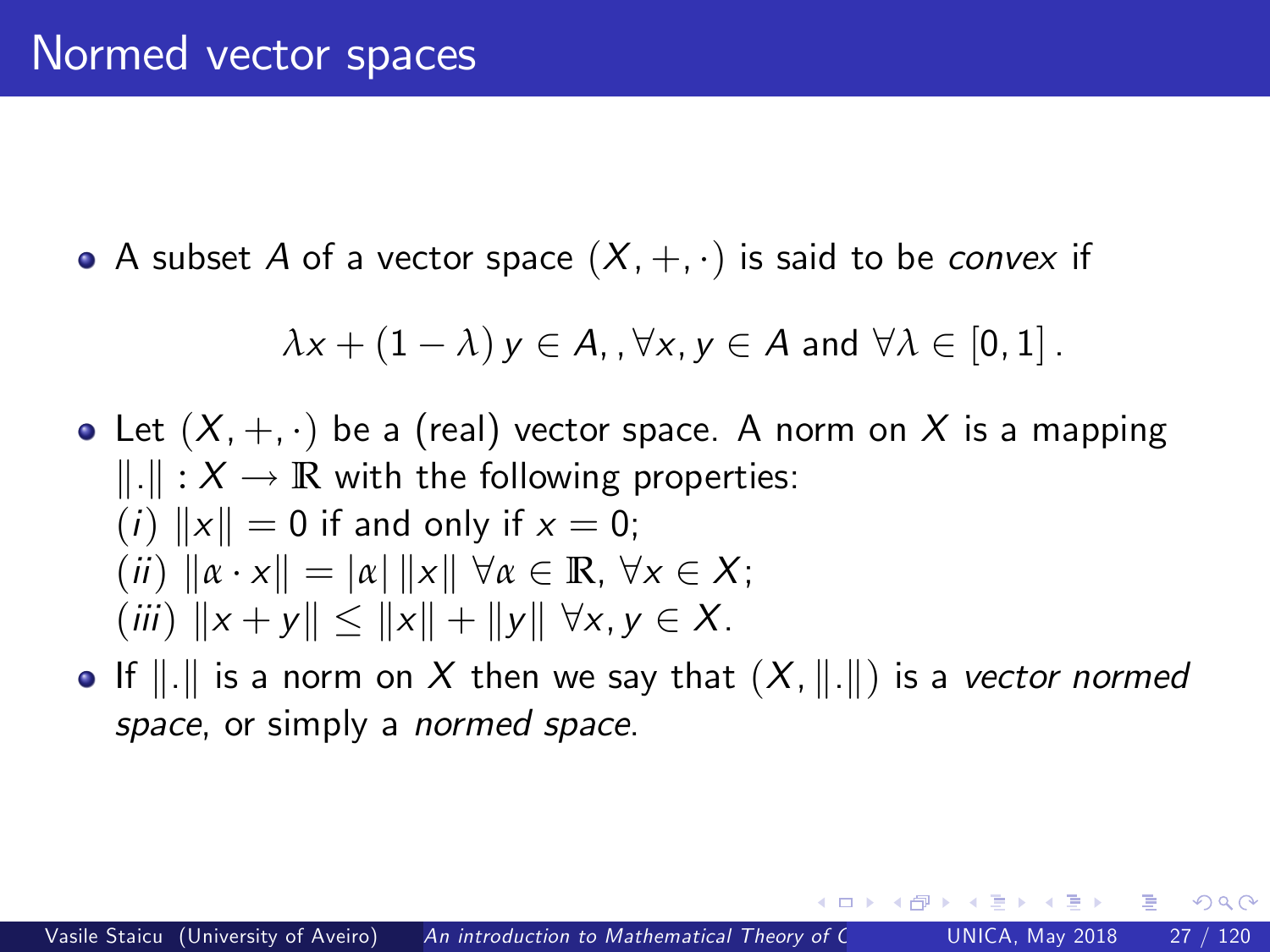# Normed vector spaces

- A subset $A$ of a vector space $(X, +, \cdot)$ is said to be *convex* if

$$\lambda x + (1 - \lambda) y \in A, , \forall x, y \in A \text{ and } \forall \lambda \in [0, 1].$$

- Let $(X, +, \cdot)$ be a (real) vector space. A norm on $X$ is a mapping $\|.\| : X \to \mathbb{R}$ with the following properties:
  $(i)$ $\|x\| = 0$ if and only if $x = 0$;
  $(ii)$ $\|\alpha \cdot x\| = |\alpha| \|x\|$ $\forall \alpha \in \mathbb{R}$, $\forall x \in X$;
  $(iii)$ $\|x + y\| \leq \|x\| + \|y\|$ $\forall x, y \in X$.
- If $\|.\|$ is a norm on $X$ then we say that $(X, \|.\|)$ is a *vector normed space*, or simply a *normed space*.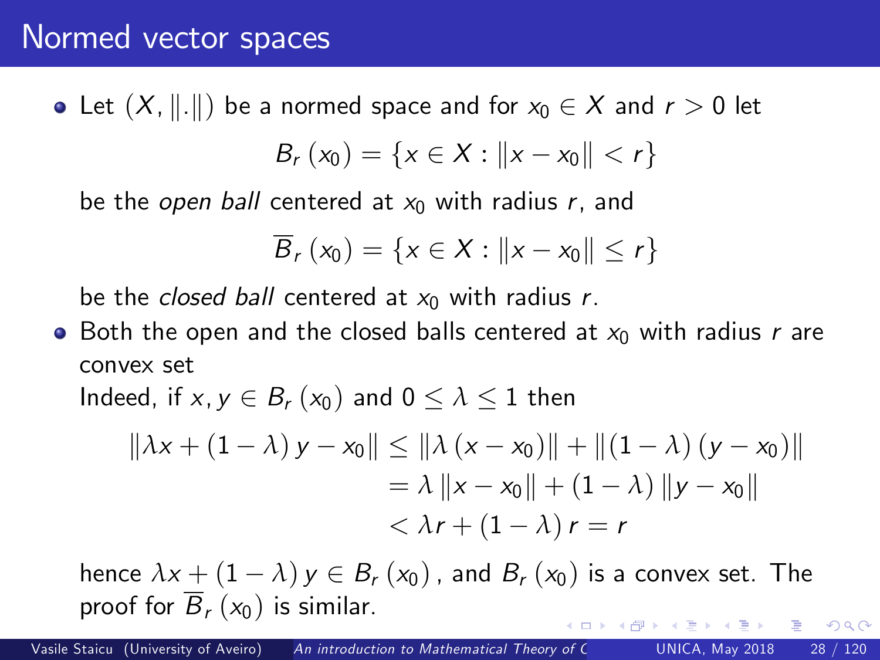# Normed vector spaces

- Let $(X, \|.\|)$ be a normed space and for $x_0 \in X$ and $r > 0$ let

$$B_r(x_0) = \{x \in X : \|x - x_0\| < r\}$$

be the *open ball* centered at $x_0$ with radius $r$, and

$$\overline{B}_r(x_0) = \{x \in X : \|x - x_0\| \leq r\}$$

be the *closed ball* centered at $x_0$ with radius $r$.

- Both the open and the closed balls centered at $x_0$ with radius $r$ are convex set

Indeed, if $x, y \in B_r(x_0)$ and $0 \leq \lambda \leq 1$ then

$$\begin{aligned}
\|\lambda x + (1 - \lambda) y - x_0\| &\leq \|\lambda (x - x_0)\| + \|(1 - \lambda)(y - x_0)\| \\
&= \lambda \|x - x_0\| + (1 - \lambda) \|y - x_0\| \\
&< \lambda r + (1 - \lambda) r = r
\end{aligned}$$

hence $\lambda x + (1 - \lambda) y \in B_r(x_0)$, and $B_r(x_0)$ is a convex set. The proof for $\overline{B}_r(x_0)$ is similar.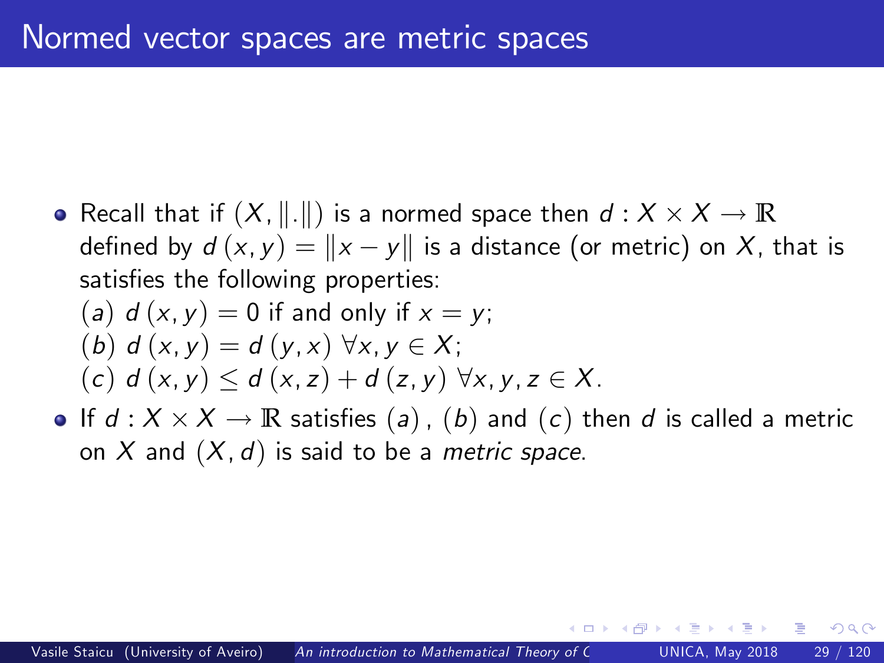# Normed vector spaces are metric spaces

- Recall that if $(X, \|.\|)$ is a normed space then $d : X \times X \to \mathbb{R}$ defined by $d(x, y) = \|x - y\|$ is a distance (or metric) on $X$, that is satisfies the following properties:
  $(a)$ $d(x, y) = 0$ if and only if $x = y$;
  $(b)$ $d(x, y) = d(y, x)$ $\forall x, y \in X$;
  $(c)$ $d(x, y) \leq d(x, z) + d(z, y)$ $\forall x, y, z \in X$.
- If $d : X \times X \to \mathbb{R}$ satisfies $(a)$, $(b)$ and $(c)$ then $d$ is called a metric on $X$ and $(X, d)$ is said to be a *metric space*.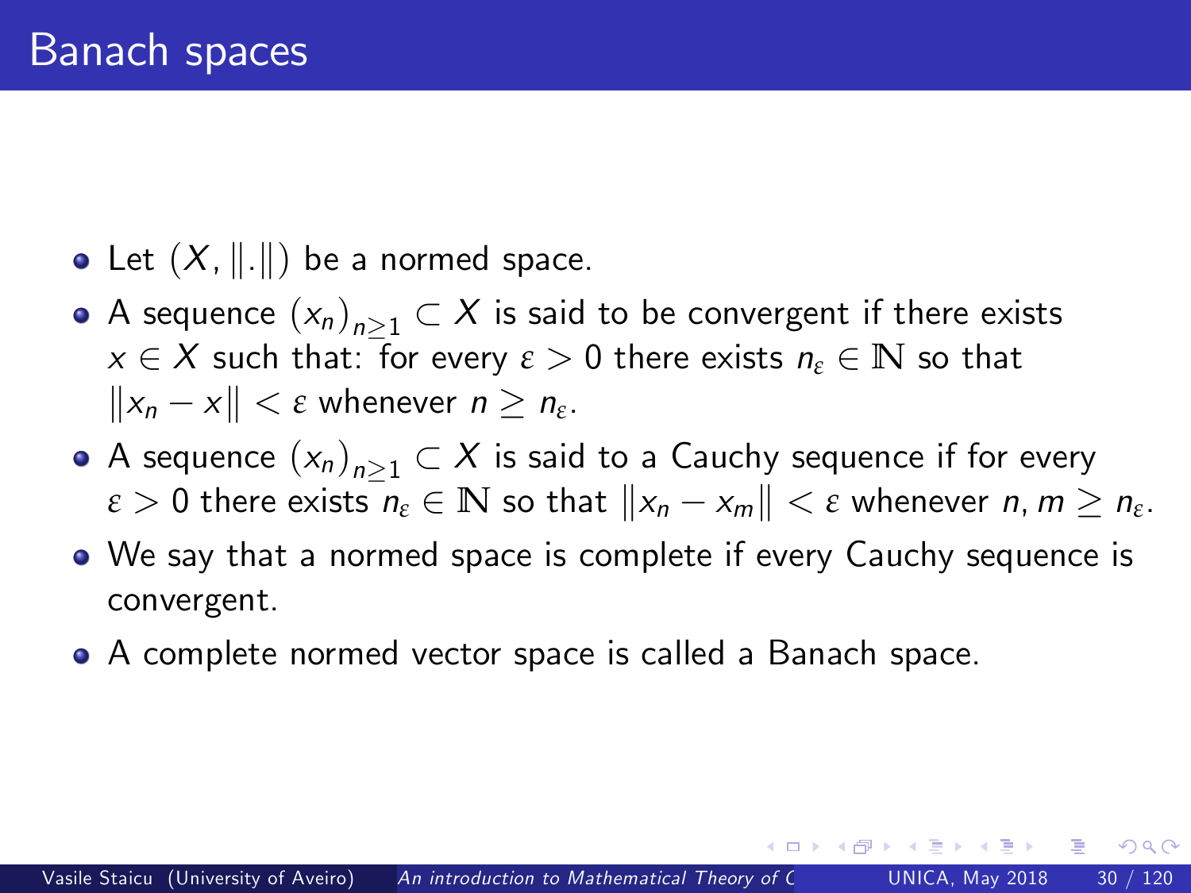# Banach spaces

- Let $(X, \|.\|)$ be a normed space.
- A sequence $(x_n)_{n\geq 1} \subset X$ is said to be convergent if there exists $x \in X$ such that: for every $\varepsilon > 0$ there exists $n_\varepsilon \in \mathbb{N}$ so that $\|x_n - x\| < \varepsilon$ whenever $n \geq n_\varepsilon$.
- A sequence $(x_n)_{n\geq 1} \subset X$ is said to a Cauchy sequence if for every $\varepsilon > 0$ there exists $n_\varepsilon \in \mathbb{N}$ so that $\|x_n - x_m\| < \varepsilon$ whenever $n, m \geq n_\varepsilon$.
- We say that a normed space is complete if every Cauchy sequence is convergent.
- A complete normed vector space is called a Banach space.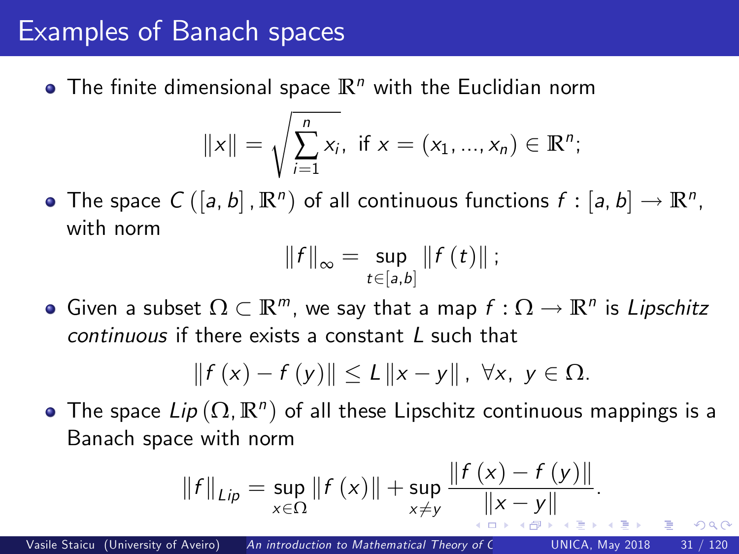# Examples of Banach spaces

- The finite dimensional space $\mathbb{R}^n$ with the Euclidian norm

$$\|x\| = \sqrt{\sum_{i=1}^{n} x_i}, \text{ if } x = (x_1, ..., x_n) \in \mathbb{R}^n;$$

- The space $C([a, b], \mathbb{R}^n)$ of all continuous functions $f : [a, b] \to \mathbb{R}^n$, with norm

$$\|f\|_\infty = \sup_{t \in [a,b]} \|f(t)\|;$$

- Given a subset $\Omega \subset \mathbb{R}^m$, we say that a map $f : \Omega \to \mathbb{R}^n$ is *Lipschitz continuous* if there exists a constant $L$ such that

$$\|f(x) - f(y)\| \leq L \|x - y\|, \ \forall x, \ y \in \Omega.$$

- The space $Lip(\Omega, \mathbb{R}^n)$ of all these Lipschitz continuous mappings is a Banach space with norm

$$\|f\|_{Lip} = \sup_{x \in \Omega} \|f(x)\| + \sup_{x \neq y} \frac{\|f(x) - f(y)\|}{\|x - y\|}.$$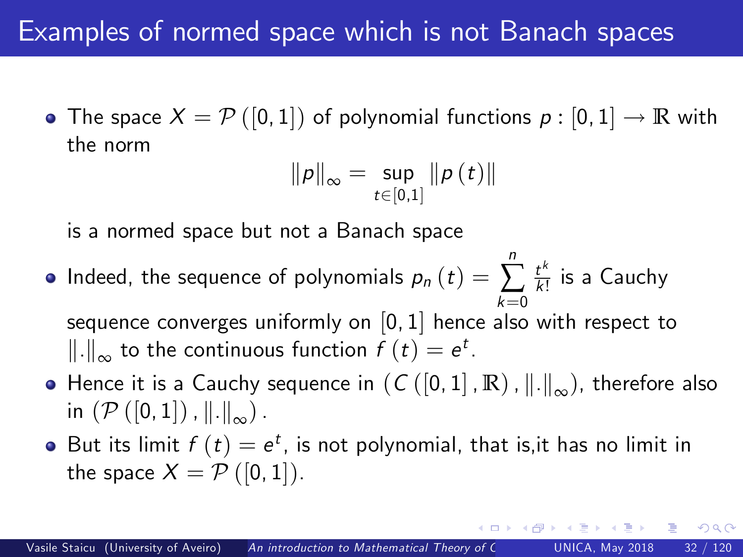# Examples of normed space which is not Banach spaces

- The space $X = \mathcal{P}([0,1])$ of polynomial functions $p : [0,1] \to \mathbb{R}$ with the norm

$$\|p\|_\infty = \sup_{t \in [0,1]} \|p(t)\|$$

  is a normed space but not a Banach space

- Indeed, the sequence of polynomials $p_n(t) = \sum_{k=0}^{n} \frac{t^k}{k!}$ is a Cauchy sequence converges uniformly on $[0,1]$ hence also with respect to $\|.\|_\infty$ to the continuous function $f(t) = e^t$.
- Hence it is a Cauchy sequence in $(C([0,1], \mathbb{R}), \|.\|_\infty)$, therefore also in $(\mathcal{P}([0,1]), \|.\|_\infty)$.
- But its limit $f(t) = e^t$, is not polynomial, that is,it has no limit in the space $X = \mathcal{P}([0,1])$.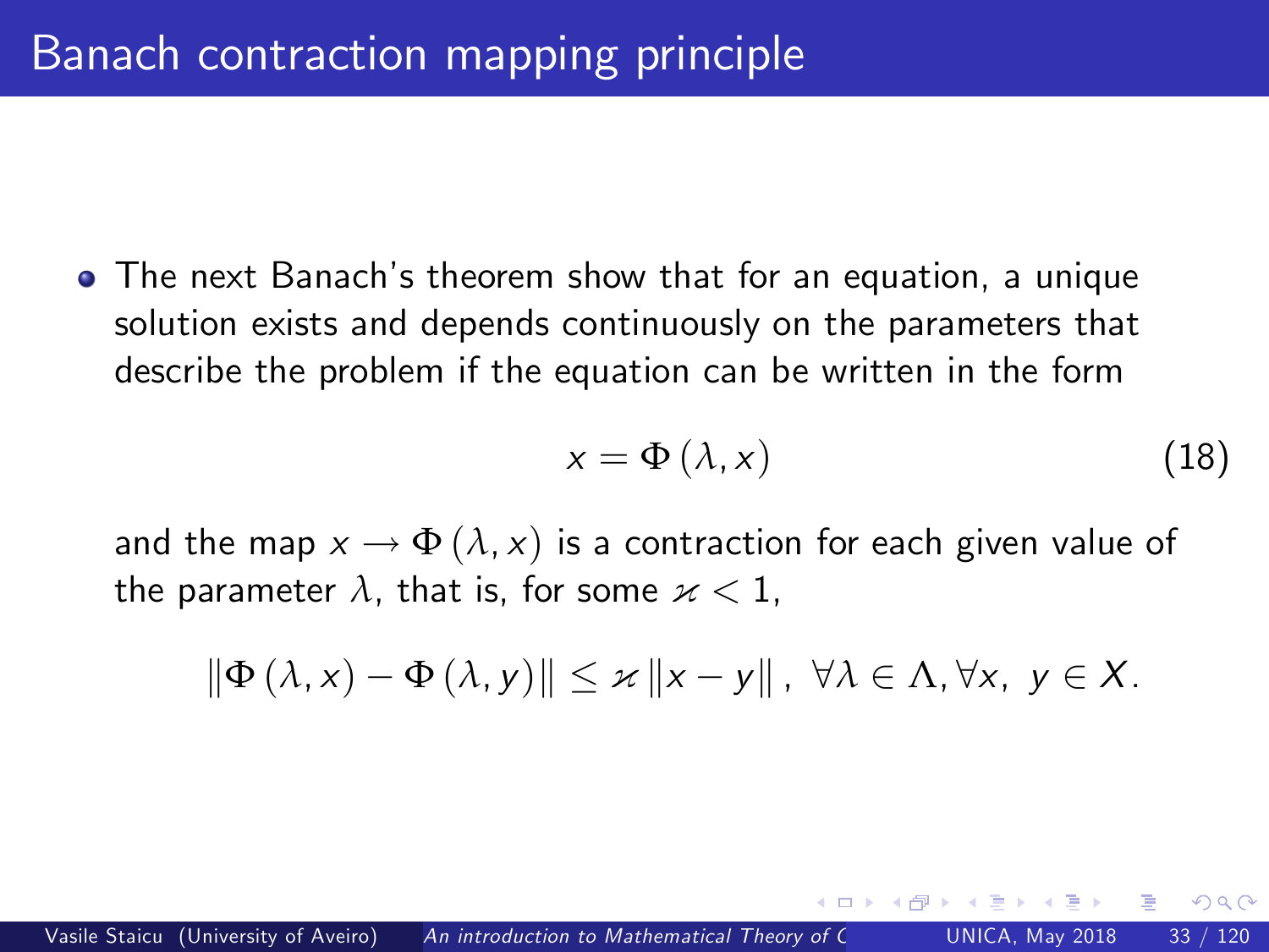# Banach contraction mapping principle

- The next Banach's theorem show that for an equation, a unique solution exists and depends continuously on the parameters that describe the problem if the equation can be written in the form

$$x = \Phi(\lambda, x) \tag{18}$$

and the map $x \longrightarrow \Phi(\lambda, x)$ is a contraction for each given value of the parameter $\lambda$, that is, for some $\varkappa < 1$,

$$\|\Phi(\lambda, x) - \Phi(\lambda, y)\| \leq \varkappa \|x - y\|, \ \forall \lambda \in \Lambda, \forall x, \ y \in X.$$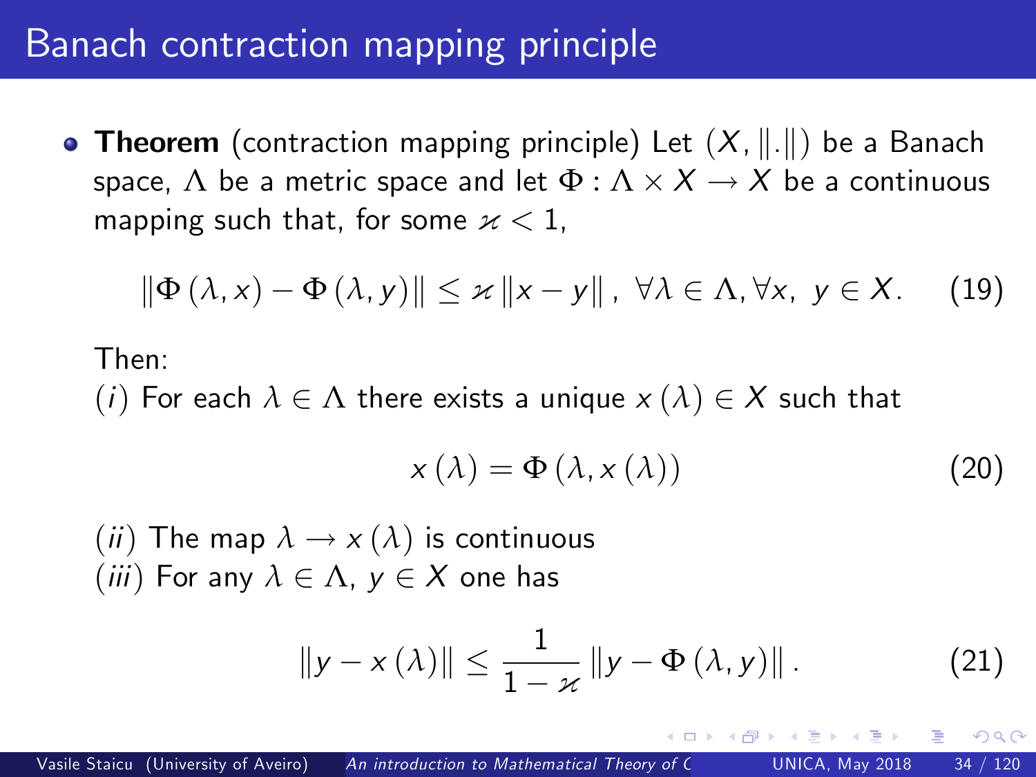# Banach contraction mapping principle

- **Theorem** (contraction mapping principle) Let $(X, \|.\|)$ be a Banach space, $\Lambda$ be a metric space and let $\Phi : \Lambda \times X \to X$ be a continuous mapping such that, for some $\varkappa < 1$,

$$\|\Phi(\lambda, x) - \Phi(\lambda, y)\| \leq \varkappa \|x - y\|, \ \forall \lambda \in \Lambda, \forall x, \ y \in X. \tag{19}$$

Then:
$(i)$ For each $\lambda \in \Lambda$ there exists a unique $x(\lambda) \in X$ such that

$$x(\lambda) = \Phi(\lambda, x(\lambda)) \tag{20}$$

$(ii)$ The map $\lambda \to x(\lambda)$ is continuous
$(iii)$ For any $\lambda \in \Lambda$, $y \in X$ one has

$$\|y - x(\lambda)\| \leq \frac{1}{1 - \varkappa} \|y - \Phi(\lambda, y)\|. \tag{21}$$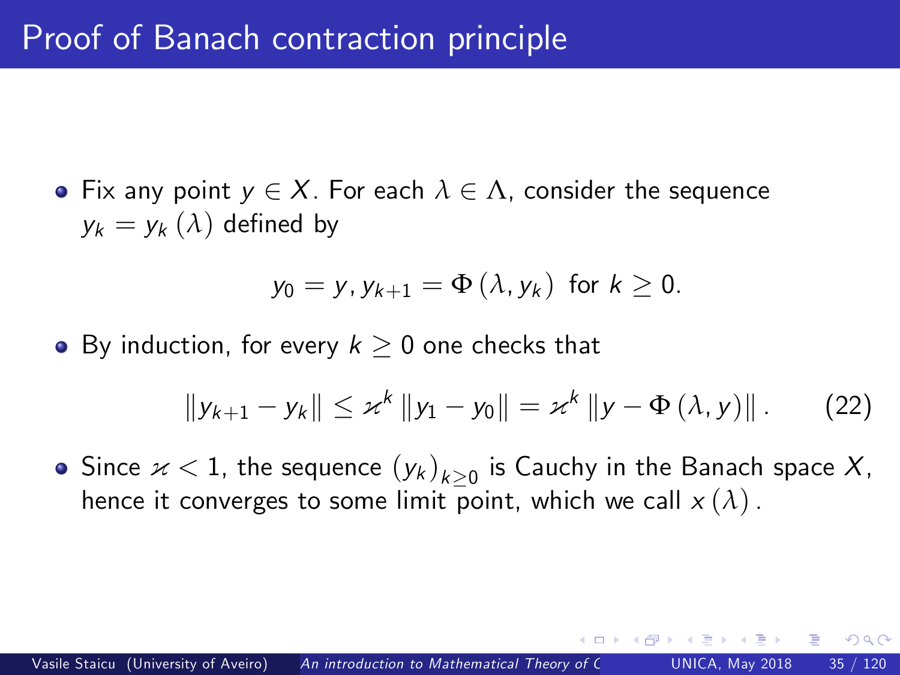# Proof of Banach contraction principle

- Fix any point $y \in X$. For each $\lambda \in \Lambda$, consider the sequence $y_k = y_k(\lambda)$ defined by

$$y_0 = y, y_{k+1} = \Phi(\lambda, y_k) \text{ for } k \geq 0.$$

- By induction, for every $k \geq 0$ one checks that

$$\|y_{k+1} - y_k\| \leq \varkappa^k \|y_1 - y_0\| = \varkappa^k \|y - \Phi(\lambda, y)\|. \tag{22}$$

- Since $\varkappa < 1$, the sequence $(y_k)_{k \geq 0}$ is Cauchy in the Banach space $X$, hence it converges to some limit point, which we call $x(\lambda)$.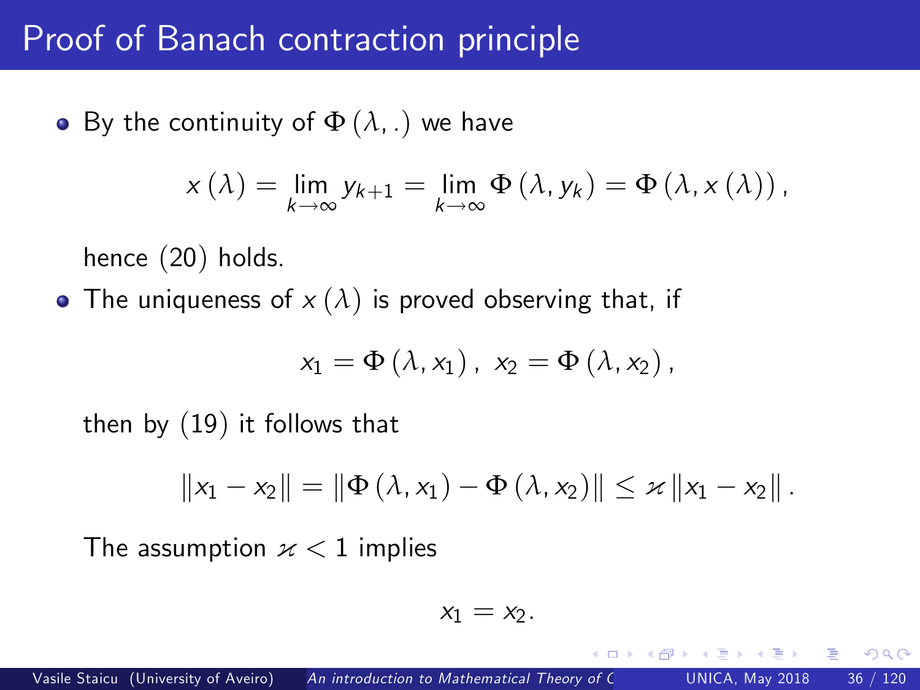# Proof of Banach contraction principle

- By the continuity of $\Phi(\lambda, .)$ we have

$$x(\lambda) = \lim_{k\to\infty} y_{k+1} = \lim_{k\to\infty} \Phi(\lambda, y_k) = \Phi(\lambda, x(\lambda)),$$

  hence (20) holds.

- The uniqueness of $x(\lambda)$ is proved observing that, if

$$x_1 = \Phi(\lambda, x_1), \; x_2 = \Phi(\lambda, x_2),$$

  then by (19) it follows that

$$\|x_1 - x_2\| = \|\Phi(\lambda, x_1) - \Phi(\lambda, x_2)\| \le \varkappa \|x_1 - x_2\|.$$

  The assumption $\varkappa < 1$ implies

$$x_1 = x_2.$$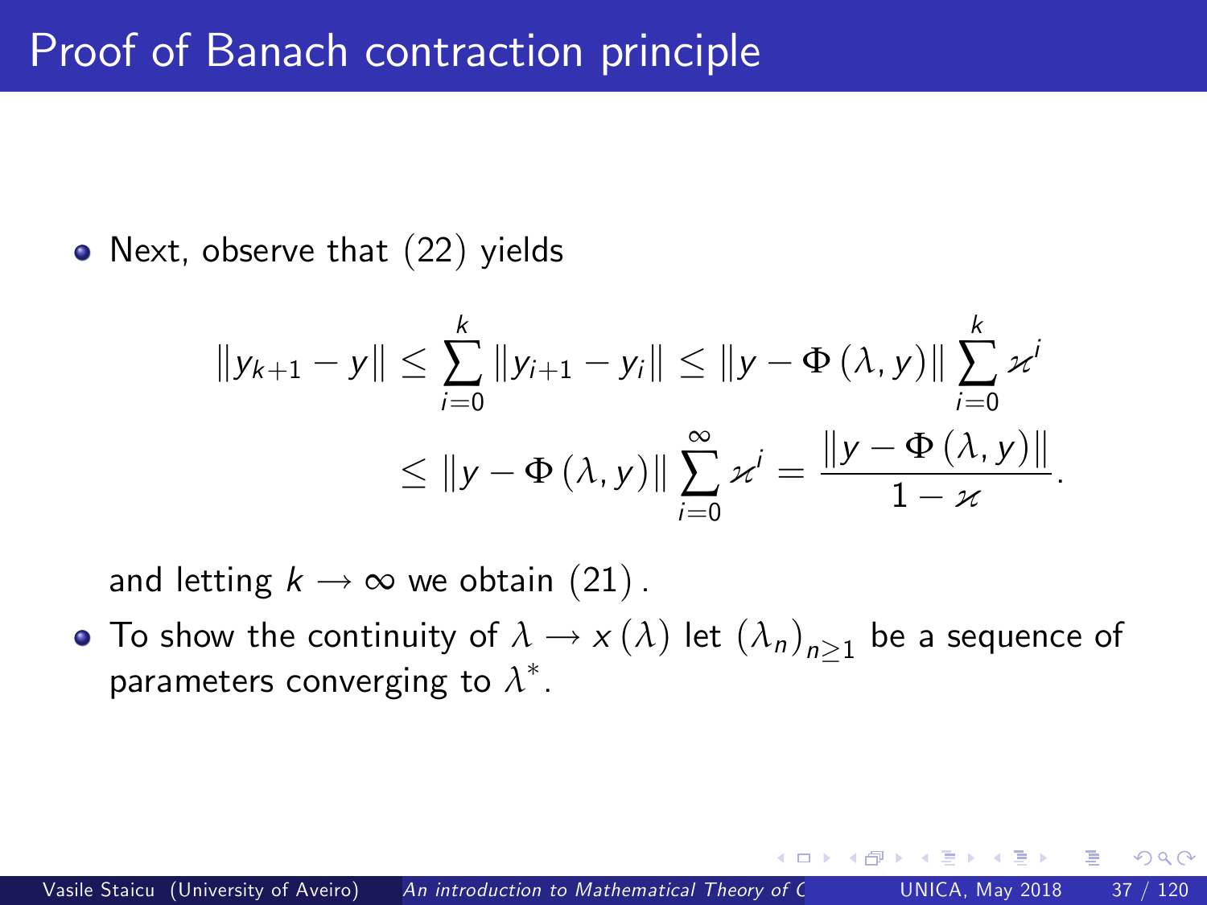# Proof of Banach contraction principle

- Next, observe that $(22)$ yields

$$\|y_{k+1} - y\| \leq \sum_{i=0}^{k} \|y_{i+1} - y_i\| \leq \|y - \Phi(\lambda, y)\| \sum_{i=0}^{k} \varkappa^i$$

$$\leq \|y - \Phi(\lambda, y)\| \sum_{i=0}^{\infty} \varkappa^i = \frac{\|y - \Phi(\lambda, y)\|}{1 - \varkappa}.$$

  and letting $k \to \infty$ we obtain $(21)$.

- To show the continuity of $\lambda \to x(\lambda)$ let $(\lambda_n)_{n \geq 1}$ be a sequence of parameters converging to $\lambda^*$.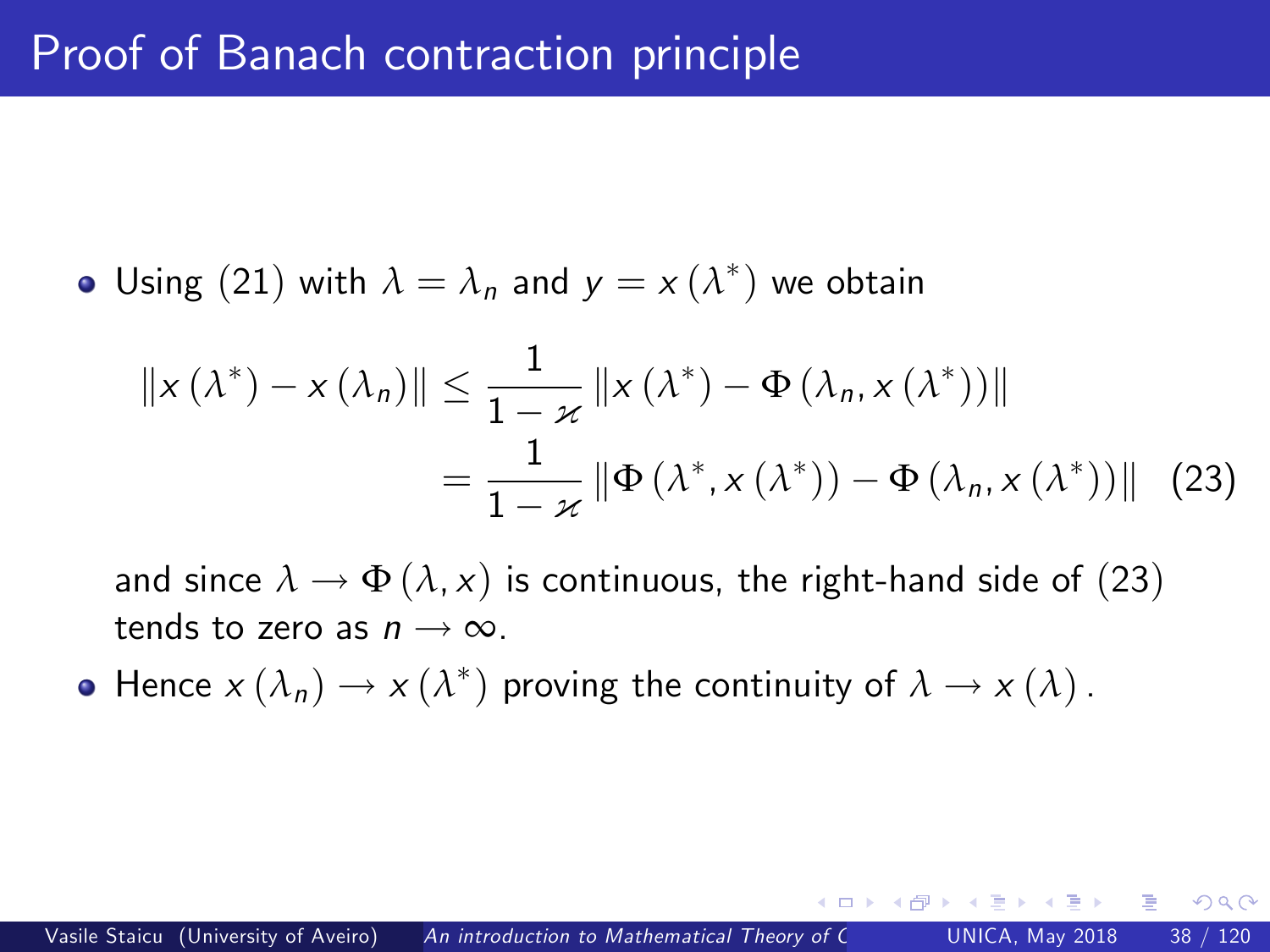# Proof of Banach contraction principle

- Using $(21)$ with $\lambda = \lambda_n$ and $y = x(\lambda^*)$ we obtain

$$
\begin{aligned}
\|x(\lambda^*) - x(\lambda_n)\| &\leq \frac{1}{1-\varkappa} \|x(\lambda^*) - \Phi(\lambda_n, x(\lambda^*))\| \\
&= \frac{1}{1-\varkappa} \|\Phi(\lambda^*, x(\lambda^*)) - \Phi(\lambda_n, x(\lambda^*))\| \quad (23)
\end{aligned}
$$

  and since $\lambda \to \Phi(\lambda, x)$ is continuous, the right-hand side of $(23)$ tends to zero as $n \to \infty$.

- Hence $x(\lambda_n) \to x(\lambda^*)$ proving the continuity of $\lambda \to x(\lambda)$.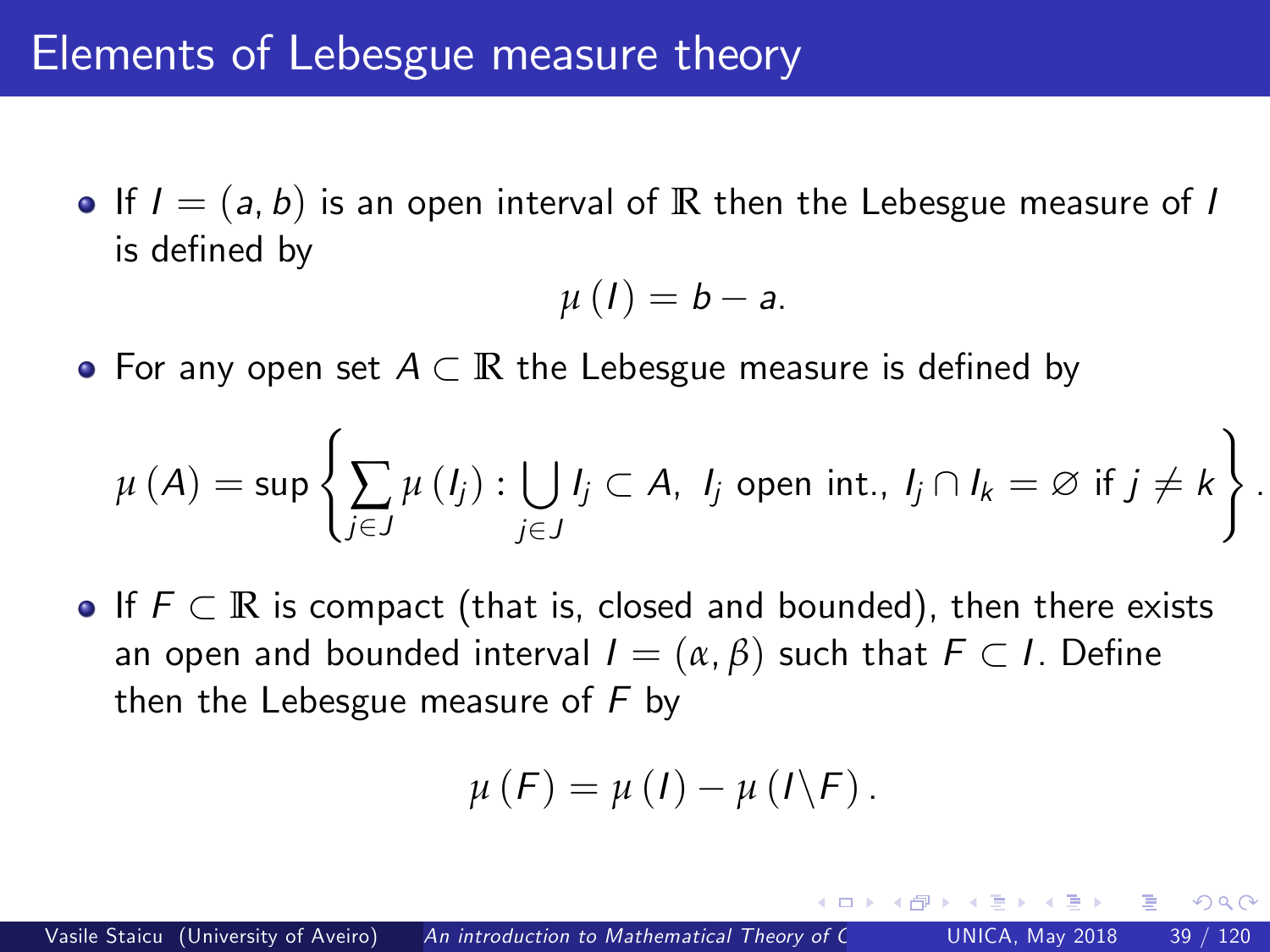# Elements of Lebesgue measure theory

- If $I = (a, b)$ is an open interval of $\mathbb{R}$ then the Lebesgue measure of $I$ is defined by

$$\mu(I) = b - a.$$

- For any open set $A \subset \mathbb{R}$ the Lebesgue measure is defined by

$$\mu(A) = \sup \left\{ \sum_{j \in J} \mu(I_j) : \bigcup_{j \in J} I_j \subset A, \ I_j \text{ open int.}, \ I_j \cap I_k = \varnothing \text{ if } j \neq k \right\}.$$

- If $F \subset \mathbb{R}$ is compact (that is, closed and bounded), then there exists an open and bounded interval $I = (\alpha, \beta)$ such that $F \subset I$. Define then the Lebesgue measure of $F$ by

$$\mu(F) = \mu(I) - \mu(I \backslash F).$$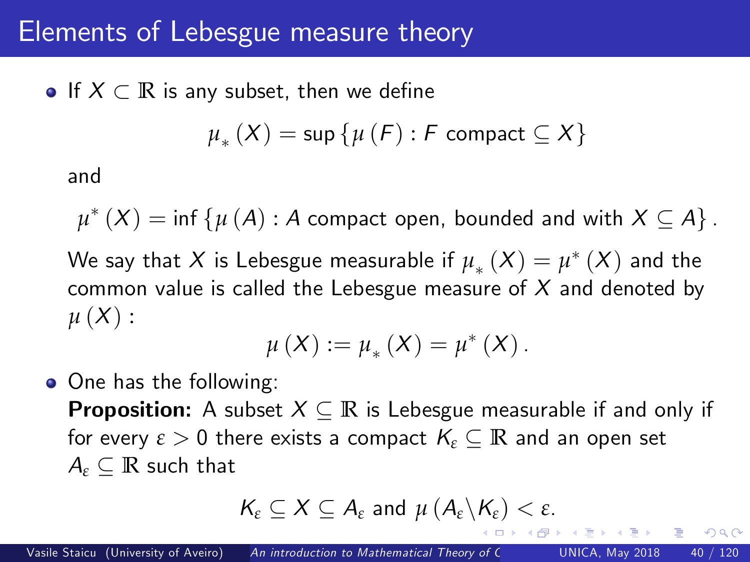# Elements of Lebesgue measure theory

- If $X \subset \mathbb{R}$ is any subset, then we define

  $$\mu_* (X) = \sup \{\mu (F) : F \text{ compact} \subseteq X\}$$

  and

  $$\mu^* (X) = \inf \{\mu (A) : A \text{ compact open, bounded and with } X \subseteq A\} .$$

  We say that $X$ is Lebesgue measurable if $\mu_* (X) = \mu^* (X)$ and the common value is called the Lebesgue measure of $X$ and denoted by $\mu (X)$ :

  $$\mu (X) := \mu_* (X) = \mu^* (X) .$$

- One has the following:
  **Proposition:** A subset $X \subseteq \mathbb{R}$ is Lebesgue measurable if and only if for every $\varepsilon > 0$ there exists a compact $K_\varepsilon \subseteq \mathbb{R}$ and an open set $A_\varepsilon \subseteq \mathbb{R}$ such that

  $$K_\varepsilon \subseteq X \subseteq A_\varepsilon \text{ and } \mu (A_\varepsilon \backslash K_\varepsilon) < \varepsilon.$$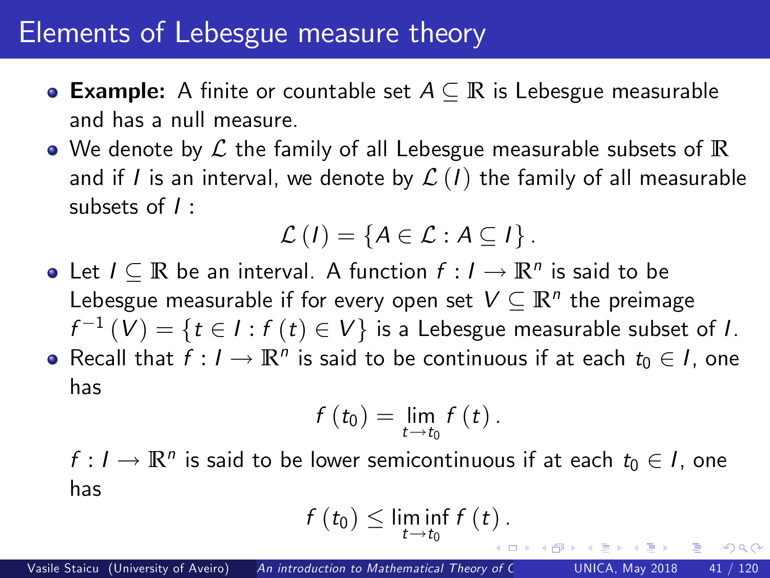# Elements of Lebesgue measure theory

- **Example:** A finite or countable set $A \subseteq \mathbb{R}$ is Lebesgue measurable and has a null measure.
- We denote by $\mathcal{L}$ the family of all Lebesgue measurable subsets of $\mathbb{R}$ and if $I$ is an interval, we denote by $\mathcal{L}(I)$ the family of all measurable subsets of $I$ :

$$\mathcal{L}(I) = \{A \in \mathcal{L} : A \subseteq I\}.$$

- Let $I \subseteq \mathbb{R}$ be an interval. A function $f : I \to \mathbb{R}^n$ is said to be Lebesgue measurable if for every open set $V \subseteq \mathbb{R}^n$ the preimage $f^{-1}(V) = \{t \in I : f(t) \in V\}$ is a Lebesgue measurable subset of $I$.
- Recall that $f : I \to \mathbb{R}^n$ is said to be continuous if at each $t_0 \in I$, one has

$$f(t_0) = \lim_{t \to t_0} f(t).$$

  $f : I \to \mathbb{R}^n$ is said to be lower semicontinuous if at each $t_0 \in I$, one has

$$f(t_0) \leq \liminf_{t \to t_0} f(t).$$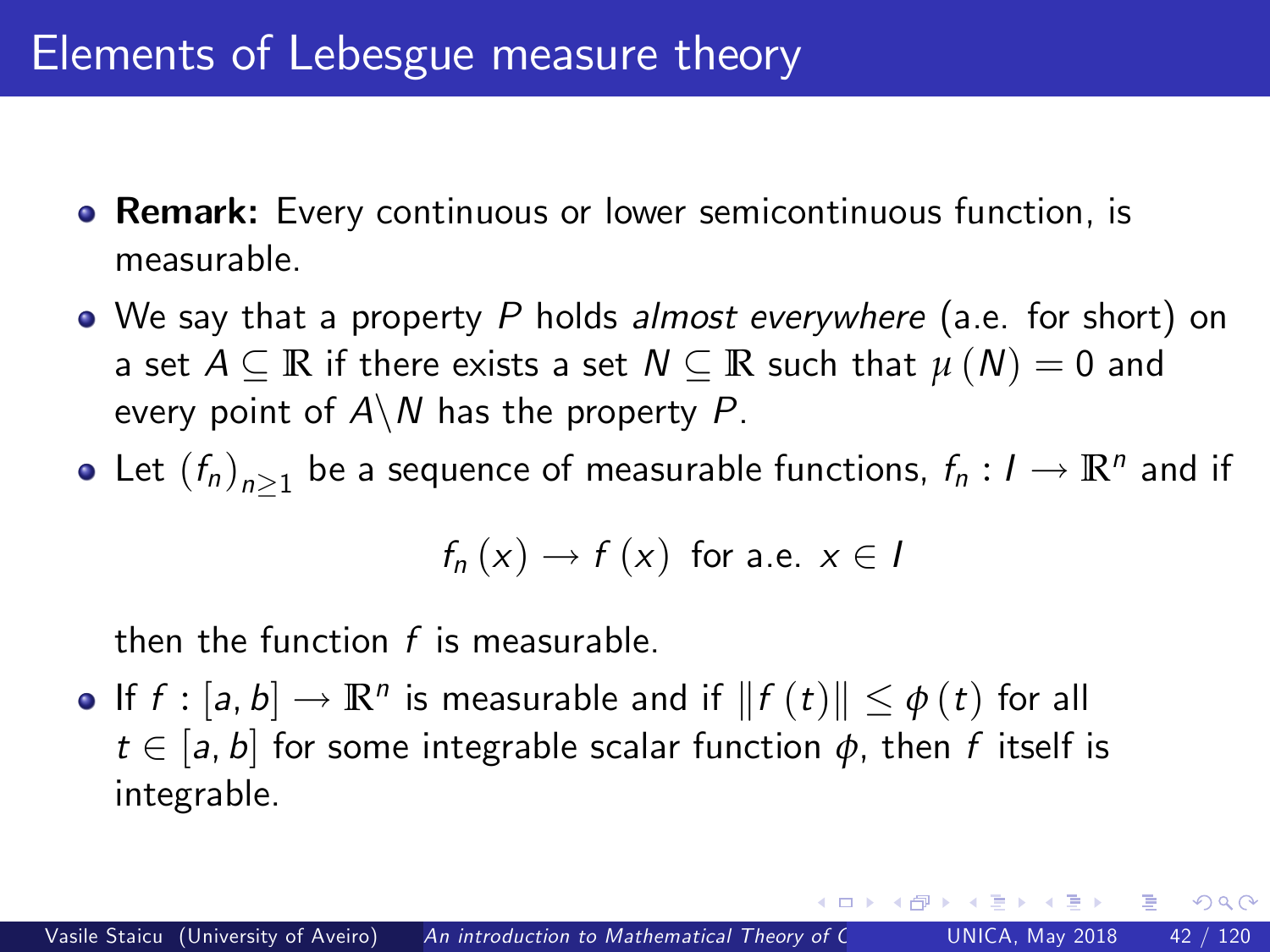## Elements of Lebesgue measure theory

- **Remark:** Every continuous or lower semicontinuous function, is measurable.
- We say that a property $P$ holds *almost everywhere* (a.e. for short) on a set $A \subseteq \mathbb{R}$ if there exists a set $N \subseteq \mathbb{R}$ such that $\mu(N) = 0$ and every point of $A \backslash N$ has the property $P$.
- Let $(f_n)_{n \geq 1}$ be a sequence of measurable functions, $f_n : I \to \mathbb{R}^n$ and if

$$f_n(x) \to f(x) \text{ for a.e. } x \in I$$

  then the function $f$ is measurable.
- If $f : [a, b] \to \mathbb{R}^n$ is measurable and if $\|f(t)\| \leq \phi(t)$ for all $t \in [a, b]$ for some integrable scalar function $\phi$, then $f$ itself is integrable.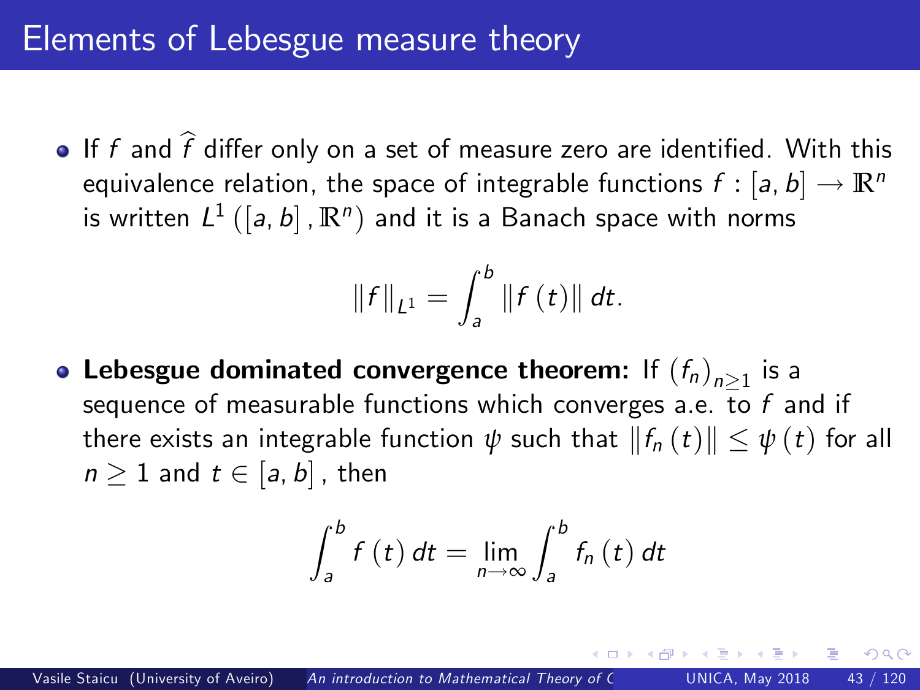# Elements of Lebesgue measure theory

- If $f$ and $\widehat{f}$ differ only on a set of measure zero are identified. With this equivalence relation, the space of integrable functions $f : [a, b] \rightarrow \mathbb{R}^n$ is written $L^1([a, b], \mathbb{R}^n)$ and it is a Banach space with norms

$$\|f\|_{L^1} = \int_a^b \|f(t)\| \, dt.$$

- **Lebesgue dominated convergence theorem:** If $(f_n)_{n \geq 1}$ is a sequence of measurable functions which converges a.e. to $f$ and if there exists an integrable function $\psi$ such that $\|f_n(t)\| \leq \psi(t)$ for all $n \geq 1$ and $t \in [a, b]$, then

$$\int_a^b f(t) \, dt = \lim_{n \rightarrow \infty} \int_a^b f_n(t) \, dt$$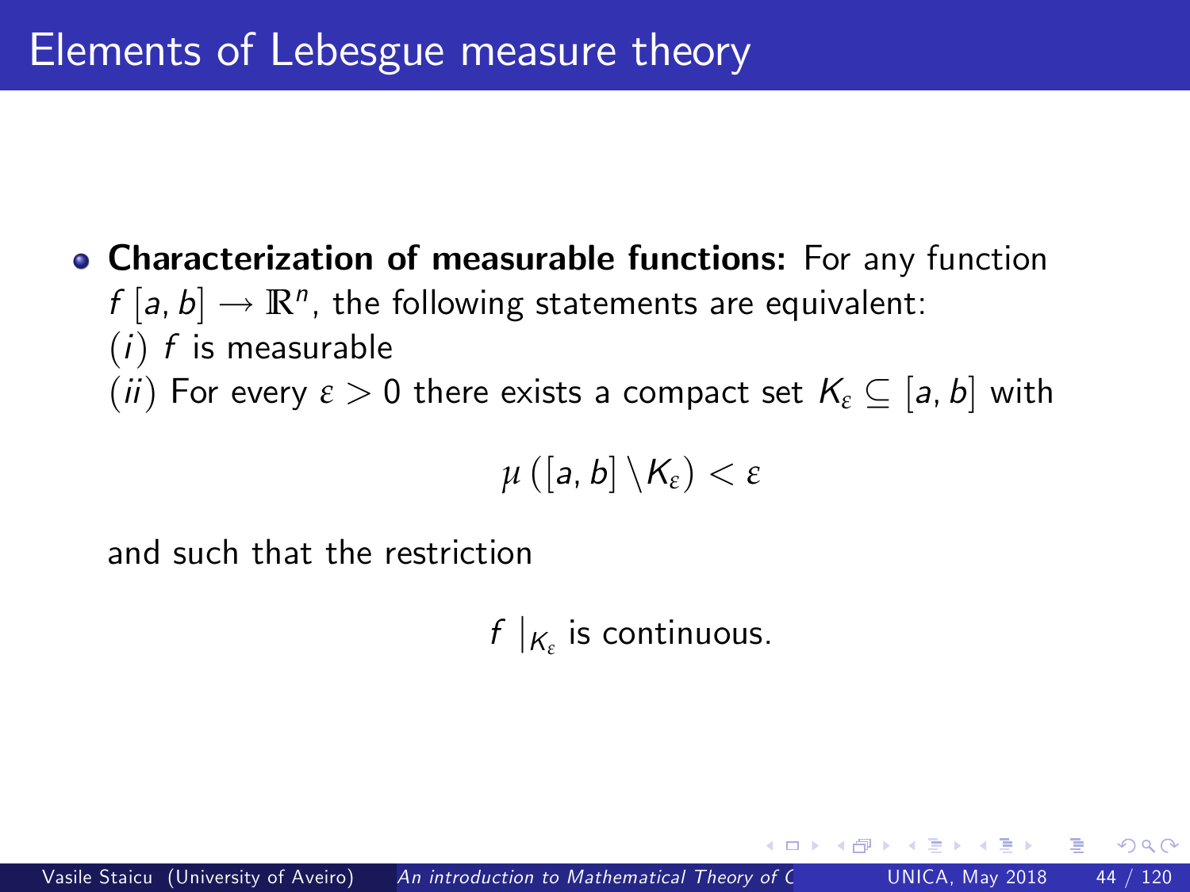# Elements of Lebesgue measure theory

- **Characterization of measurable functions:** For any function $f\,[a,b] \to \mathbb{R}^n$, the following statements are equivalent:
  $(i)$ $f$ is measurable
  $(ii)$ For every $\varepsilon > 0$ there exists a compact set $K_\varepsilon \subseteq [a,b]$ with

$$\mu\left([a,b] \setminus K_\varepsilon\right) < \varepsilon$$

and such that the restriction

$$f\,\big|_{K_\varepsilon} \text{ is continuous.}$$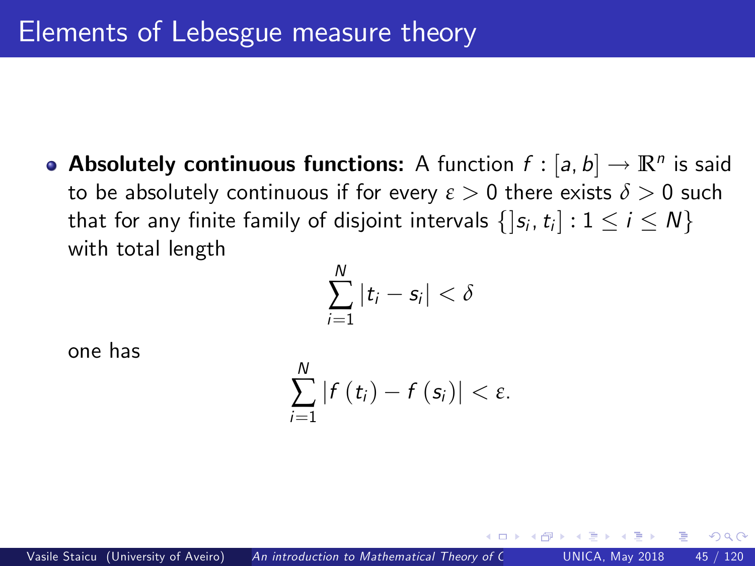## Elements of Lebesgue measure theory

- **Absolutely continuous functions:** A function $f : [a, b] \rightarrow \mathbb{R}^n$ is said to be absolutely continuous if for every $\varepsilon > 0$ there exists $\delta > 0$ such that for any finite family of disjoint intervals $\{]s_i, t_i] : 1 \leq i \leq N\}$ with total length

$$\sum_{i=1}^{N} |t_i - s_i| < \delta$$

one has

$$\sum_{i=1}^{N} |f(t_i) - f(s_i)| < \varepsilon.$$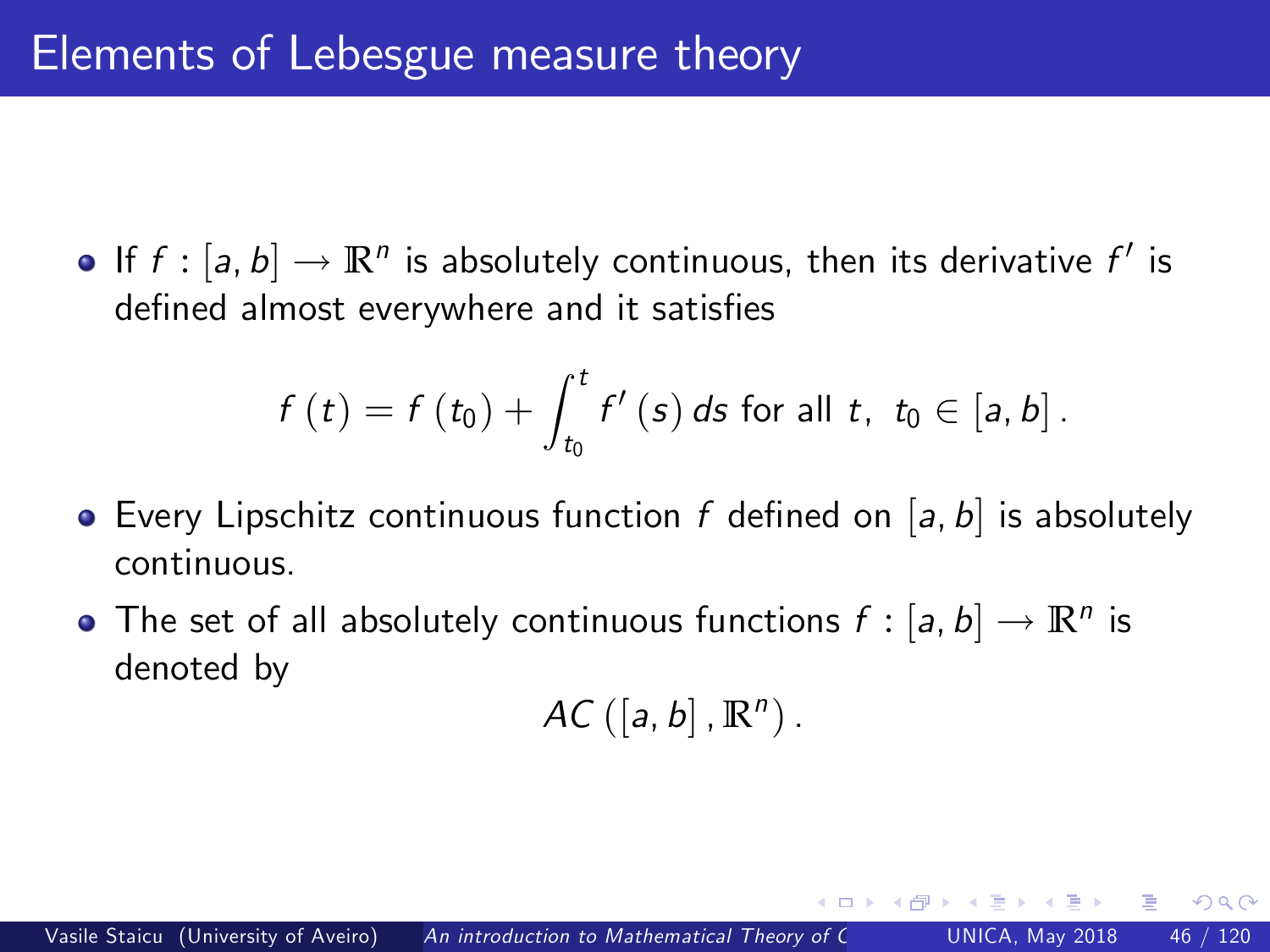# Elements of Lebesgue measure theory

- If $f : [a, b] \to \mathbb{R}^n$ is absolutely continuous, then its derivative $f'$ is defined almost everywhere and it satisfies

$$f(t) = f(t_0) + \int_{t_0}^{t} f'(s)\, ds \text{ for all } t,\ t_0 \in [a, b].$$

- Every Lipschitz continuous function $f$ defined on $[a, b]$ is absolutely continuous.
- The set of all absolutely continuous functions $f : [a, b] \to \mathbb{R}^n$ is denoted by

$$AC([a, b], \mathbb{R}^n).$$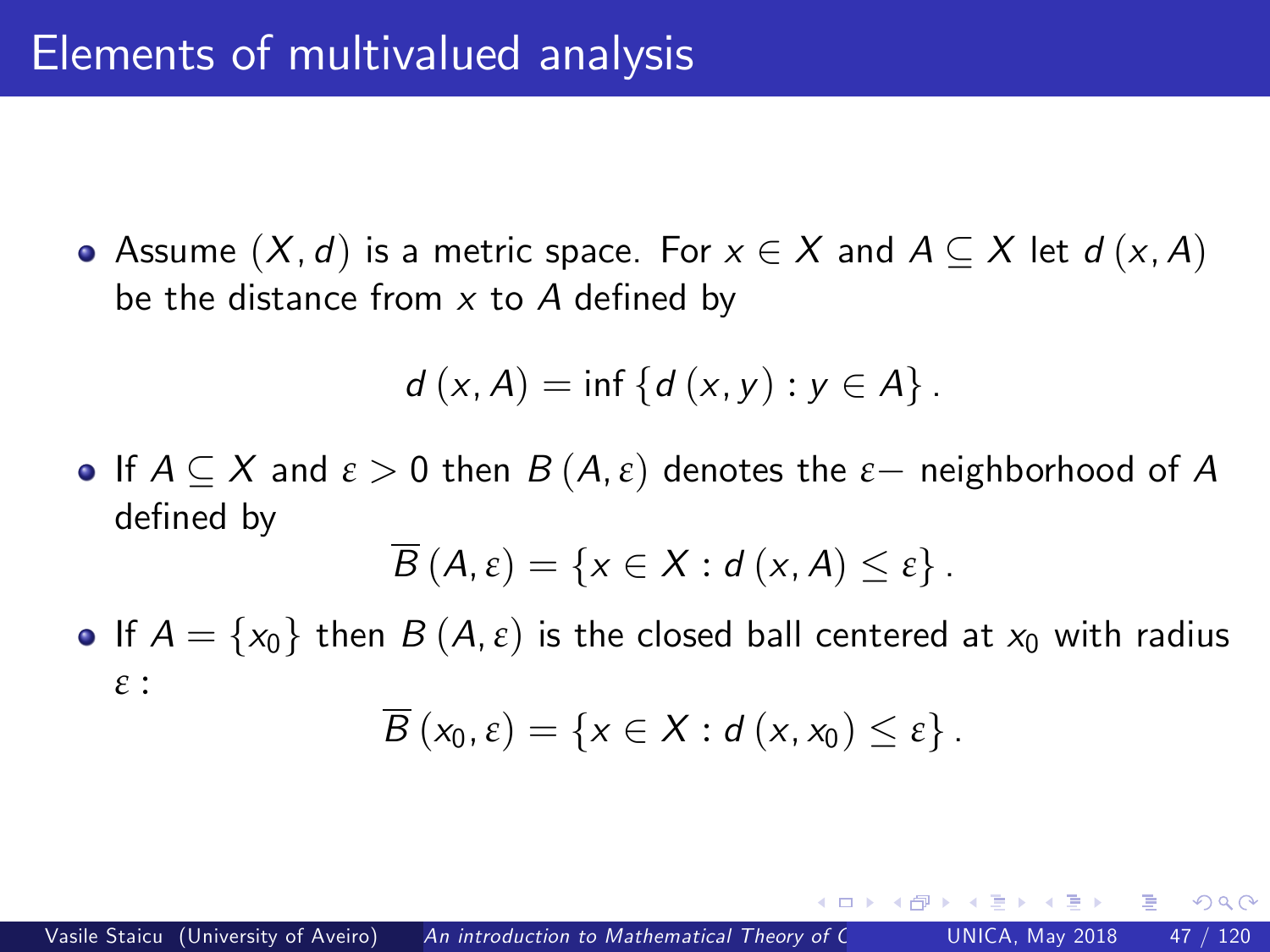# Elements of multivalued analysis

- Assume $(X, d)$ is a metric space. For $x \in X$ and $A \subseteq X$ let $d(x, A)$ be the distance from $x$ to $A$ defined by

$$d(x, A) = \inf \{d(x, y) : y \in A\}.$$

- If $A \subseteq X$ and $\varepsilon > 0$ then $B(A, \varepsilon)$ denotes the $\varepsilon-$ neighborhood of $A$ defined by

$$\overline{B}(A, \varepsilon) = \{x \in X : d(x, A) \leq \varepsilon\}.$$

- If $A = \{x_0\}$ then $B(A, \varepsilon)$ is the closed ball centered at $x_0$ with radius $\varepsilon$ :

$$\overline{B}(x_0, \varepsilon) = \{x \in X : d(x, x_0) \leq \varepsilon\}.$$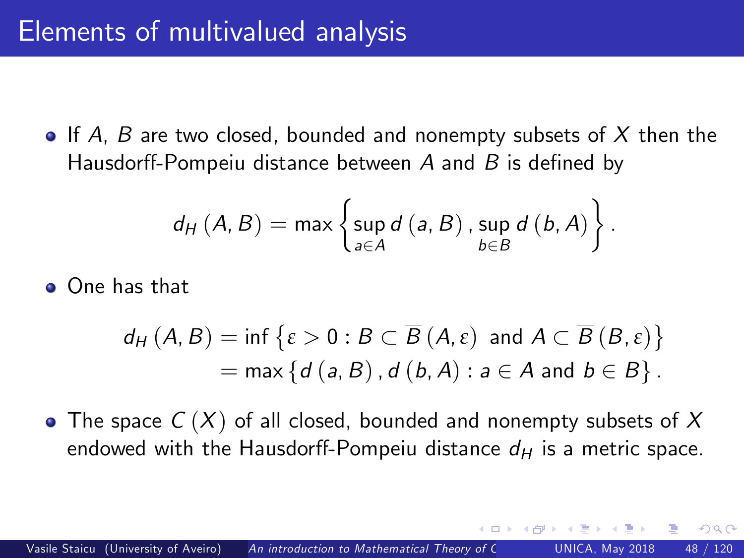# Elements of multivalued analysis

- If $A$, $B$ are two closed, bounded and nonempty subsets of $X$ then the Hausdorff-Pompeiu distance between $A$ and $B$ is defined by

$$d_H(A, B) = \max\left\{\sup_{a \in A} d(a, B), \sup_{b \in B} d(b, A)\right\}.$$

- One has that

$$\begin{aligned} d_H(A, B) &= \inf\left\{\varepsilon > 0 : B \subset \overline{B}(A, \varepsilon) \text{ and } A \subset \overline{B}(B, \varepsilon)\right\} \\ &= \max\left\{d(a, B), d(b, A) : a \in A \text{ and } b \in B\right\}. \end{aligned}$$

- The space $C(X)$ of all closed, bounded and nonempty subsets of $X$ endowed with the Hausdorff-Pompeiu distance $d_H$ is a metric space.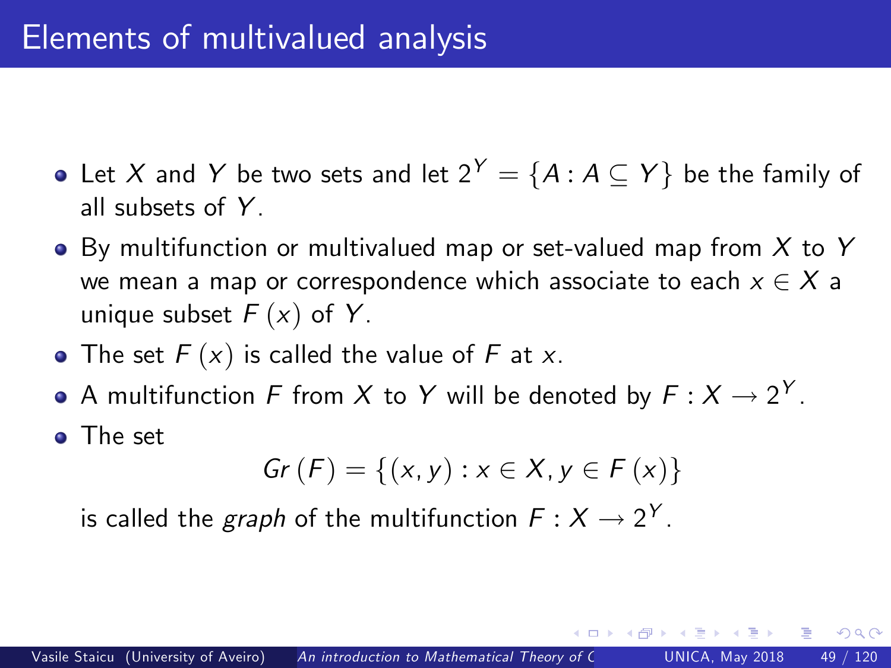# Elements of multivalued analysis

- Let $X$ and $Y$ be two sets and let $2^Y = \{A : A \subseteq Y\}$ be the family of all subsets of $Y$.
- By multifunction or multivalued map or set-valued map from $X$ to $Y$ we mean a map or correspondence which associate to each $x \in X$ a unique subset $F(x)$ of $Y$.
- The set $F(x)$ is called the value of $F$ at $x$.
- A multifunction $F$ from $X$ to $Y$ will be denoted by $F : X \to 2^Y$.
- The set

$$Gr(F) = \{(x, y) : x \in X, y \in F(x)\}$$

is called the *graph* of the multifunction $F : X \to 2^Y$.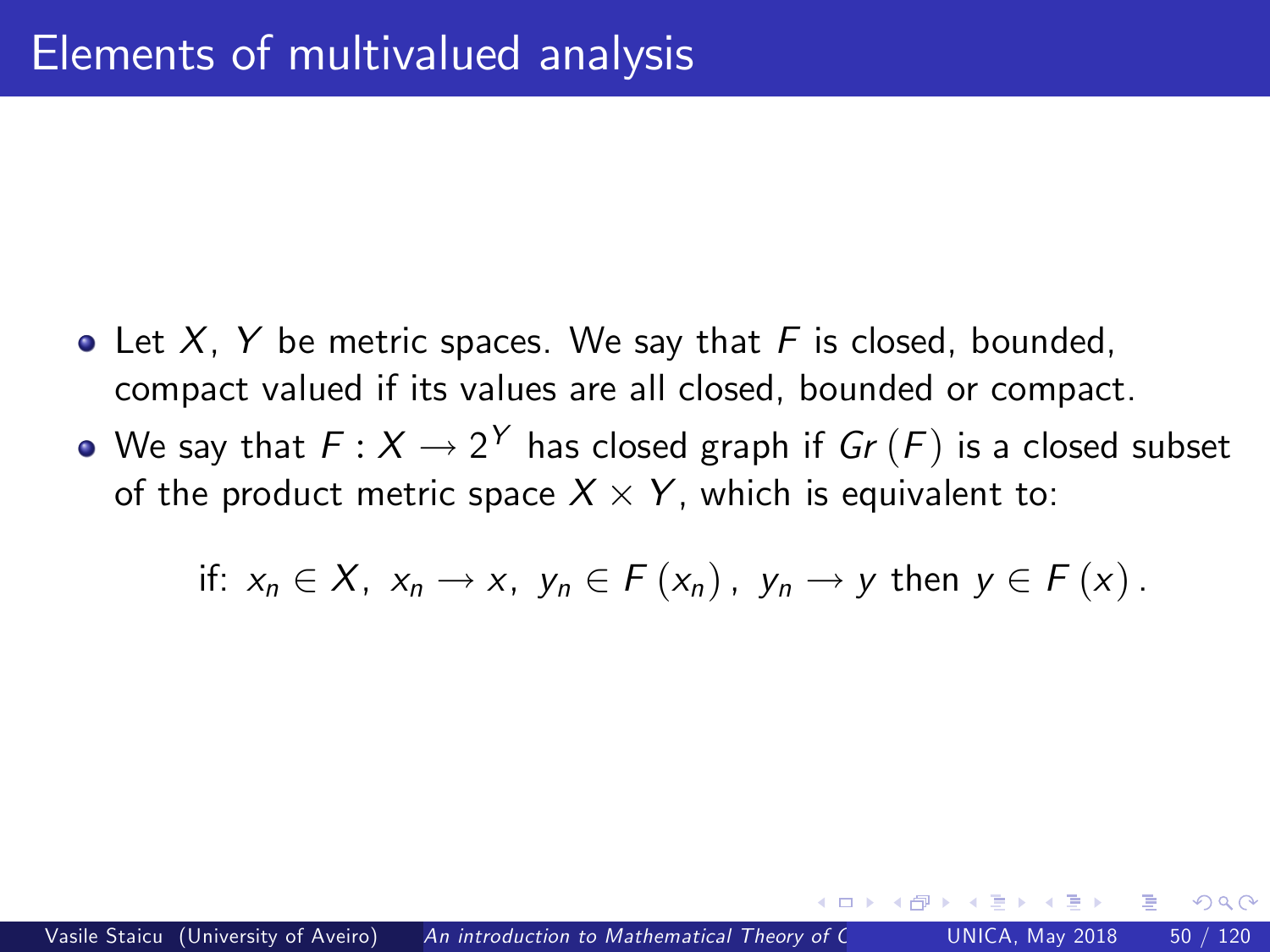# Elements of multivalued analysis

- Let $X$, $Y$ be metric spaces. We say that $F$ is closed, bounded, compact valued if its values are all closed, bounded or compact.
- We say that $F : X \to 2^Y$ has closed graph if $Gr\left(F\right)$ is a closed subset of the product metric space $X \times Y$, which is equivalent to:

$$\text{if: } x_n \in X,\ x_n \to x,\ y_n \in F\left(x_n\right),\ y_n \to y \text{ then } y \in F\left(x\right).$$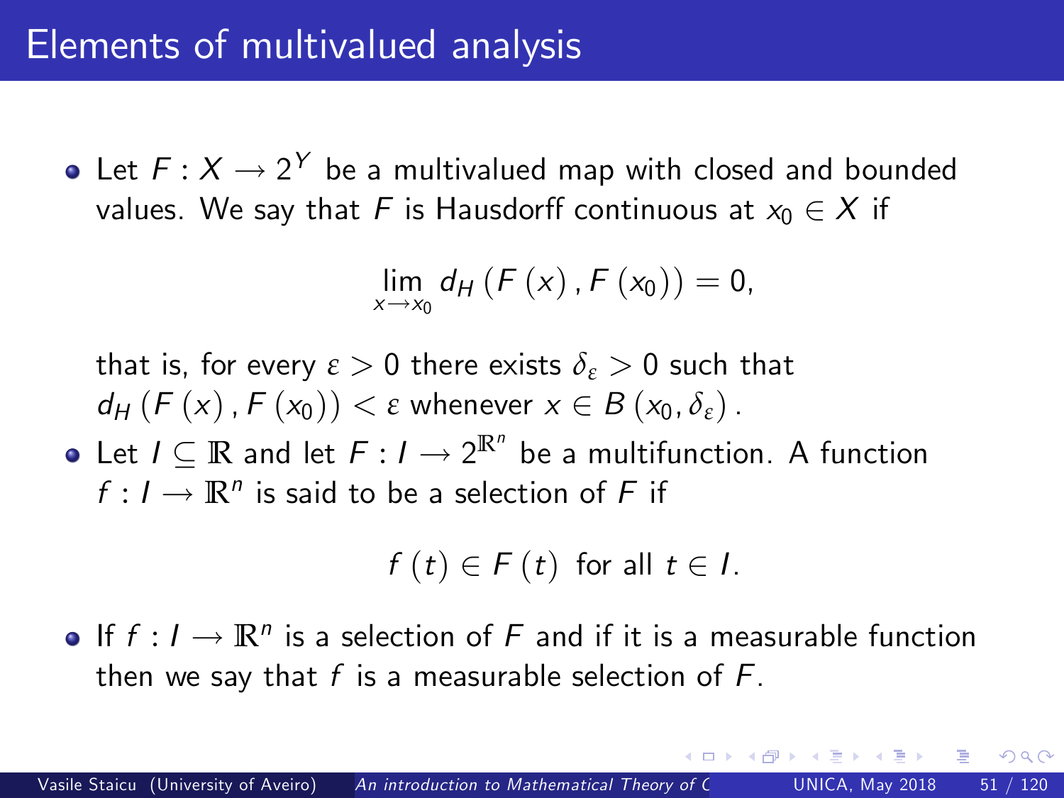# Elements of multivalued analysis

- Let $F : X \to 2^Y$ be a multivalued map with closed and bounded values. We say that $F$ is Hausdorff continuous at $x_0 \in X$ if

$$\lim_{x \to x_0} d_H \left( F\left( x \right), F\left( x_0 \right) \right) = 0,$$

  that is, for every $\varepsilon > 0$ there exists $\delta_\varepsilon > 0$ such that $d_H \left( F\left( x \right), F\left( x_0 \right) \right) < \varepsilon$ whenever $x \in B\left( x_0, \delta_\varepsilon \right)$.

- Let $I \subseteq \mathbb{R}$ and let $F : I \to 2^{\mathbb{R}^n}$ be a multifunction. A function $f : I \to \mathbb{R}^n$ is said to be a selection of $F$ if

$$f\left( t \right) \in F\left( t \right) \text{ for all } t \in I.$$

- If $f : I \to \mathbb{R}^n$ is a selection of $F$ and if it is a measurable function then we say that $f$ is a measurable selection of $F$.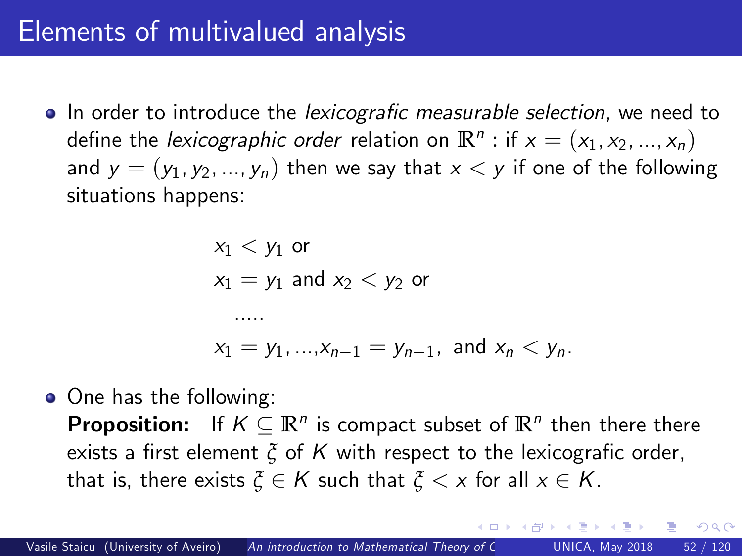# Elements of multivalued analysis

- In order to introduce the *lexicografic measurable selection*, we need to define the *lexicographic order* relation on $\mathbb{R}^n$ : if $x = (x_1, x_2, ..., x_n)$ and $y = (y_1, y_2, ..., y_n)$ then we say that $x < y$ if one of the following situations happens:

$$
\begin{aligned}
&x_1 < y_1 \text{ or} \\
&x_1 = y_1 \text{ and } x_2 < y_2 \text{ or} \\
&\quad ..... \\
&x_1 = y_1, ..., x_{n-1} = y_{n-1}, \text{ and } x_n < y_n.
\end{aligned}
$$

- One has the following:
  **Proposition:** If $K \subseteq \mathbb{R}^n$ is compact subset of $\mathbb{R}^n$ then there there exists a first element $\xi$ of $K$ with respect to the lexicografic order, that is, there exists $\xi \in K$ such that $\xi < x$ for all $x \in K$.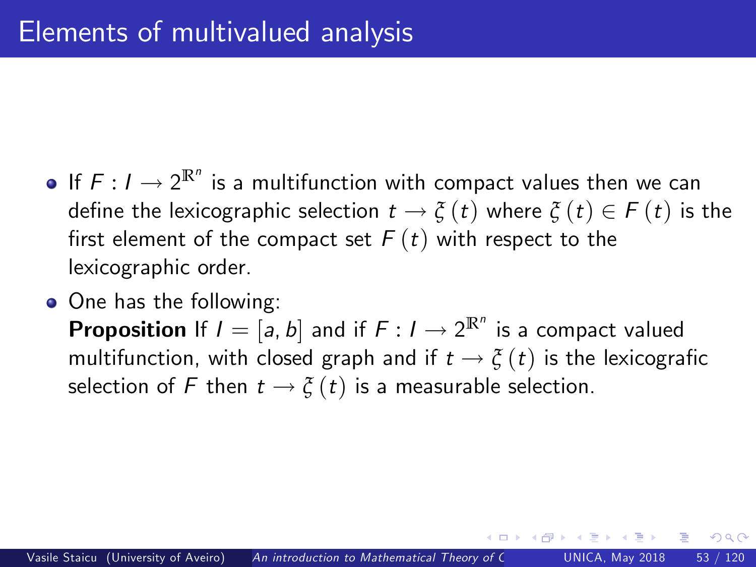# Elements of multivalued analysis

- If $F : I \longrightarrow 2^{\mathbb{R}^n}$ is a multifunction with compact values then we can define the lexicographic selection $t \longrightarrow \xi(t)$ where $\xi(t) \in F(t)$ is the first element of the compact set $F(t)$ with respect to the lexicographic order.
- One has the following:
  **Proposition** If $I = [a, b]$ and if $F : I \longrightarrow 2^{\mathbb{R}^n}$ is a compact valued multifunction, with closed graph and if $t \longrightarrow \xi(t)$ is the lexicografic selection of $F$ then $t \longrightarrow \xi(t)$ is a measurable selection.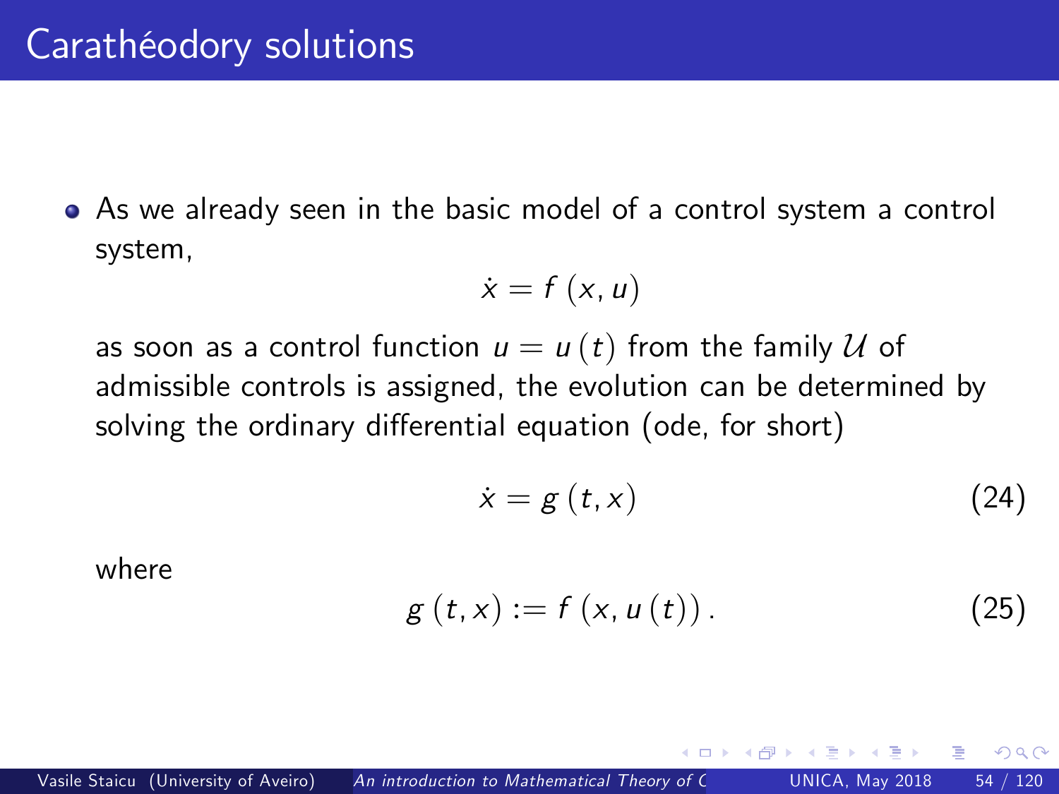# Carathéodory solutions

- As we already seen in the basic model of a control system a control system,

$$\dot{x} = f(x, u)$$

as soon as a control function $u = u(t)$ from the family $\mathcal{U}$ of admissible controls is assigned, the evolution can be determined by solving the ordinary differential equation (ode, for short)

$$\dot{x} = g(t, x) \tag{24}$$

where

$$g(t, x) := f(x, u(t)). \tag{25}$$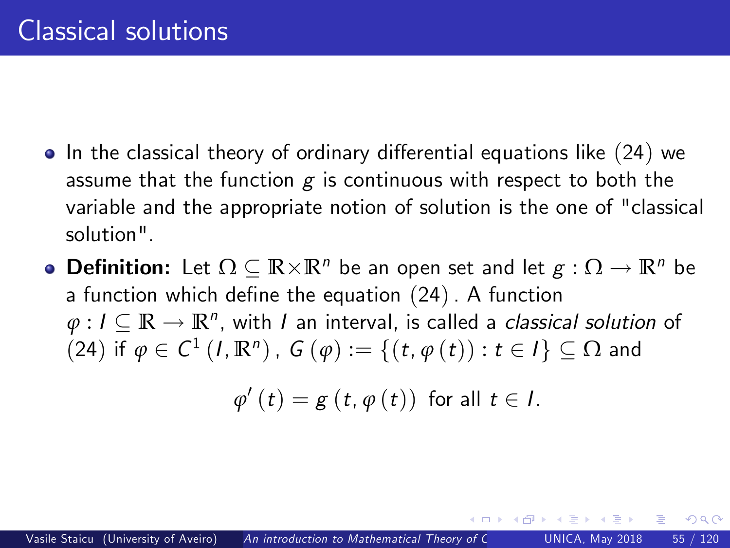# Classical solutions

- In the classical theory of ordinary differential equations like $(24)$ we assume that the function $g$ is continuous with respect to both the variable and the appropriate notion of solution is the one of "classical solution".
- **Definition:** Let $\Omega \subseteq \mathbb{R} \times \mathbb{R}^n$ be an open set and let $g : \Omega \to \mathbb{R}^n$ be a function which define the equation $(24)$. A function $\varphi : I \subseteq \mathbb{R} \to \mathbb{R}^n$, with $I$ an interval, is called a *classical solution* of $(24)$ if $\varphi \in C^1 (I, \mathbb{R}^n)$, $G(\varphi) := \{(t, \varphi(t)) : t \in I\} \subseteq \Omega$ and

$$\varphi'(t) = g(t, \varphi(t)) \text{ for all } t \in I.$$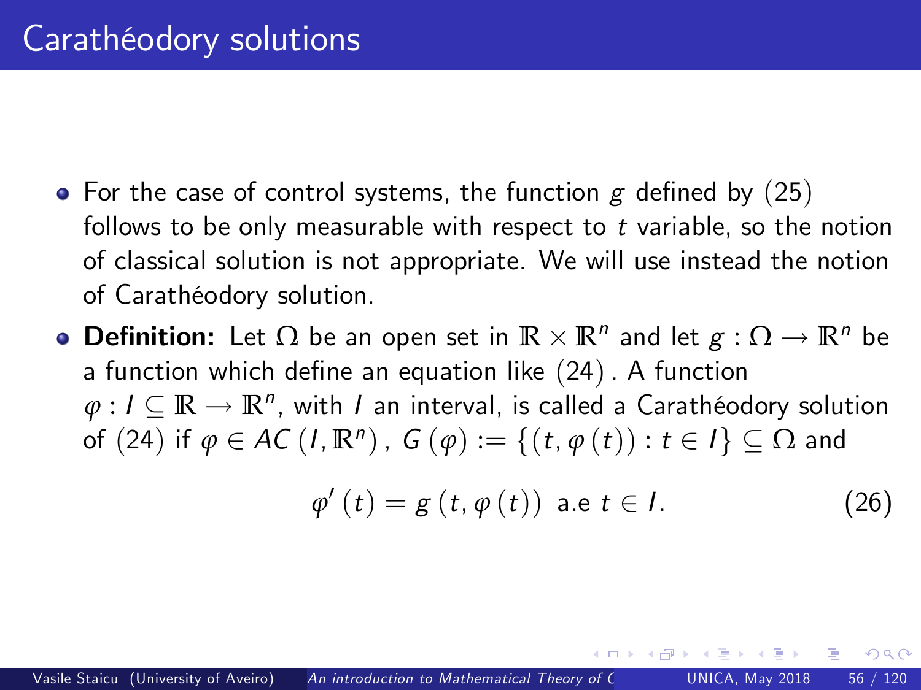## Carathéodory solutions

- For the case of control systems, the function $g$ defined by (25) follows to be only measurable with respect to $t$ variable, so the notion of classical solution is not appropriate. We will use instead the notion of Carathéodory solution.
- **Definition:** Let $\Omega$ be an open set in $\mathbb{R} \times \mathbb{R}^n$ and let $g : \Omega \to \mathbb{R}^n$ be a function which define an equation like (24). A function $\varphi : I \subseteq \mathbb{R} \to \mathbb{R}^n$, with $I$ an interval, is called a Carathéodory solution of (24) if $\varphi \in AC(I, \mathbb{R}^n)$, $G(\varphi) := \{(t, \varphi(t)) : t \in I\} \subseteq \Omega$ and

$$\varphi'(t) = g(t, \varphi(t)) \text{ a.e } t \in I. \tag{26}$$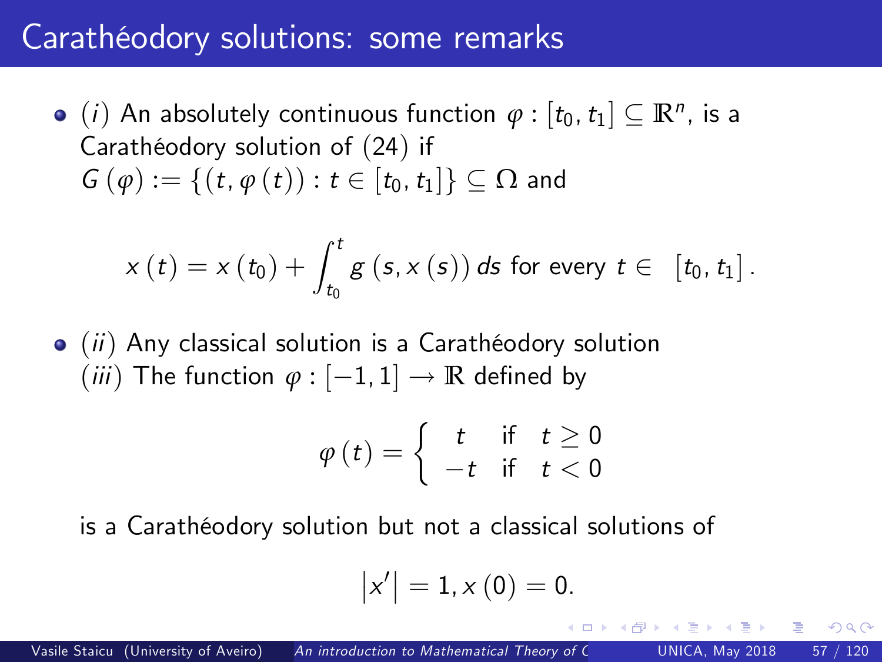# Carathéodory solutions: some remarks

- (*i*) An absolutely continuous function $\varphi : [t_0, t_1] \subseteq \mathbb{R}^n$, is a Carathéodory solution of (24) if $G(\varphi) := \{(t, \varphi(t)) : t \in [t_0, t_1]\} \subseteq \Omega$ and

$$x(t) = x(t_0) + \int_{t_0}^{t} g(s, x(s))\, ds \text{ for every } t \in \ [t_0, t_1].$$

- (*ii*) Any classical solution is a Carathéodory solution
  (*iii*) The function $\varphi : [-1, 1] \to \mathbb{R}$ defined by

$$\varphi(t) = \begin{cases} t & \text{if} \quad t \geq 0 \\ -t & \text{if} \quad t < 0 \end{cases}$$

  is a Carathéodory solution but not a classical solutions of

$$|x'| = 1, x(0) = 0.$$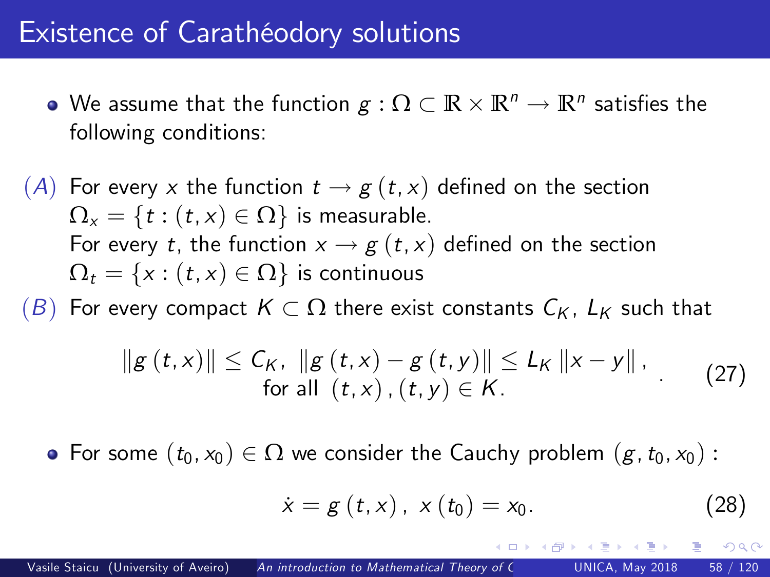# Existence of Carathéodory solutions

- We assume that the function $g : \Omega \subset \mathbb{R} \times \mathbb{R}^n \to \mathbb{R}^n$ satisfies the following conditions:

$(A)$ For every $x$ the function $t \to g(t, x)$ defined on the section $\Omega_x = \{t : (t, x) \in \Omega\}$ is measurable.
For every $t$, the function $x \to g(t, x)$ defined on the section $\Omega_t = \{x : (t, x) \in \Omega\}$ is continuous

$(B)$ For every compact $K \subset \Omega$ there exist constants $C_K$, $L_K$ such that

$$\begin{array}{c} \|g(t,x)\| \leq C_K, \ \|g(t,x) - g(t,y)\| \leq L_K \|x - y\|, \\ \text{for all } (t,x), (t,y) \in K. \end{array} \tag{27}$$

- For some $(t_0, x_0) \in \Omega$ we consider the Cauchy problem $(g, t_0, x_0)$ :

$$\dot{x} = g(t, x), \ x(t_0) = x_0. \tag{28}$$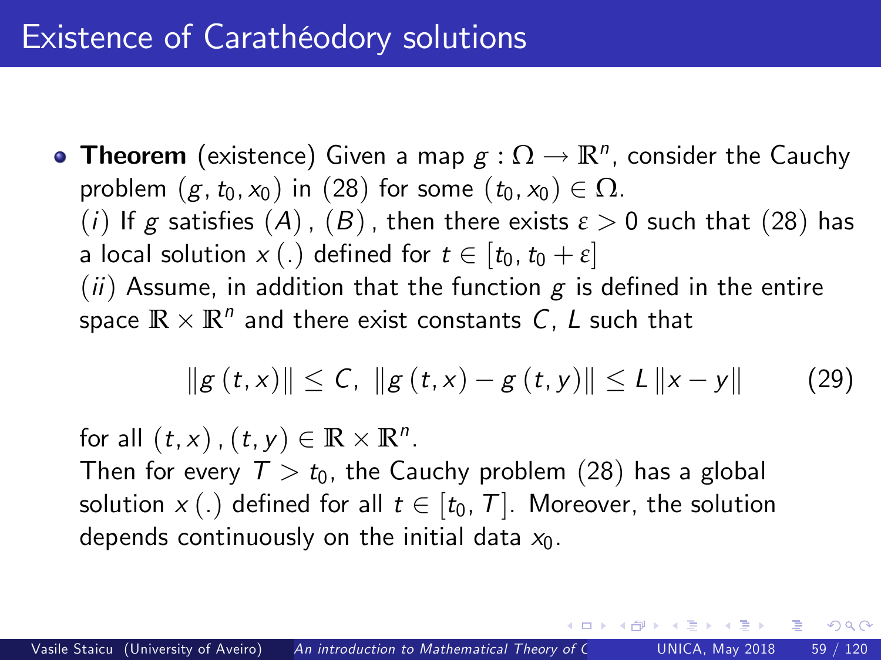# Existence of Carathéodory solutions

- **Theorem** (existence) Given a map $g : \Omega \to \mathbb{R}^n$, consider the Cauchy problem $(g, t_0, x_0)$ in $(28)$ for some $(t_0, x_0) \in \Omega$.
  $(i)$ If $g$ satisfies $(A)$, $(B)$, then there exists $\varepsilon > 0$ such that $(28)$ has a local solution $x(.)$ defined for $t \in [t_0, t_0 + \varepsilon]$
  $(ii)$ Assume, in addition that the function $g$ is defined in the entire space $\mathbb{R} \times \mathbb{R}^n$ and there exist constants $C$, $L$ such that

  $$\|g(t,x)\| \leq C, \ \|g(t,x) - g(t,y)\| \leq L\|x - y\| \tag{29}$$

  for all $(t,x), (t,y) \in \mathbb{R} \times \mathbb{R}^n$.
  Then for every $T > t_0$, the Cauchy problem $(28)$ has a global solution $x(.)$ defined for all $t \in [t_0, T]$. Moreover, the solution depends continuously on the initial data $x_0$.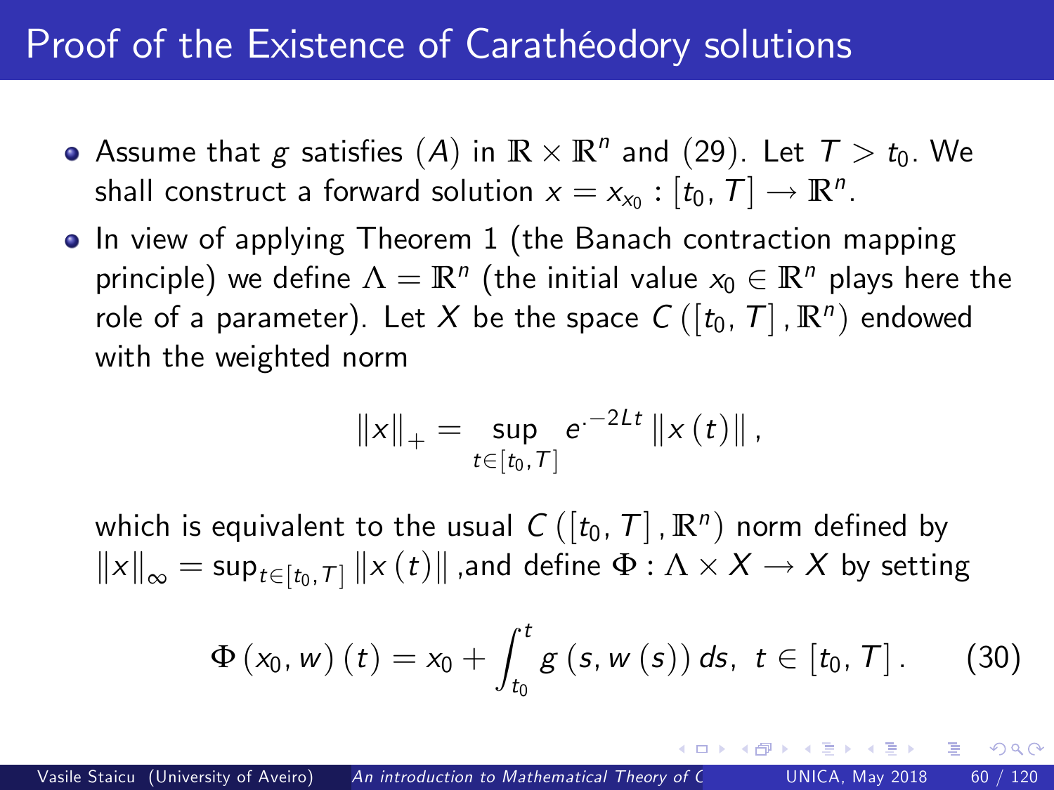# Proof of the Existence of Carathéodory solutions

- Assume that $g$ satisfies $(A)$ in $\mathbb{R} \times \mathbb{R}^n$ and (29). Let $T > t_0$. We shall construct a forward solution $x = x_{x_0} : [t_0, T] \to \mathbb{R}^n$.
- In view of applying Theorem 1 (the Banach contraction mapping principle) we define $\Lambda = \mathbb{R}^n$ (the initial value $x_0 \in \mathbb{R}^n$ plays here the role of a parameter). Let $X$ be the space $C([t_0, T], \mathbb{R}^n)$ endowed with the weighted norm

$$\|x\|_+ = \sup_{t \in [t_0, T]} e^{\cdot -2Lt} \|x(t)\|,$$

which is equivalent to the usual $C([t_0, T], \mathbb{R}^n)$ norm defined by $\|x\|_\infty = \sup_{t \in [t_0, T]} \|x(t)\|$ ,and define $\Phi : \Lambda \times X \to X$ by setting

$$\Phi(x_0, w)(t) = x_0 + \int_{t_0}^{t} g(s, w(s))\, ds, \ t \in [t_0, T]. \qquad (30)$$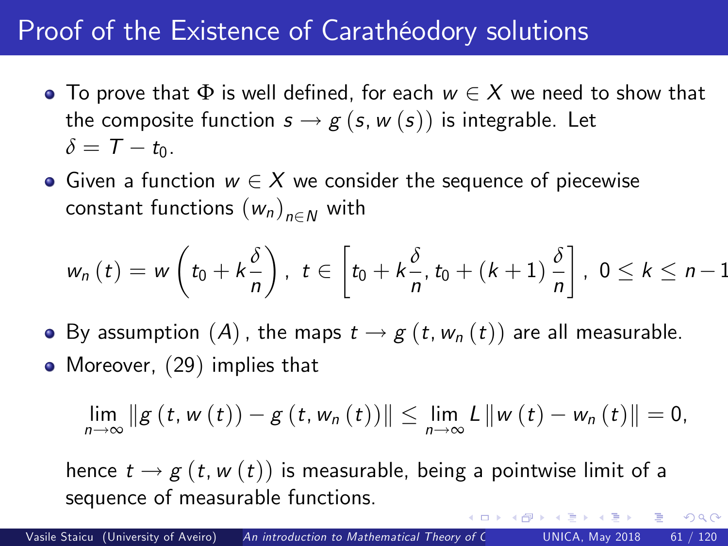# Proof of the Existence of Carathéodory solutions

- To prove that $\Phi$ is well defined, for each $w \in X$ we need to show that the composite function $s \rightarrow g(s, w(s))$ is integrable. Let $\delta = T - t_0$.
- Given a function $w \in X$ we consider the sequence of piecewise constant functions $(w_n)_{n \in N}$ with

$$w_n(t) = w\left(t_0 + k\frac{\delta}{n}\right), \; t \in \left[t_0 + k\frac{\delta}{n}, t_0 + (k+1)\frac{\delta}{n}\right], \; 0 \leq k \leq n-1$$

- By assumption $(A)$, the maps $t \rightarrow g(t, w_n(t))$ are all measurable.
- Moreover, (29) implies that

$$\lim_{n \to \infty} \|g(t, w(t)) - g(t, w_n(t))\| \leq \lim_{n \to \infty} L \|w(t) - w_n(t)\| = 0,$$

hence $t \rightarrow g(t, w(t))$ is measurable, being a pointwise limit of a sequence of measurable functions.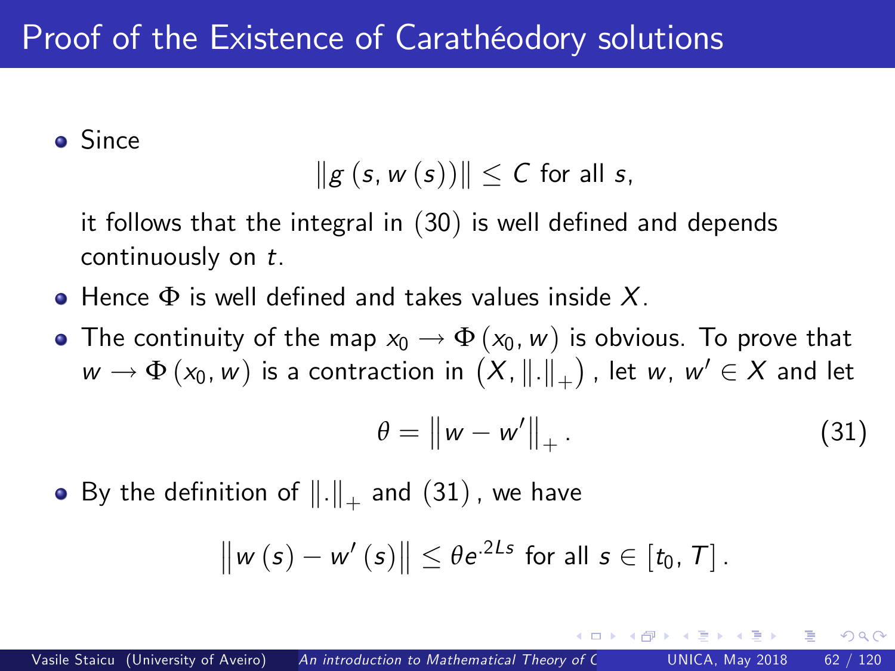# Proof of the Existence of Carathéodory solutions

- Since

$$\|g(s, w(s))\| \leq C \text{ for all } s,$$

it follows that the integral in $(30)$ is well defined and depends continuously on $t$.

- Hence $\Phi$ is well defined and takes values inside $X$.
- The continuity of the map $x_0 \rightarrow \Phi(x_0, w)$ is obvious. To prove that $w \rightarrow \Phi(x_0, w)$ is a contraction in $\left(X, \|.\|_+\right)$, let $w$, $w' \in X$ and let

$$\theta = \left\|w - w'\right\|_+ . \tag{31}$$

- By the definition of $\|.\|_+$ and $(31)$, we have

$$\left\|w(s) - w'(s)\right\| \leq \theta e^{.2Ls} \text{ for all } s \in [t_0, T].$$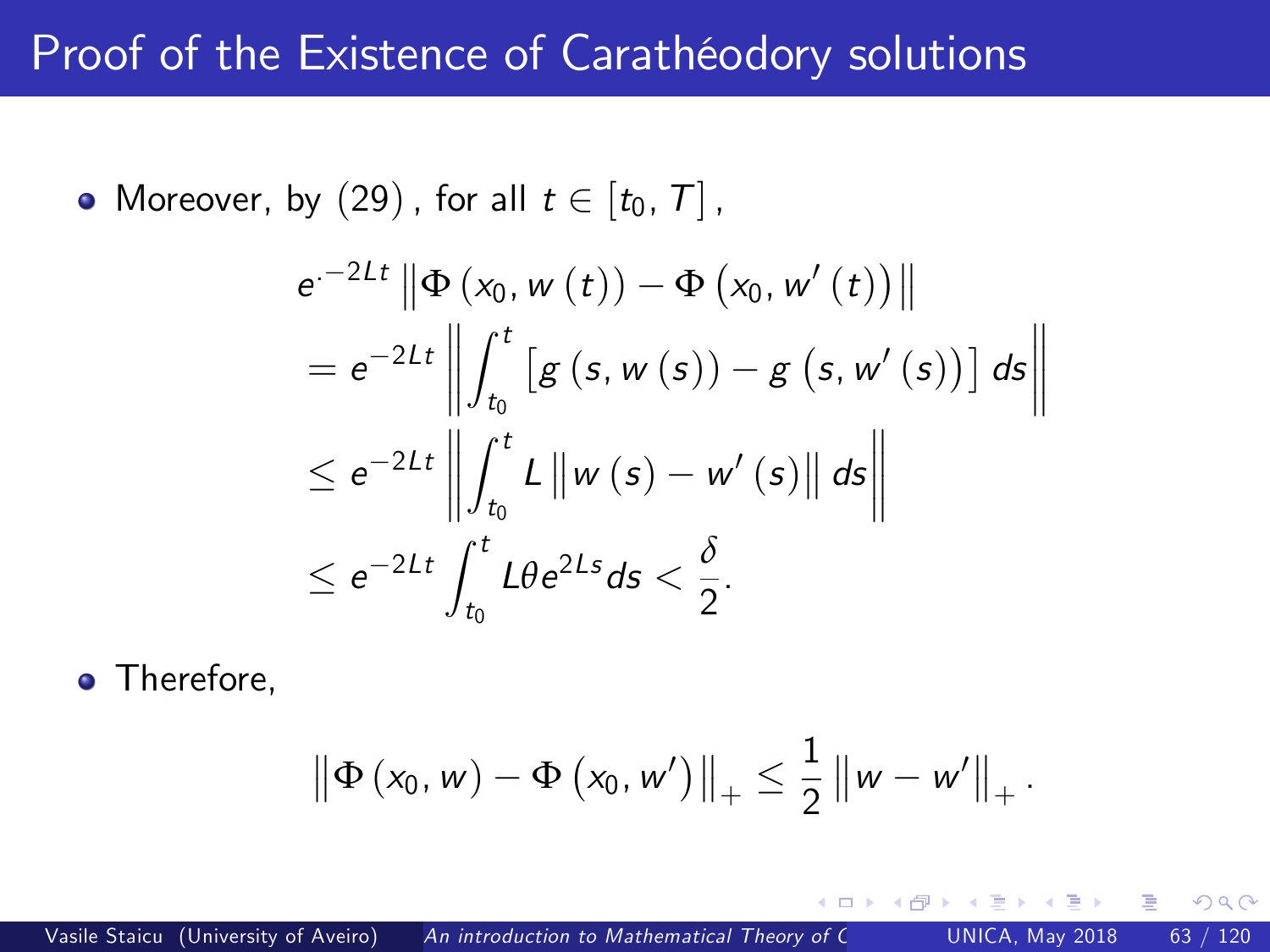# Proof of the Existence of Carathéodory solutions

- Moreover, by $(29)$, for all $t \in [t_0, T]$,

$$
\begin{aligned}
& e^{\cdot -2Lt} \left\| \Phi\left(x_0, w\left(t\right)\right) - \Phi\left(x_0, w'\left(t\right)\right) \right\| \\
& = e^{-2Lt} \left\| \int_{t_0}^{t} \left[ g\left(s, w\left(s\right)\right) - g\left(s, w'\left(s\right)\right) \right] ds \right\| \\
& \leq e^{-2Lt} \left\| \int_{t_0}^{t} L \left\| w\left(s\right) - w'\left(s\right) \right\| ds \right\| \\
& \leq e^{-2Lt} \int_{t_0}^{t} L\theta e^{2Ls} ds < \frac{\delta}{2}.
\end{aligned}
$$

- Therefore,

$$
\left\| \Phi\left(x_0, w\right) - \Phi\left(x_0, w'\right) \right\|_{+} \leq \frac{1}{2} \left\| w - w' \right\|_{+}.
$$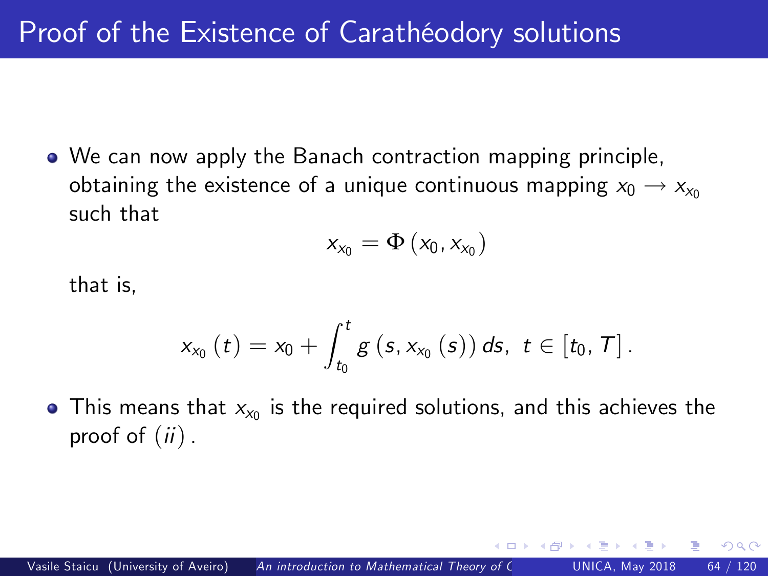# Proof of the Existence of Carathéodory solutions

- We can now apply the Banach contraction mapping principle, obtaining the existence of a unique continuous mapping $x_0 \longrightarrow x_{x_0}$ such that

$$x_{x_0} = \Phi\left(x_0, x_{x_0}\right)$$

that is,

$$x_{x_0}\left(t\right) = x_0 + \int_{t_0}^{t} g\left(s, x_{x_0}\left(s\right)\right) ds, \ \ t \in \left[t_0, T\right].$$

- This means that $x_{x_0}$ is the required solutions, and this achieves the proof of $(ii)$.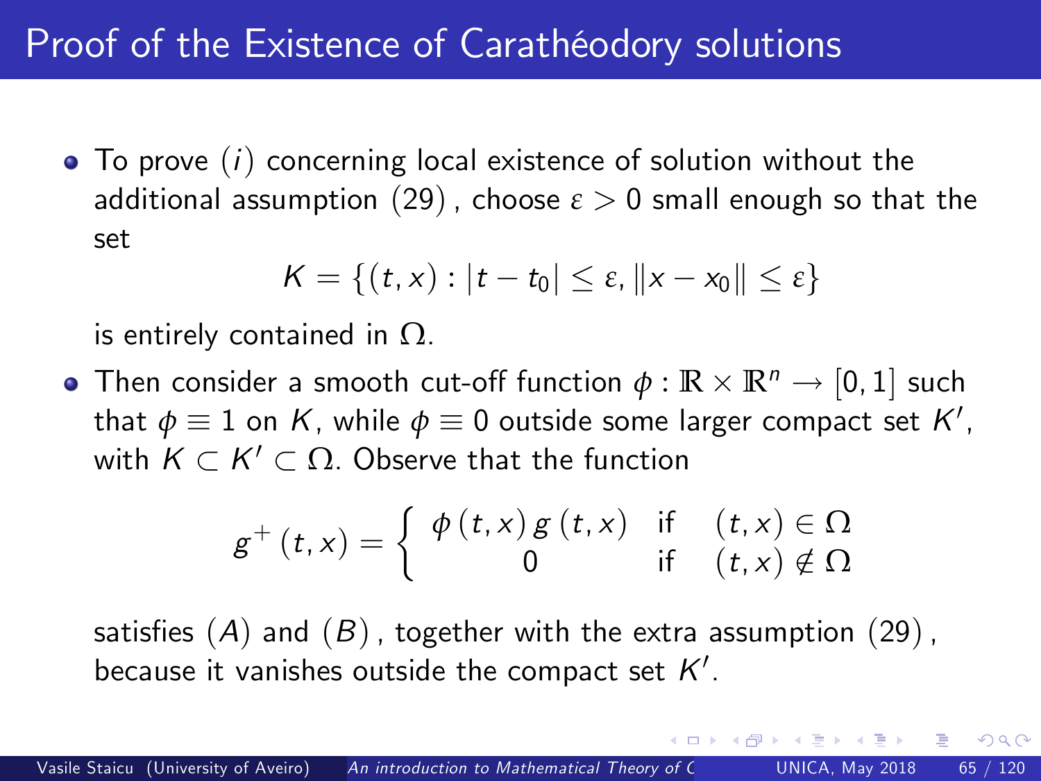# Proof of the Existence of Carathéodory solutions

- To prove $(i)$ concerning local existence of solution without the additional assumption $(29)$, choose $\varepsilon > 0$ small enough so that the set

$$K = \{(t, x) : |t - t_0| \leq \varepsilon, \|x - x_0\| \leq \varepsilon\}$$

  is entirely contained in $\Omega$.

- Then consider a smooth cut-off function $\phi : \mathbb{R} \times \mathbb{R}^n \to [0, 1]$ such that $\phi \equiv 1$ on $K$, while $\phi \equiv 0$ outside some larger compact set $K'$, with $K \subset K' \subset \Omega$. Observe that the function

$$g^+(t, x) = \begin{cases} \phi(t, x) g(t, x) & \text{if} \quad (t, x) \in \Omega \\ 0 & \text{if} \quad (t, x) \notin \Omega \end{cases}$$

  satisfies $(A)$ and $(B)$, together with the extra assumption $(29)$, because it vanishes outside the compact set $K'$.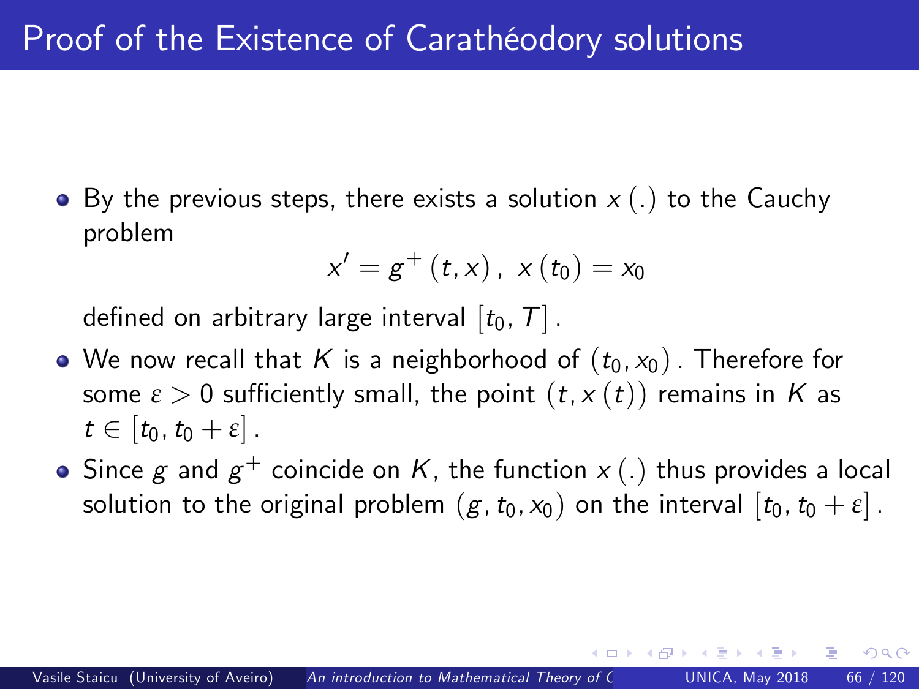# Proof of the Existence of Carathéodory solutions

- By the previous steps, there exists a solution $x(.)$ to the Cauchy problem

$$x' = g^+(t, x), \ x(t_0) = x_0$$

defined on arbitrary large interval $[t_0, T]$.

- We now recall that $K$ is a neighborhood of $(t_0, x_0)$. Therefore for some $\varepsilon > 0$ sufficiently small, the point $(t, x(t))$ remains in $K$ as $t \in [t_0, t_0 + \varepsilon]$.
- Since $g$ and $g^+$ coincide on $K$, the function $x(.)$ thus provides a local solution to the original problem $(g, t_0, x_0)$ on the interval $[t_0, t_0 + \varepsilon]$.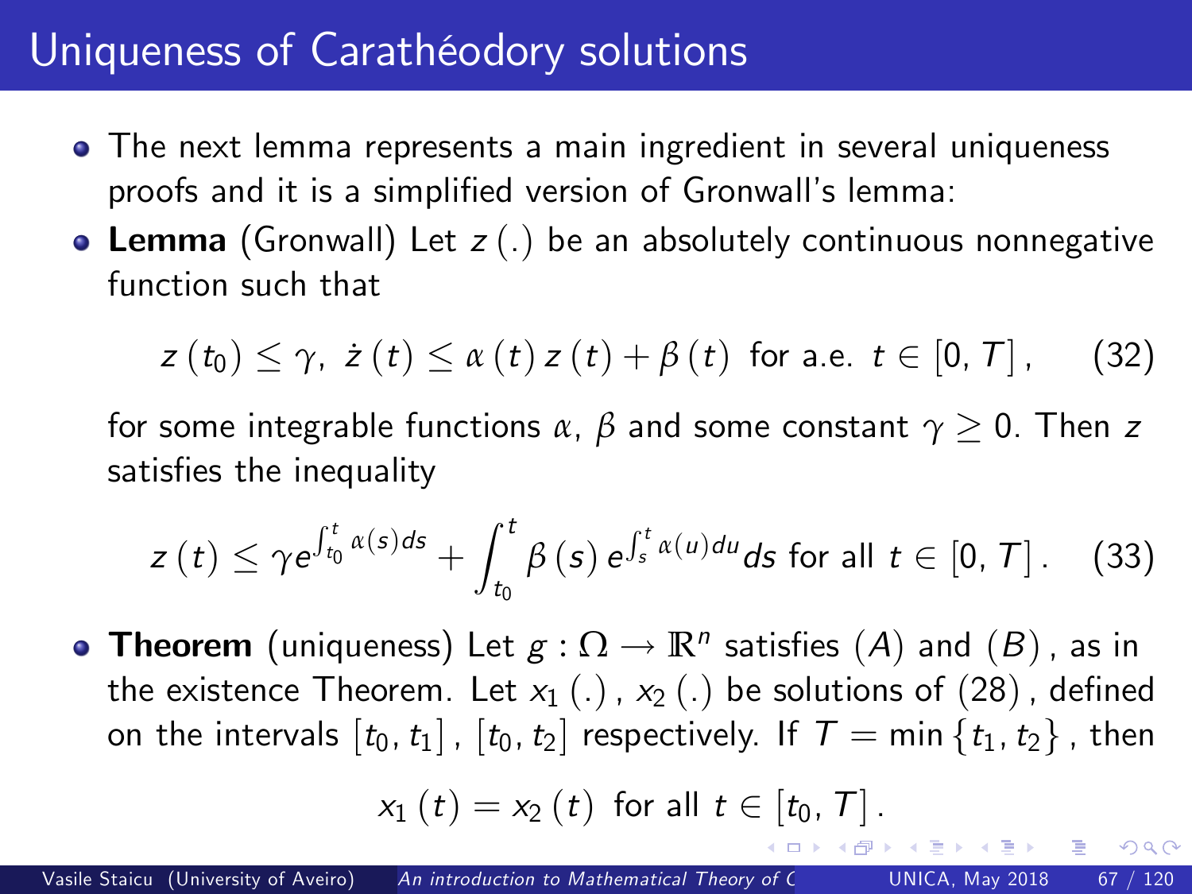# Uniqueness of Carathéodory solutions

- The next lemma represents a main ingredient in several uniqueness proofs and it is a simplified version of Gronwall's lemma:
- **Lemma** (Gronwall) Let $z(.)$ be an absolutely continuous nonnegative function such that

$$z(t_0) \leq \gamma, \ \dot{z}(t) \leq \alpha(t) z(t) + \beta(t) \ \text{ for a.e. } t \in [0, T], \tag{32}$$

  for some integrable functions $\alpha$, $\beta$ and some constant $\gamma \geq 0$. Then $z$ satisfies the inequality

$$z(t) \leq \gamma e^{\int_{t_0}^{t} \alpha(s) ds} + \int_{t_0}^{t} \beta(s) e^{\int_{s}^{t} \alpha(u) du} ds \text{ for all } t \in [0, T]. \tag{33}$$

- **Theorem** (uniqueness) Let $g : \Omega \to \mathbb{R}^n$ satisfies $(A)$ and $(B)$, as in the existence Theorem. Let $x_1(.)$, $x_2(.)$ be solutions of $(28)$, defined on the intervals $[t_0, t_1]$, $[t_0, t_2]$ respectively. If $T = \min\{t_1, t_2\}$, then

$$x_1(t) = x_2(t) \ \text{ for all } t \in [t_0, T].$$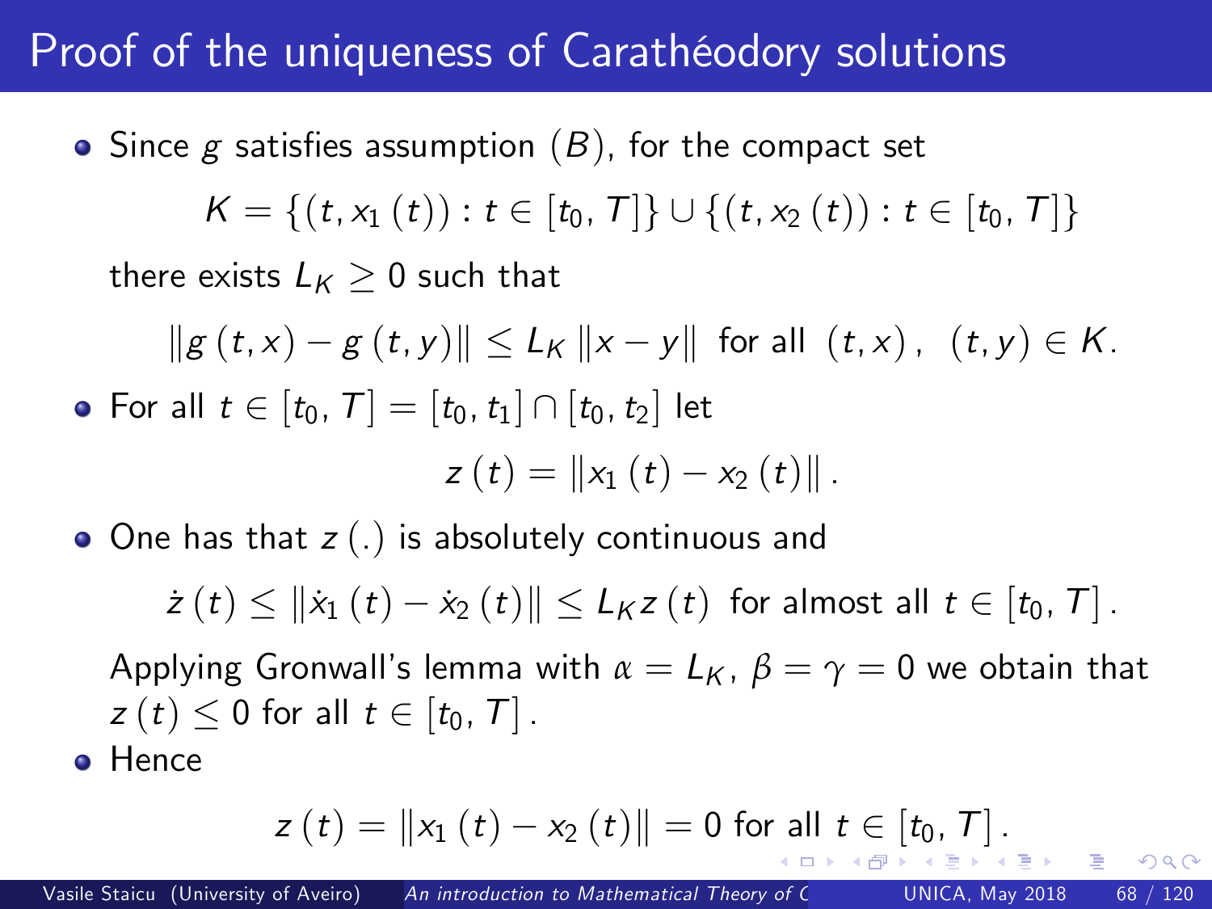# Proof of the uniqueness of Carathéodory solutions

- Since $g$ satisfies assumption $(B)$, for the compact set

$$K = \{(t, x_1(t)) : t \in [t_0, T]\} \cup \{(t, x_2(t)) : t \in [t_0, T]\}$$

  there exists $L_K \geq 0$ such that

$$\|g(t,x) - g(t,y)\| \leq L_K \|x - y\| \text{ for all } (t,x), \ (t,y) \in K.$$

- For all $t \in [t_0, T] = [t_0, t_1] \cap [t_0, t_2]$ let

$$z(t) = \|x_1(t) - x_2(t)\|.$$

- One has that $z(.)$ is absolutely continuous and

$$\dot{z}(t) \leq \|\dot{x}_1(t) - \dot{x}_2(t)\| \leq L_K z(t) \text{ for almost all } t \in [t_0, T].$$

  Applying Gronwall's lemma with $\alpha = L_K$, $\beta = \gamma = 0$ we obtain that $z(t) \leq 0$ for all $t \in [t_0, T]$.

- Hence

$$z(t) = \|x_1(t) - x_2(t)\| = 0 \text{ for all } t \in [t_0, T].$$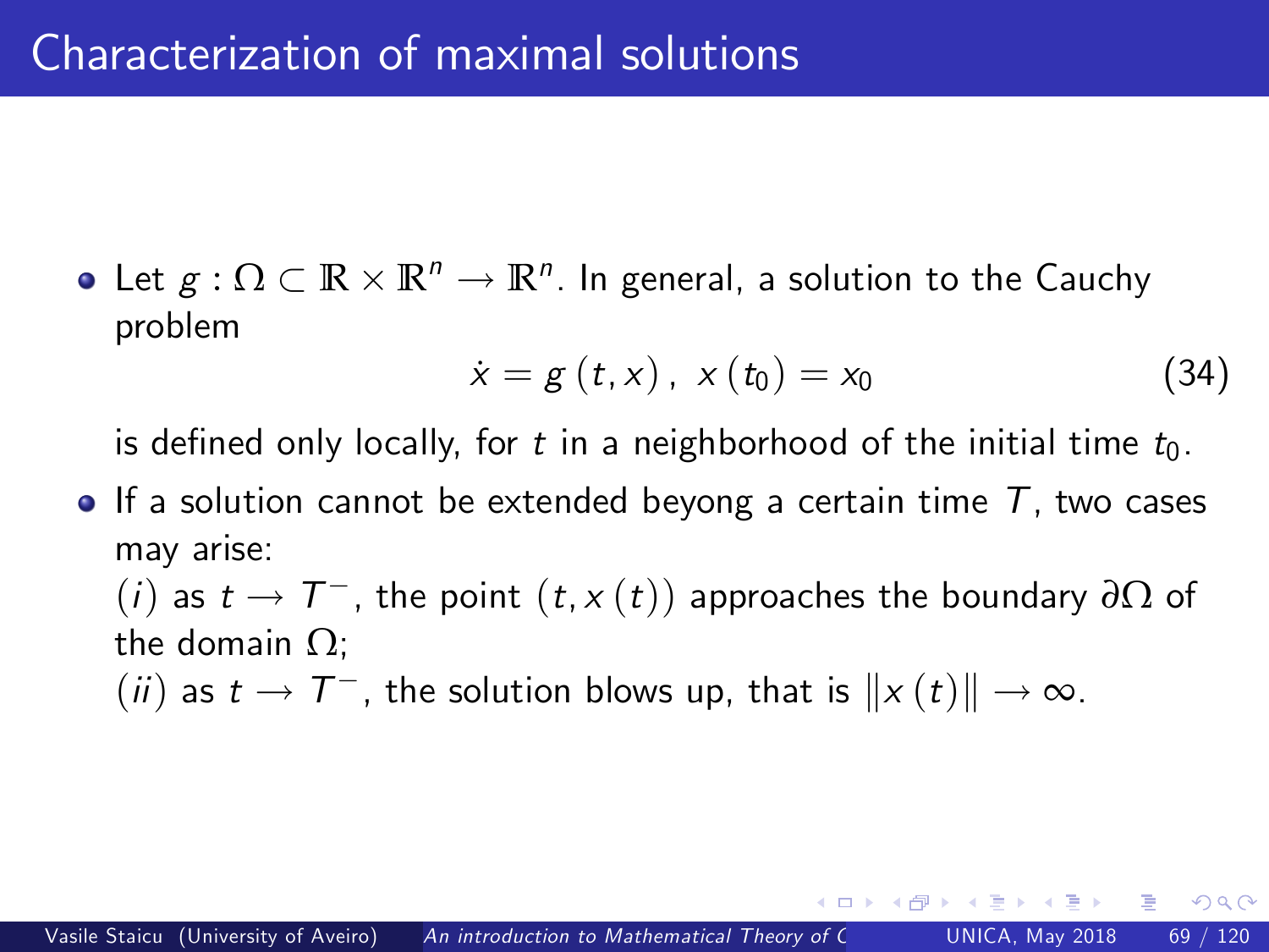# Characterization of maximal solutions

- Let $g : \Omega \subset \mathbb{R} \times \mathbb{R}^n \to \mathbb{R}^n$. In general, a solution to the Cauchy problem

$$\dot{x} = g(t, x), \; x(t_0) = x_0 \tag{34}$$

  is defined only locally, for $t$ in a neighborhood of the initial time $t_0$.

- If a solution cannot be extended beyong a certain time $T$, two cases may arise:
  $(i)$ as $t \to T^-$, the point $(t, x(t))$ approaches the boundary $\partial\Omega$ of the domain $\Omega$;
  $(ii)$ as $t \to T^-$, the solution blows up, that is $\|x(t)\| \to \infty$.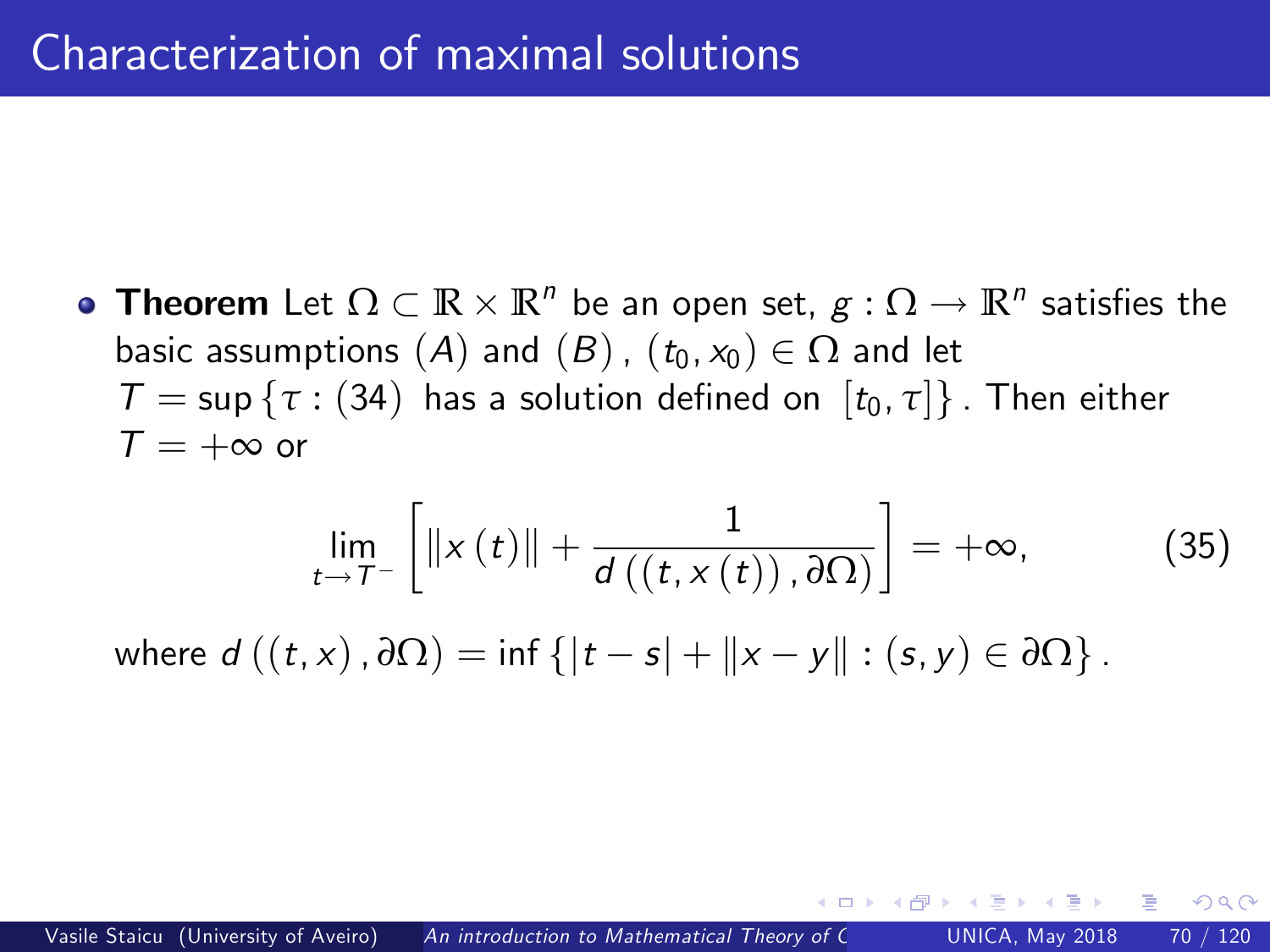# Characterization of maximal solutions

- **Theorem** Let $\Omega \subset \mathbb{R} \times \mathbb{R}^n$ be an open set, $g : \Omega \to \mathbb{R}^n$ satisfies the basic assumptions $(A)$ and $(B)$, $(t_0, x_0) \in \Omega$ and let $T = \sup \{\tau : (34) \text{ has a solution defined on } [t_0, \tau]\}$. Then either $T = +\infty$ or

$$\lim_{t \to T^-} \left[ \|x(t)\| + \frac{1}{d((t, x(t)), \partial\Omega)} \right] = +\infty, \tag{35}$$

where $d((t, x), \partial\Omega) = \inf \{|t - s| + \|x - y\| : (s, y) \in \partial\Omega\}$.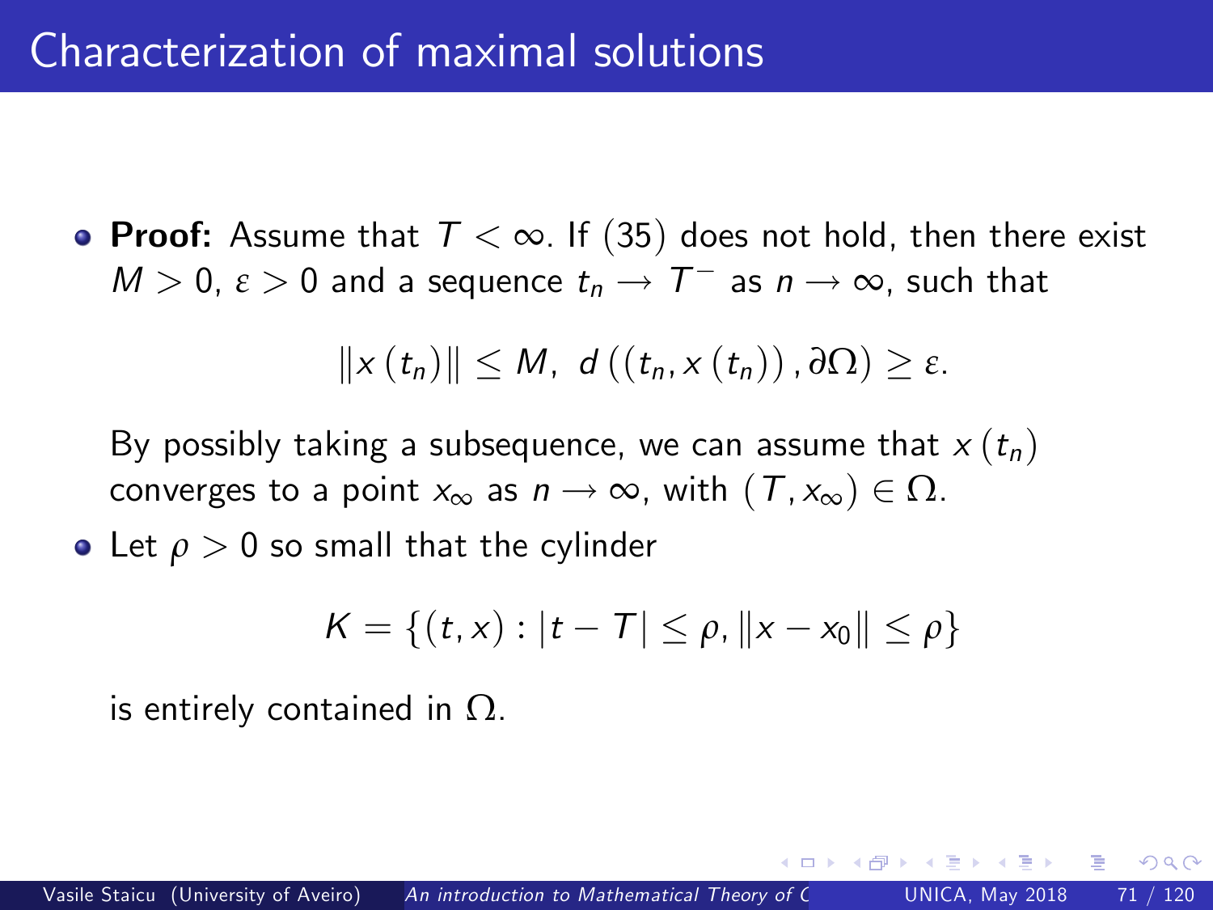# Characterization of maximal solutions

- **Proof:** Assume that $T < \infty$. If $(35)$ does not hold, then there exist $M > 0$, $\varepsilon > 0$ and a sequence $t_n \to T^-$ as $n \to \infty$, such that

$$\|x(t_n)\| \leq M, \; d\left((t_n, x(t_n)), \partial\Omega\right) \geq \varepsilon.$$

  By possibly taking a subsequence, we can assume that $x(t_n)$ converges to a point $x_\infty$ as $n \to \infty$, with $(T, x_\infty) \in \Omega$.

- Let $\rho > 0$ so small that the cylinder

$$K = \{(t, x) : |t - T| \leq \rho, \|x - x_0\| \leq \rho\}$$

  is entirely contained in $\Omega$.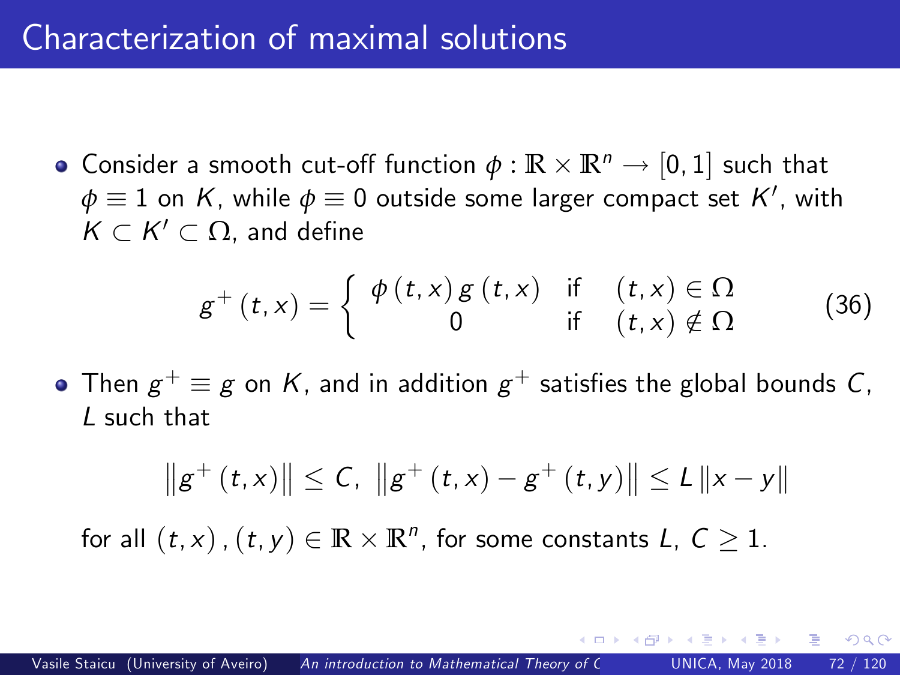# Characterization of maximal solutions

- Consider a smooth cut-off function $\phi : \mathbb{R} \times \mathbb{R}^n \to [0, 1]$ such that $\phi \equiv 1$ on $K$, while $\phi \equiv 0$ outside some larger compact set $K'$, with $K \subset K' \subset \Omega$, and define

$$g^+(t, x) = \begin{cases} \phi(t, x) g(t, x) & \text{if} \quad (t, x) \in \Omega \\ 0 & \text{if} \quad (t, x) \notin \Omega \end{cases} \tag{36}$$

- Then $g^+ \equiv g$ on $K$, and in addition $g^+$ satisfies the global bounds $C$, $L$ such that

$$\left\| g^+(t, x) \right\| \leq C, \ \left\| g^+(t, x) - g^+(t, y) \right\| \leq L \| x - y \|$$

for all $(t, x), (t, y) \in \mathbb{R} \times \mathbb{R}^n$, for some constants $L$, $C \geq 1$.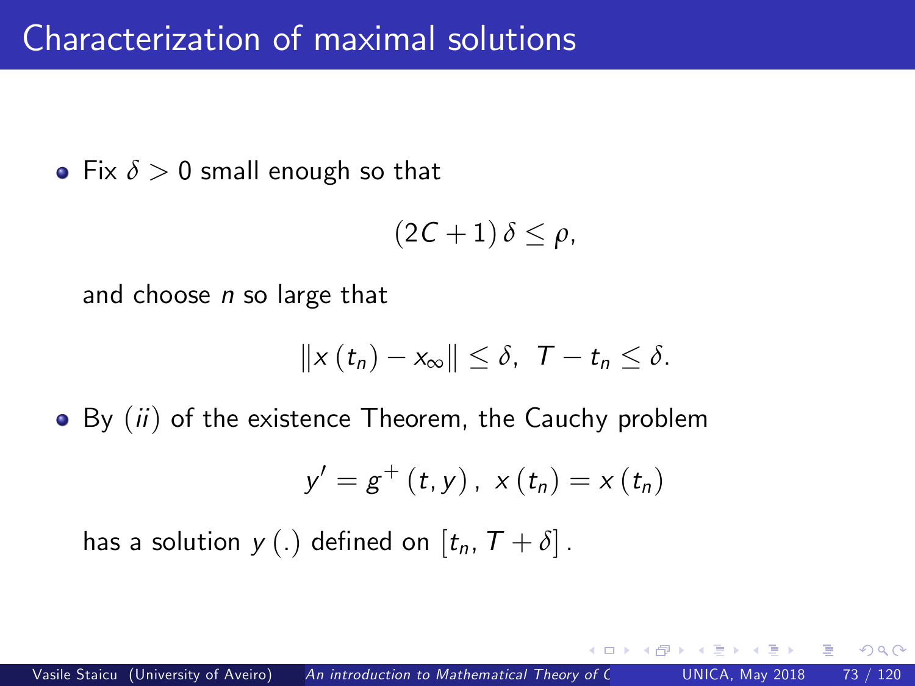# Characterization of maximal solutions

- Fix $\delta > 0$ small enough so that

$$(2C + 1)\,\delta \leq \rho,$$

and choose $n$ so large that

$$\|x\,(t_n) - x_\infty\| \leq \delta, \;\; T - t_n \leq \delta.$$

- By $(ii)$ of the existence Theorem, the Cauchy problem

$$y' = g^+\,(t, y)\,, \;\; x\,(t_n) = x\,(t_n)$$

has a solution $y\,(.)$ defined on $[t_n, T + \delta]$.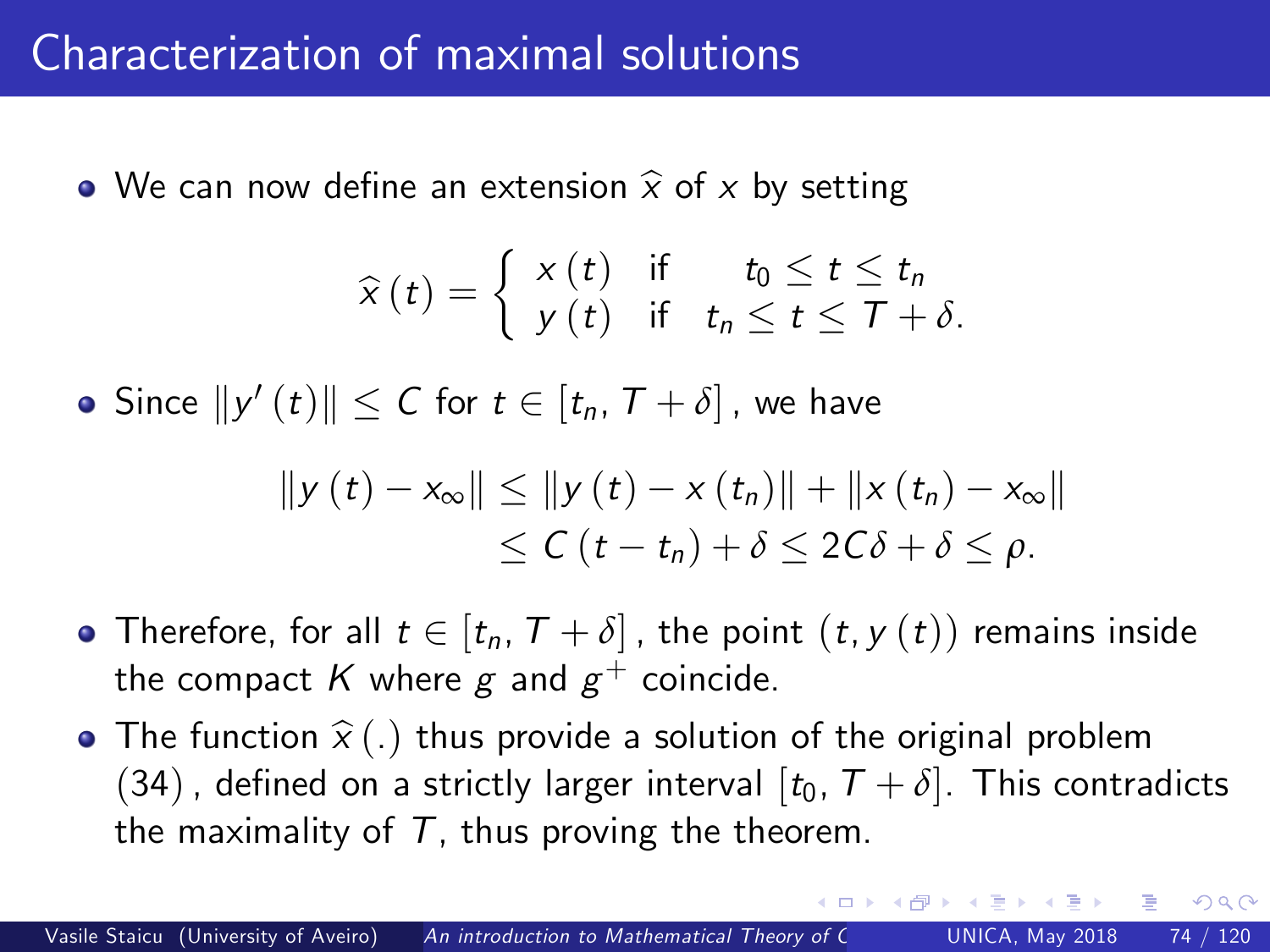# Characterization of maximal solutions

- We can now define an extension $\widehat{x}$ of $x$ by setting

$$\widehat{x}(t) = \begin{cases} x(t) & \text{if} \quad t_0 \leq t \leq t_n \\ y(t) & \text{if} \quad t_n \leq t \leq T + \delta. \end{cases}$$

- Since $\|y'(t)\| \leq C$ for $t \in [t_n, T + \delta]$, we have

$$\begin{aligned} \|y(t) - x_\infty\| &\leq \|y(t) - x(t_n)\| + \|x(t_n) - x_\infty\| \\ &\leq C(t - t_n) + \delta \leq 2C\delta + \delta \leq \rho. \end{aligned}$$

- Therefore, for all $t \in [t_n, T + \delta]$, the point $(t, y(t))$ remains inside the compact $K$ where $g$ and $g^+$ coincide.
- The function $\widehat{x}(.)$ thus provide a solution of the original problem $(34)$, defined on a strictly larger interval $[t_0, T + \delta]$. This contradicts the maximality of $T$, thus proving the theorem.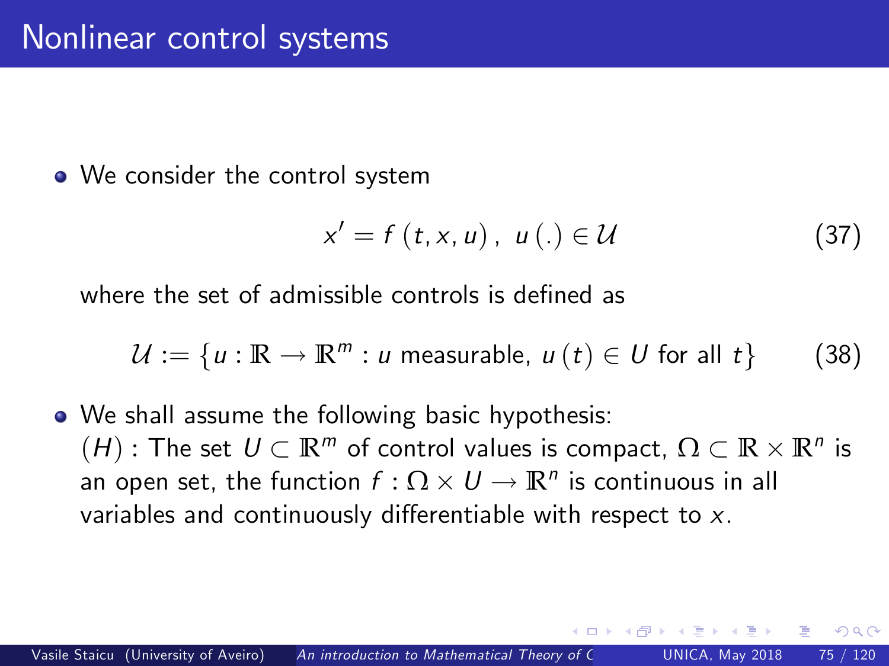# Nonlinear control systems

- We consider the control system

$$x' = f\left(t, x, u\right),\ \ u\left(.\right) \in \mathcal{U} \tag{37}$$

where the set of admissible controls is defined as

$$\mathcal{U} := \left\{u : \mathbb{R} \rightarrow \mathbb{R}^m : u \text{ measurable, } u\left(t\right) \in U \text{ for all } t\right\} \tag{38}$$

- We shall assume the following basic hypothesis:
$(H)$ : The set $U \subset \mathbb{R}^m$ of control values is compact, $\Omega \subset \mathbb{R} \times \mathbb{R}^n$ is an open set, the function $f : \Omega \times U \rightarrow \mathbb{R}^n$ is continuous in all variables and continuously differentiable with respect to $x$.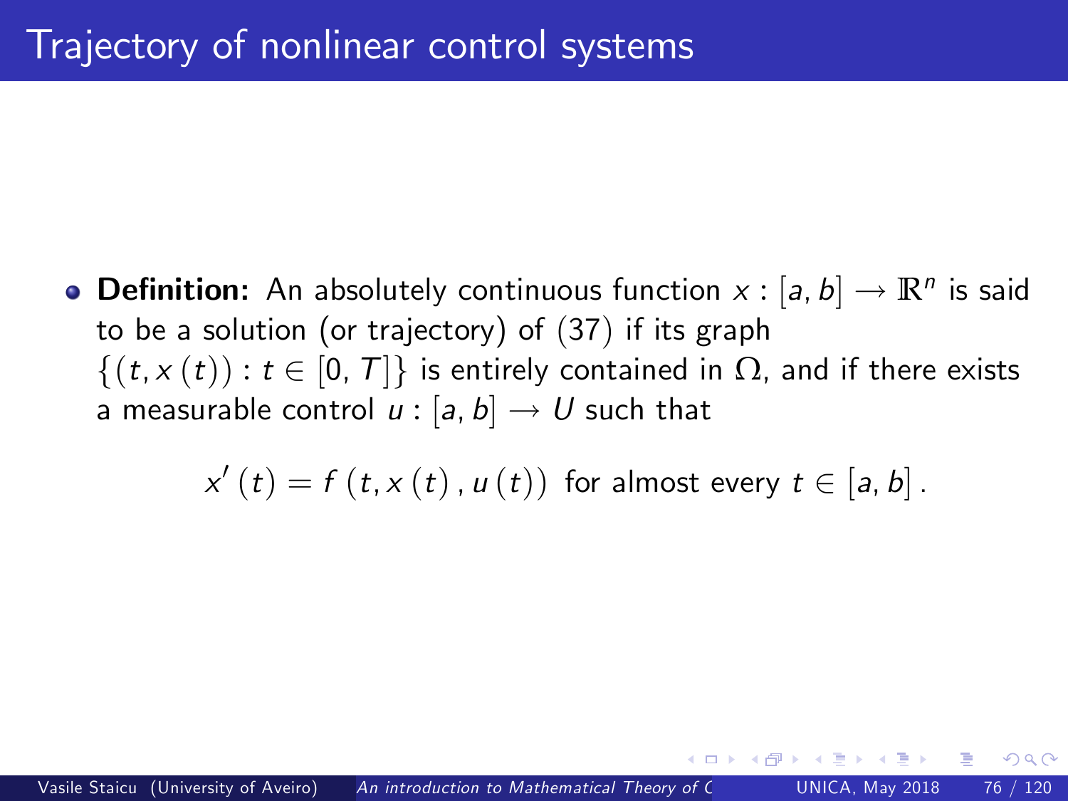# Trajectory of nonlinear control systems

- **Definition:** An absolutely continuous function $x : [a, b] \to \mathbb{R}^n$ is said to be a solution (or trajectory) of (37) if its graph $\{(t, x(t)) : t \in [0, T]\}$ is entirely contained in $\Omega$, and if there exists a measurable control $u : [a, b] \to U$ such that

$$x'(t) = f(t, x(t), u(t)) \text{ for almost every } t \in [a, b].$$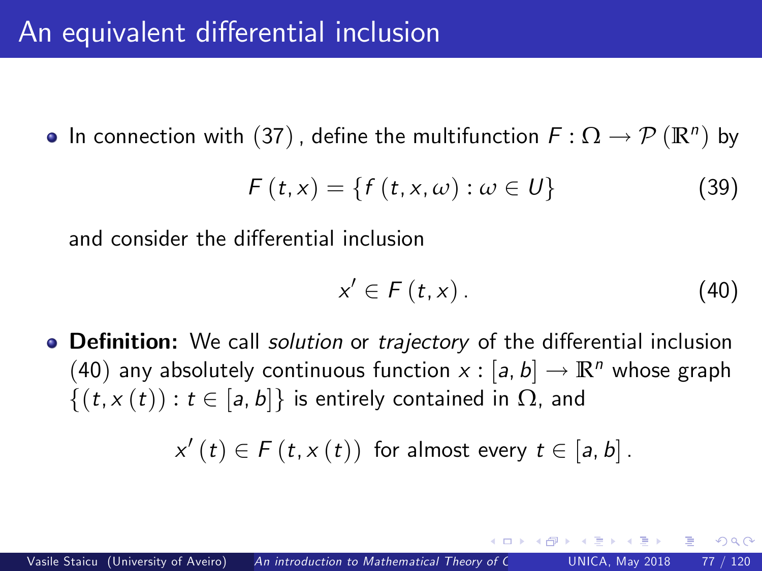# An equivalent differential inclusion

- In connection with $(37)$, define the multifunction $F : \Omega \to \mathcal{P}(\mathbb{R}^n)$ by

$$F(t,x) = \{f(t,x,\omega) : \omega \in U\} \tag{39}$$

  and consider the differential inclusion

$$x' \in F(t,x). \tag{40}$$

- **Definition:** We call *solution* or *trajectory* of the differential inclusion $(40)$ any absolutely continuous function $x : [a,b] \to \mathbb{R}^n$ whose graph $\{(t, x(t)) : t \in [a,b]\}$ is entirely contained in $\Omega$, and

$$x'(t) \in F(t, x(t)) \text{ for almost every } t \in [a,b].$$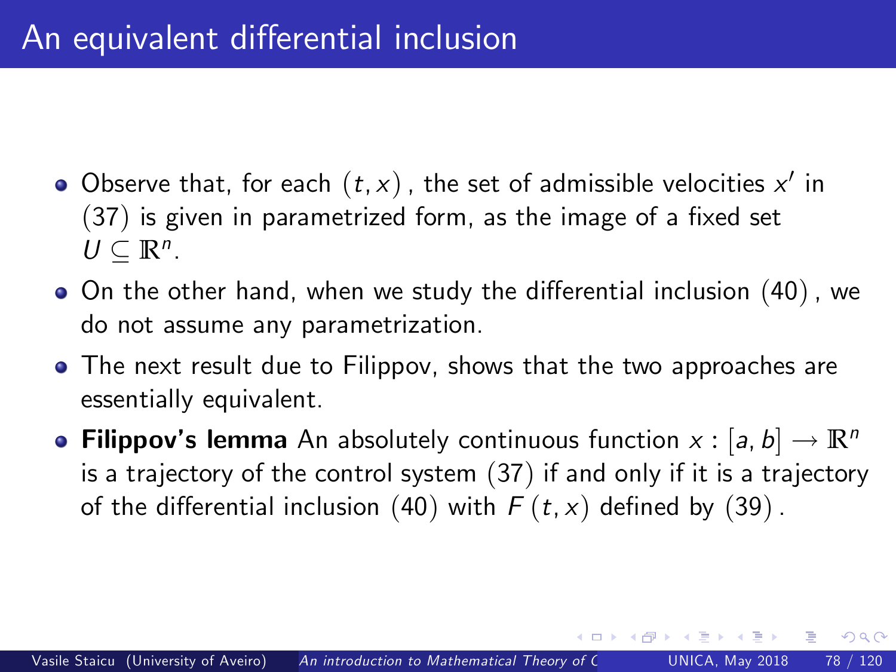# An equivalent differential inclusion

- Observe that, for each $(t, x)$, the set of admissible velocities $x'$ in $(37)$ is given in parametrized form, as the image of a fixed set $U \subseteq \mathbb{R}^n$.
- On the other hand, when we study the differential inclusion $(40)$, we do not assume any parametrization.
- The next result due to Filippov, shows that the two approaches are essentially equivalent.
- **Filippov's lemma** An absolutely continuous function $x : [a, b] \to \mathbb{R}^n$ is a trajectory of the control system $(37)$ if and only if it is a trajectory of the differential inclusion $(40)$ with $F(t, x)$ defined by $(39)$.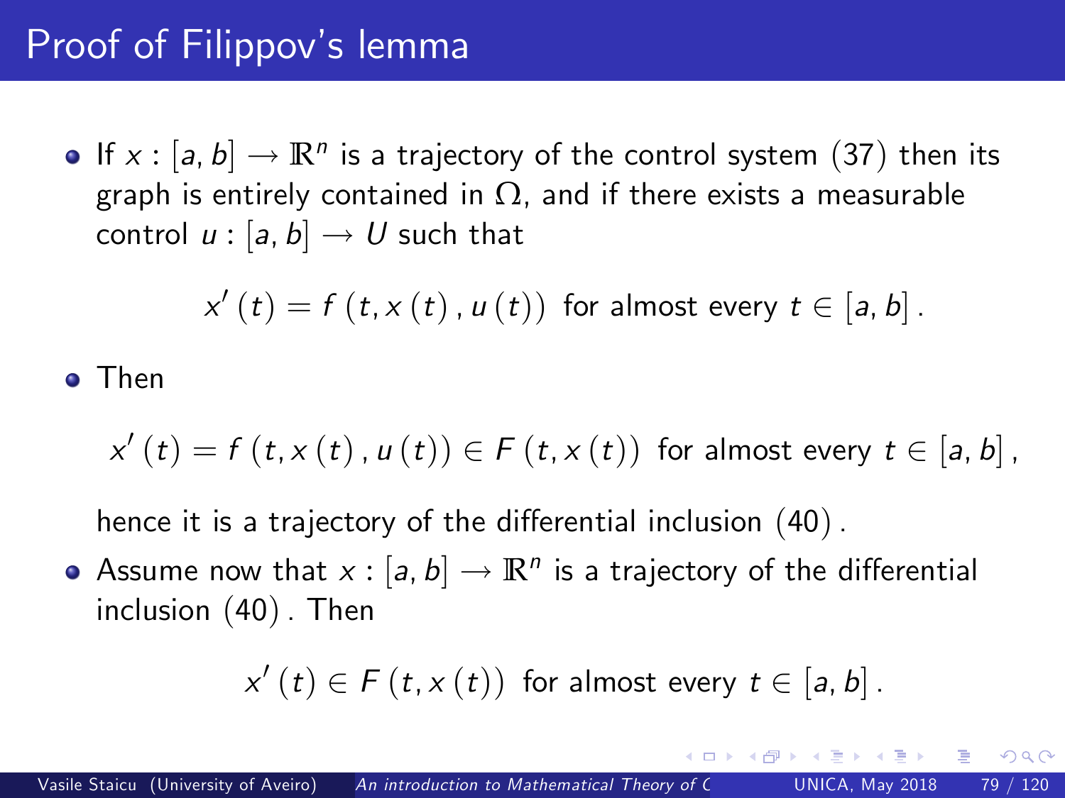# Proof of Filippov's lemma

- If $x : [a, b] \to \mathbb{R}^n$ is a trajectory of the control system $(37)$ then its graph is entirely contained in $\Omega$, and if there exists a measurable control $u : [a, b] \to U$ such that

$$x'(t) = f(t, x(t), u(t)) \text{ for almost every } t \in [a, b].$$

- Then

$$x'(t) = f(t, x(t), u(t)) \in F(t, x(t)) \text{ for almost every } t \in [a, b],$$

  hence it is a trajectory of the differential inclusion $(40)$.

- Assume now that $x : [a, b] \to \mathbb{R}^n$ is a trajectory of the differential inclusion $(40)$. Then

$$x'(t) \in F(t, x(t)) \text{ for almost every } t \in [a, b].$$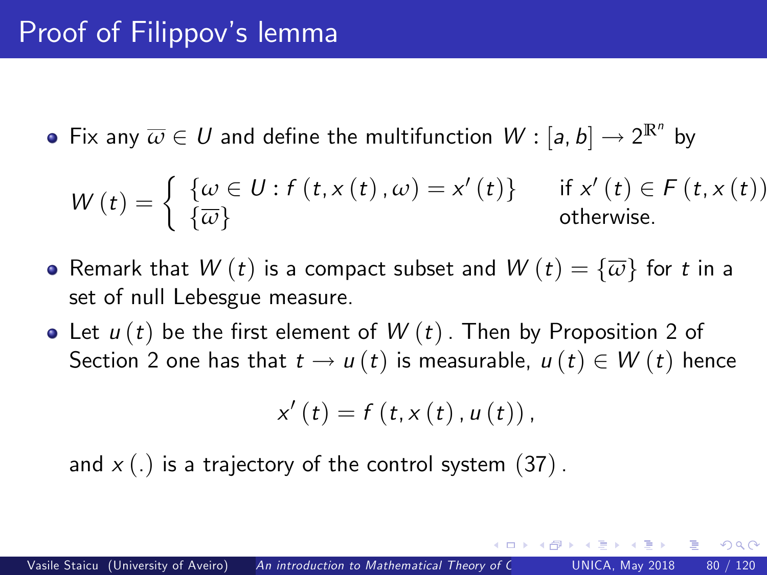# Proof of Filippov's lemma

- Fix any $\overline{\omega} \in U$ and define the multifunction $W : [a, b] \to 2^{\mathbb{R}^n}$ by

$$W(t) = \begin{cases} \{\omega \in U : f(t, x(t), \omega) = x'(t)\} & \text{if } x'(t) \in F(t, x(t)) \\ \{\overline{\omega}\} & \text{otherwise.} \end{cases}$$

- Remark that $W(t)$ is a compact subset and $W(t) = \{\overline{\omega}\}$ for $t$ in a set of null Lebesgue measure.
- Let $u(t)$ be the first element of $W(t)$. Then by Proposition 2 of Section 2 one has that $t \to u(t)$ is measurable, $u(t) \in W(t)$ hence

$$x'(t) = f(t, x(t), u(t)),$$

and $x(.)$ is a trajectory of the control system $(37)$.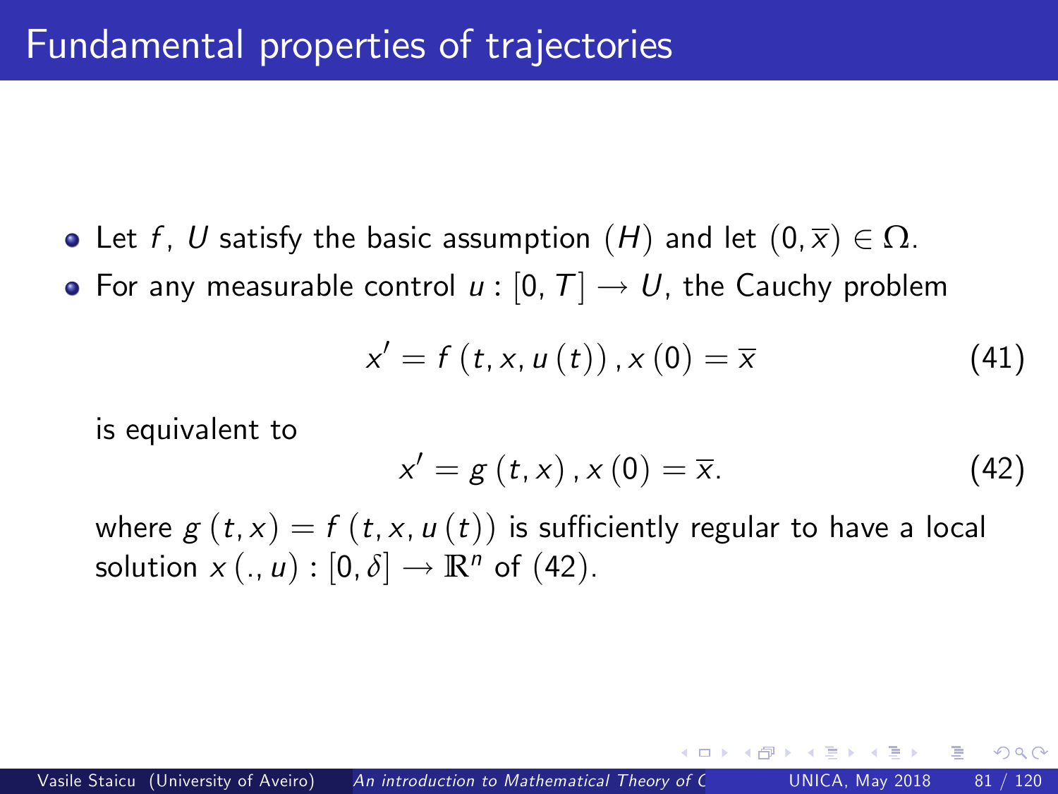# Fundamental properties of trajectories

- Let $f$, $U$ satisfy the basic assumption $(H)$ and let $(0, \overline{x}) \in \Omega$.
- For any measurable control $u : [0, T] \to U$, the Cauchy problem

$$x' = f\left(t, x, u\left(t\right)\right), x\left(0\right) = \overline{x} \tag{41}$$

  is equivalent to

$$x' = g\left(t, x\right), x\left(0\right) = \overline{x}. \tag{42}$$

  where $g\left(t, x\right) = f\left(t, x, u\left(t\right)\right)$ is sufficiently regular to have a local solution $x\left(., u\right) : [0, \delta] \to \mathbb{R}^n$ of (42).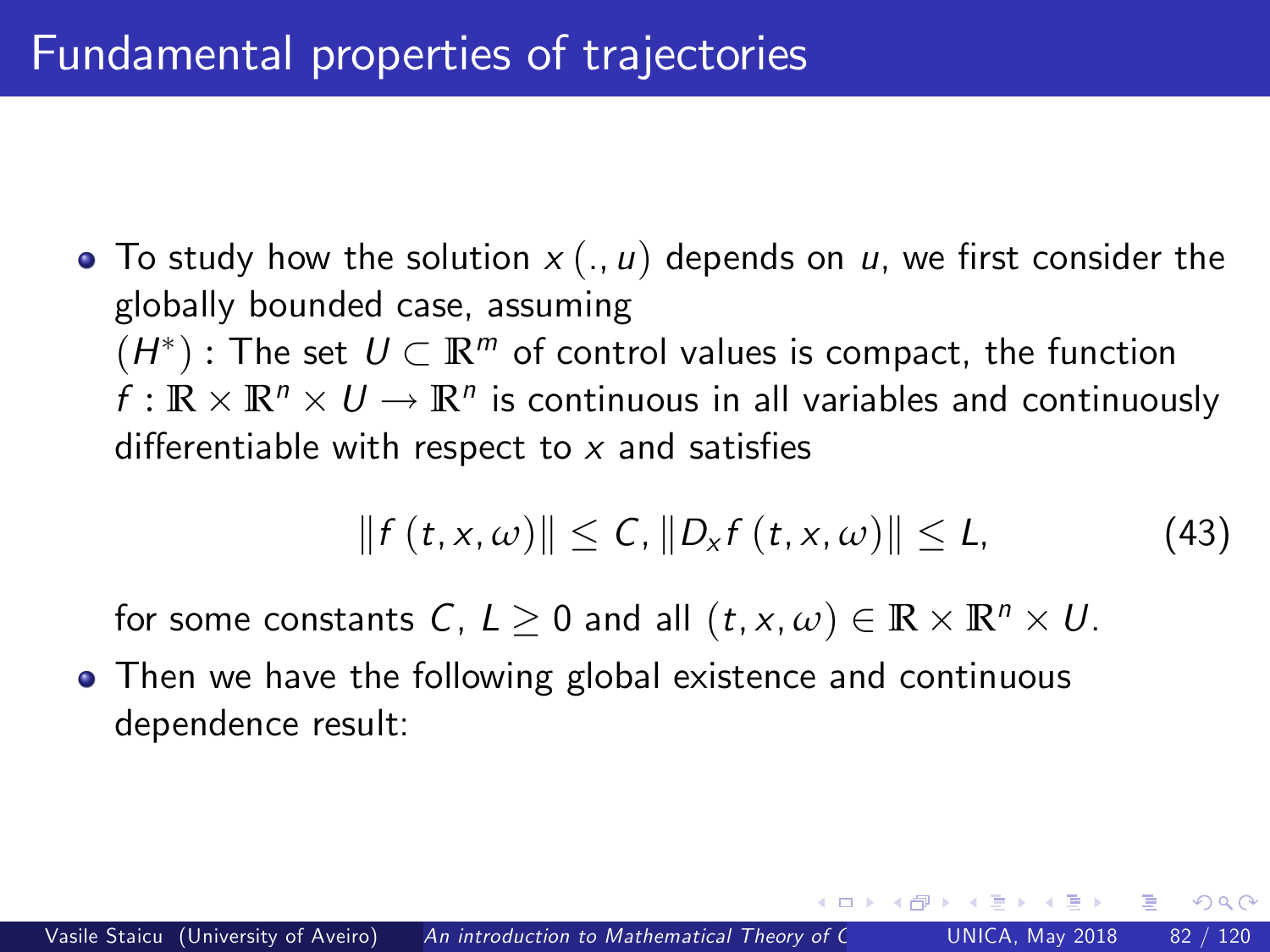# Fundamental properties of trajectories

- To study how the solution $x(., u)$ depends on $u$, we first consider the globally bounded case, assuming
  $(H^*)$ : The set $U \subset \mathbb{R}^m$ of control values is compact, the function $f : \mathbb{R} \times \mathbb{R}^n \times U \to \mathbb{R}^n$ is continuous in all variables and continuously differentiable with respect to $x$ and satisfies

$$\|f(t, x, \omega)\| \leq C, \|D_x f(t, x, \omega)\| \leq L, \tag{43}$$

  for some constants $C$, $L \geq 0$ and all $(t, x, \omega) \in \mathbb{R} \times \mathbb{R}^n \times U$.
- Then we have the following global existence and continuous dependence result: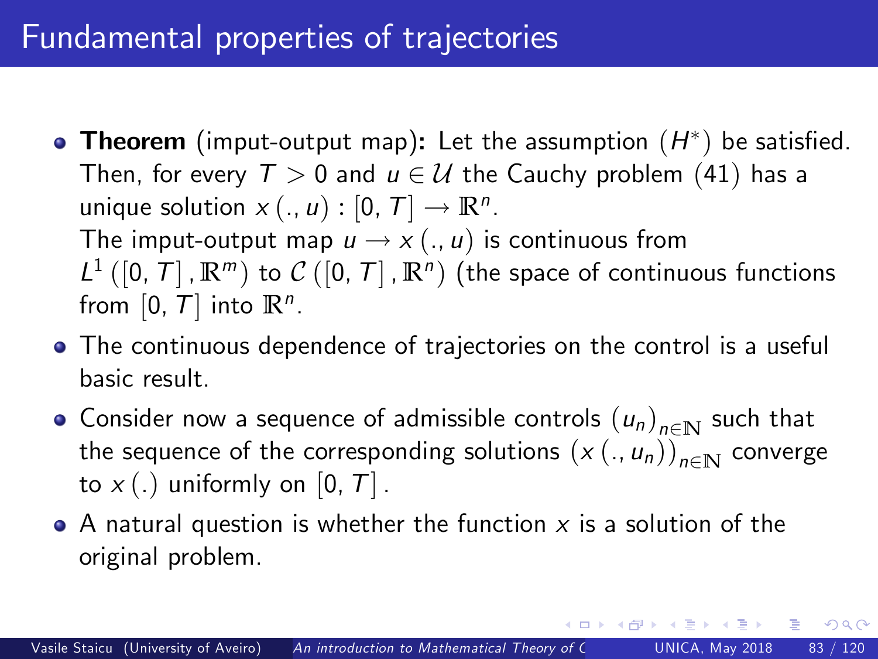# Fundamental properties of trajectories

- **Theorem** (imput-output map)**:** Let the assumption $(H^*)$ be satisfied. Then, for every $T > 0$ and $u \in \mathcal{U}$ the Cauchy problem (41) has a unique solution $x(., u) : [0, T] \to \mathbb{R}^n$.
  The imput-output map $u \to x(., u)$ is continuous from $L^1([0, T], \mathbb{R}^m)$ to $\mathcal{C}([0, T], \mathbb{R}^n)$ (the space of continuous functions from $[0, T]$ into $\mathbb{R}^n$.
- The continuous dependence of trajectories on the control is a useful basic result.
- Consider now a sequence of admissible controls $(u_n)_{n \in \mathbb{N}}$ such that the sequence of the corresponding solutions $(x(., u_n))_{n \in \mathbb{N}}$ converge to $x(.)$ uniformly on $[0, T]$.
- A natural question is whether the function $x$ is a solution of the original problem.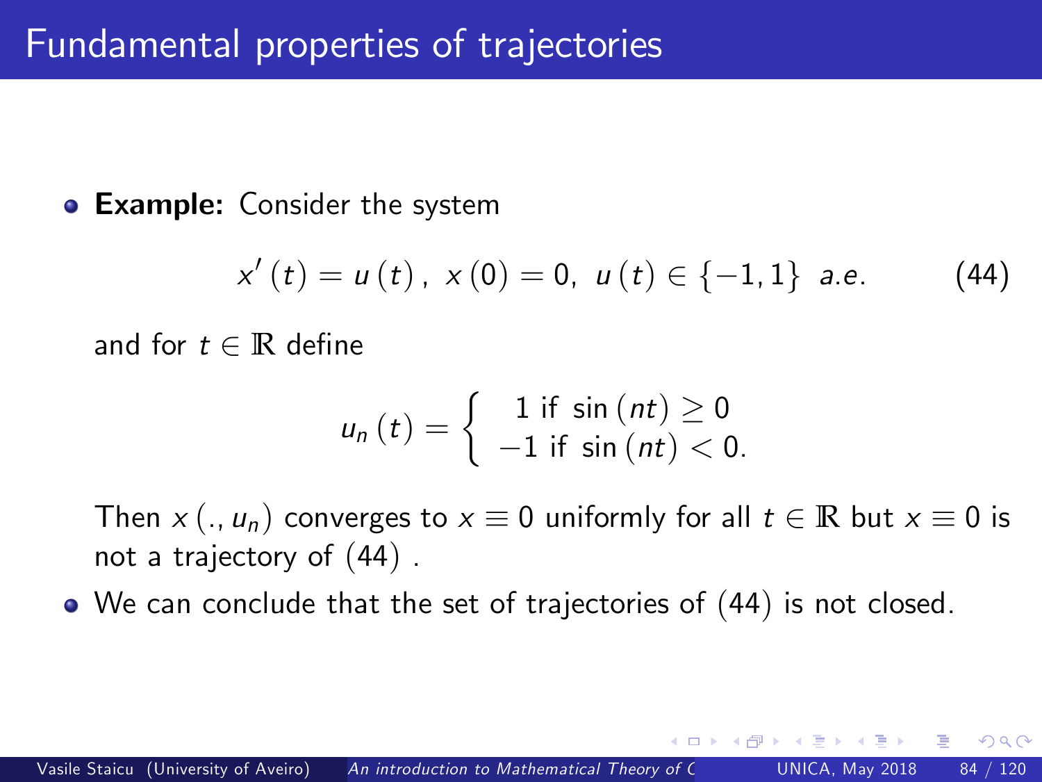## Fundamental properties of trajectories

- **Example:** Consider the system

$$x'(t) = u(t), \; x(0) = 0, \; u(t) \in \{-1, 1\} \; a.e. \tag{44}$$

and for $t \in \mathbb{R}$ define

$$u_n(t) = \begin{cases} 1 \text{ if } \sin(nt) \geq 0 \\ -1 \text{ if } \sin(nt) < 0. \end{cases}$$

Then $x(., u_n)$ converges to $x \equiv 0$ uniformly for all $t \in \mathbb{R}$ but $x \equiv 0$ is not a trajectory of $(44)$ .

- We can conclude that the set of trajectories of $(44)$ is not closed.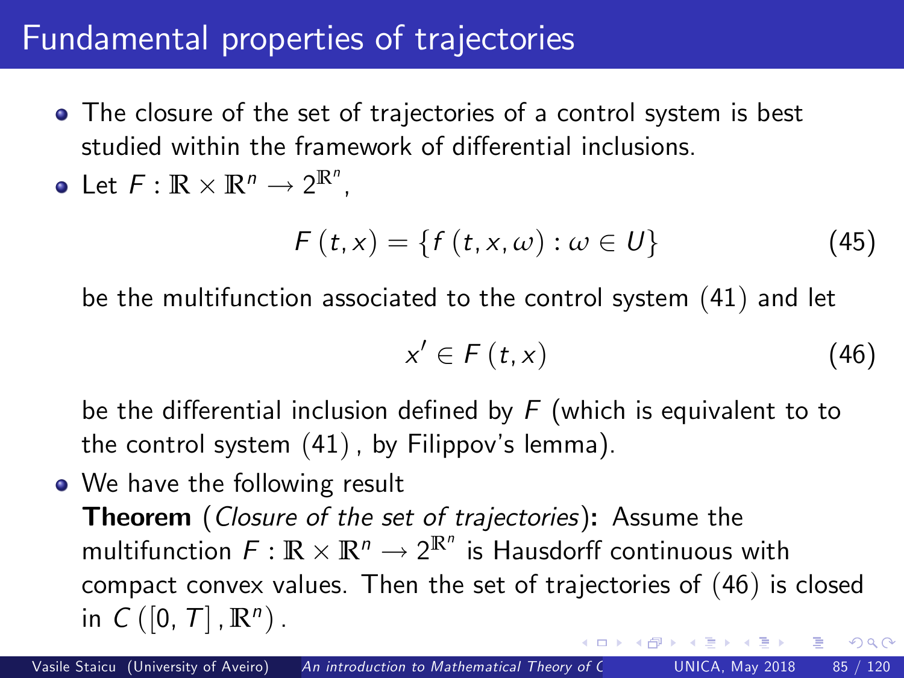# Fundamental properties of trajectories

- The closure of the set of trajectories of a control system is best studied within the framework of differential inclusions.
- Let $F : \mathbb{R} \times \mathbb{R}^n \to 2^{\mathbb{R}^n}$,

$$F(t, x) = \{f(t, x, \omega) : \omega \in U\} \tag{45}$$

  be the multifunction associated to the control system $(41)$ and let

$$x' \in F(t, x) \tag{46}$$

  be the differential inclusion defined by $F$ (which is equivalent to to the control system $(41)$, by Filippov's lemma).
- We have the following result

  **Theorem** (*Closure of the set of trajectories*)**:** Assume the multifunction $F : \mathbb{R} \times \mathbb{R}^n \to 2^{\mathbb{R}^n}$ is Hausdorff continuous with compact convex values. Then the set of trajectories of $(46)$ is closed in $C([0, T], \mathbb{R}^n)$.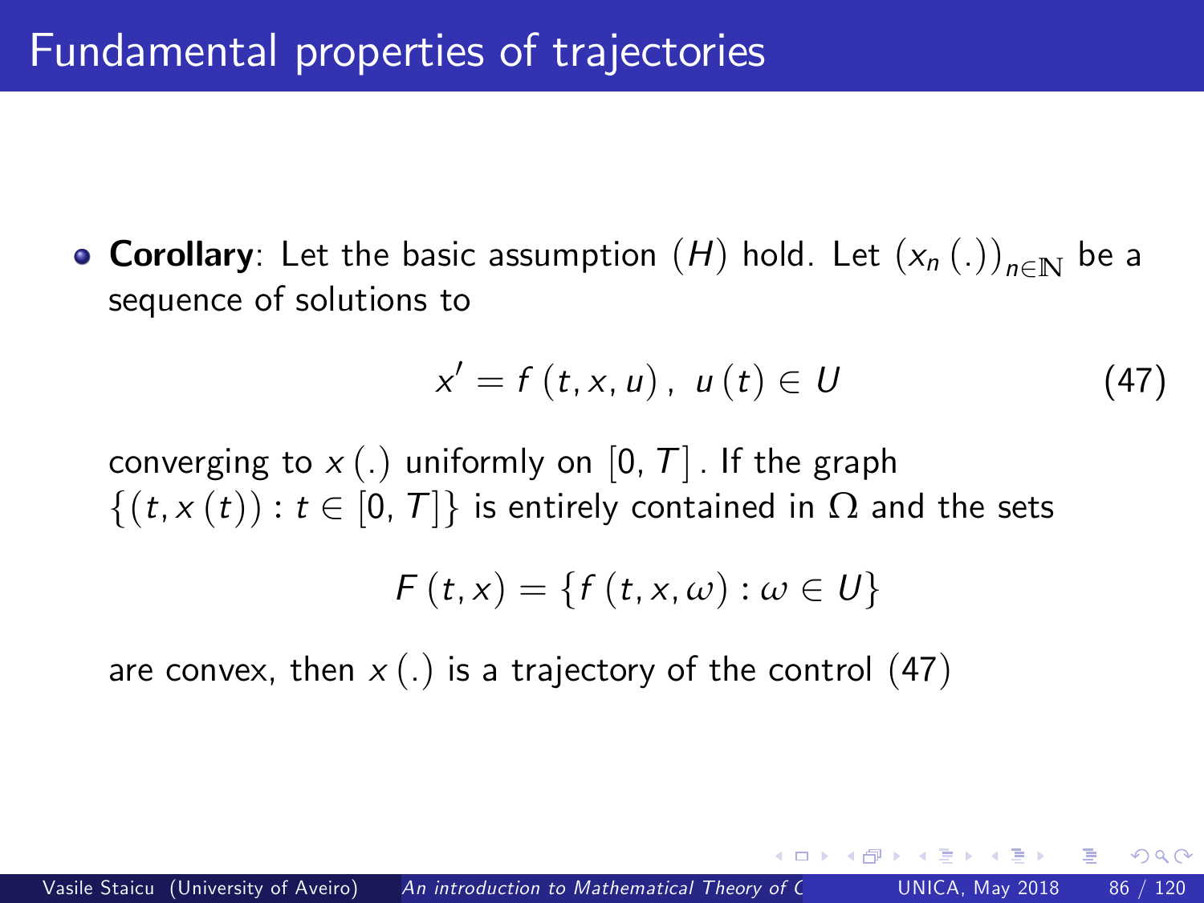# Fundamental properties of trajectories

- **Corollary**: Let the basic assumption $(H)$ hold. Let $(x_n(.))_{n\in\mathbb{N}}$ be a sequence of solutions to

$$x' = f(t, x, u), \ u(t) \in U \tag{47}$$

converging to $x(.)$ uniformly on $[0, T]$. If the graph $\{(t, x(t)) : t \in [0, T]\}$ is entirely contained in $\Omega$ and the sets

$$F(t, x) = \{f(t, x, \omega) : \omega \in U\}$$

are convex, then $x(.)$ is a trajectory of the control $(47)$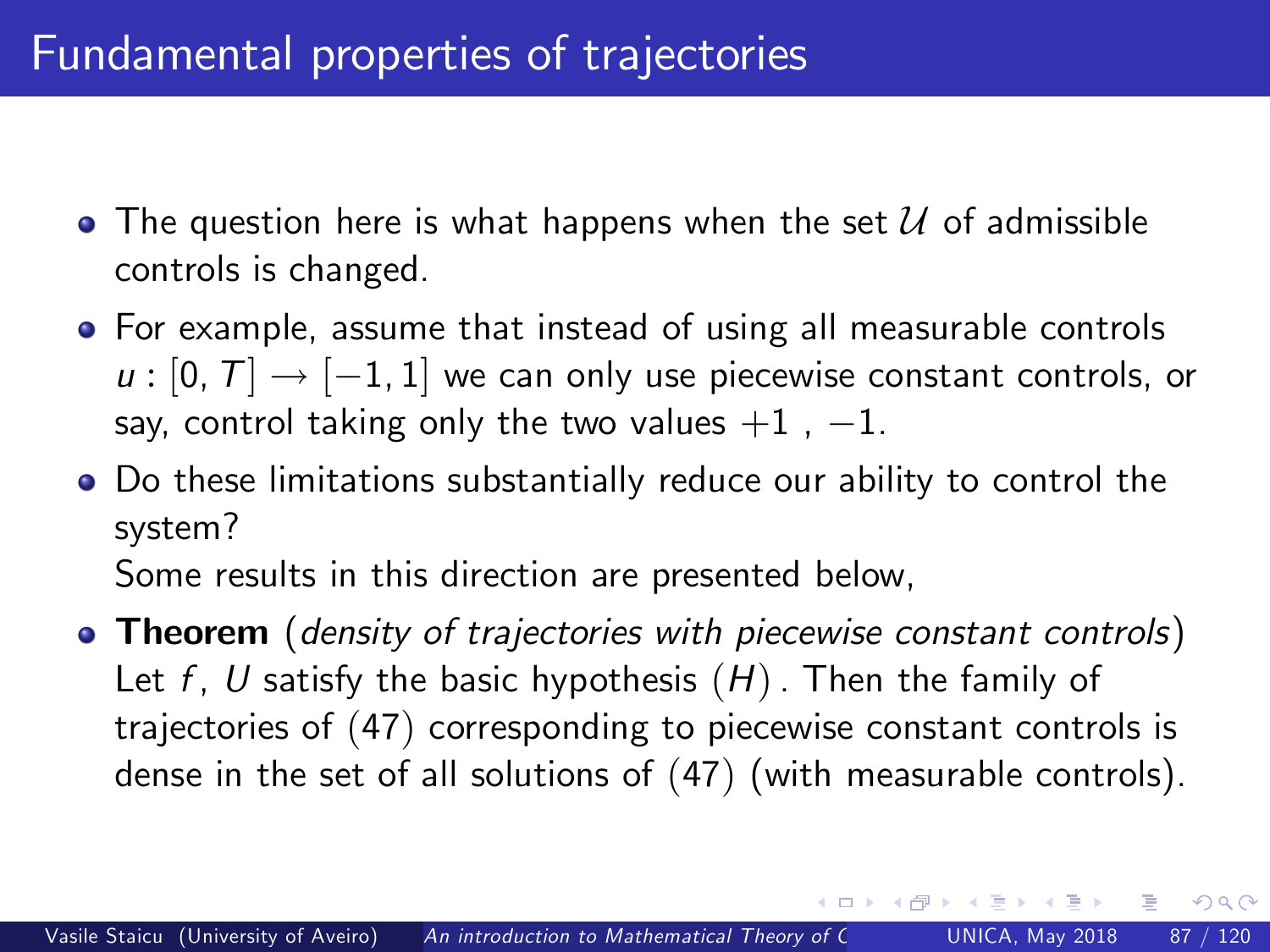# Fundamental properties of trajectories

- The question here is what happens when the set $\mathcal{U}$ of admissible controls is changed.
- For example, assume that instead of using all measurable controls $u : [0, T] \to [-1, 1]$ we can only use piecewise constant controls, or say, control taking only the two values $+1$ , $-1$.
- Do these limitations substantially reduce our ability to control the system?

  Some results in this direction are presented below,
- **Theorem** (*density of trajectories with piecewise constant controls*) Let $f$, $U$ satisfy the basic hypothesis $(H)$ . Then the family of trajectories of (47) corresponding to piecewise constant controls is dense in the set of all solutions of (47) (with measurable controls).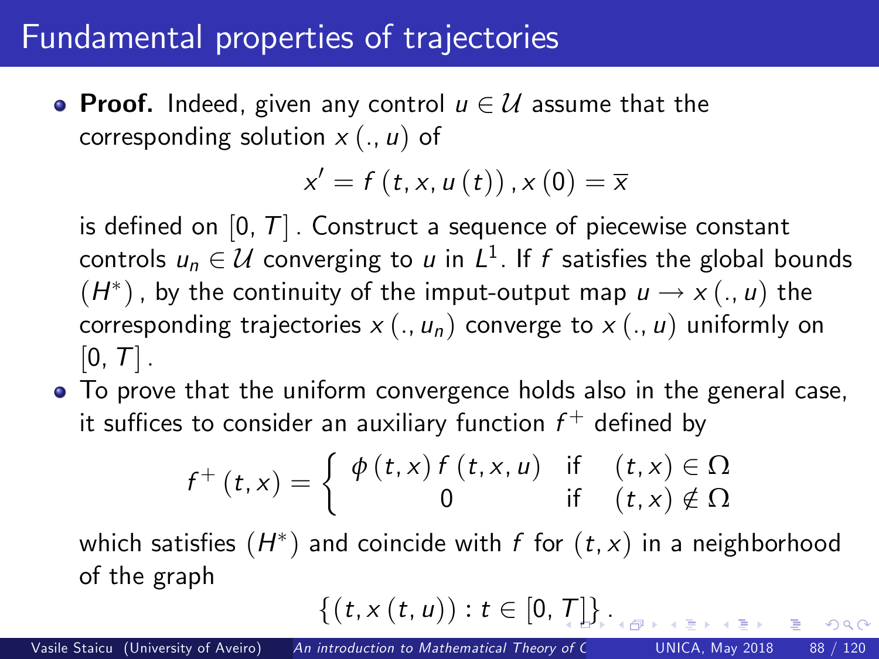## Fundamental properties of trajectories

- **Proof.** Indeed, given any control $u \in \mathcal{U}$ assume that the corresponding solution $x(., u)$ of

$$x' = f(t, x, u(t)), x(0) = \overline{x}$$

is defined on $[0, T]$. Construct a sequence of piecewise constant controls $u_n \in \mathcal{U}$ converging to $u$ in $L^1$. If $f$ satisfies the global bounds $(H^*)$, by the continuity of the imput-output map $u \rightarrow x(., u)$ the corresponding trajectories $x(., u_n)$ converge to $x(., u)$ uniformly on $[0, T]$.

- To prove that the uniform convergence holds also in the general case, it suffices to consider an auxiliary function $f^+$ defined by

$$f^+(t, x) = \begin{cases} \phi(t, x) f(t, x, u) & \text{if} \quad (t, x) \in \Omega \\ 0 & \text{if} \quad (t, x) \notin \Omega \end{cases}$$

which satisfies $(H^*)$ and coincide with $f$ for $(t, x)$ in a neighborhood of the graph

$$\{(t, x(t, u)) : t \in [0, T]\}.$$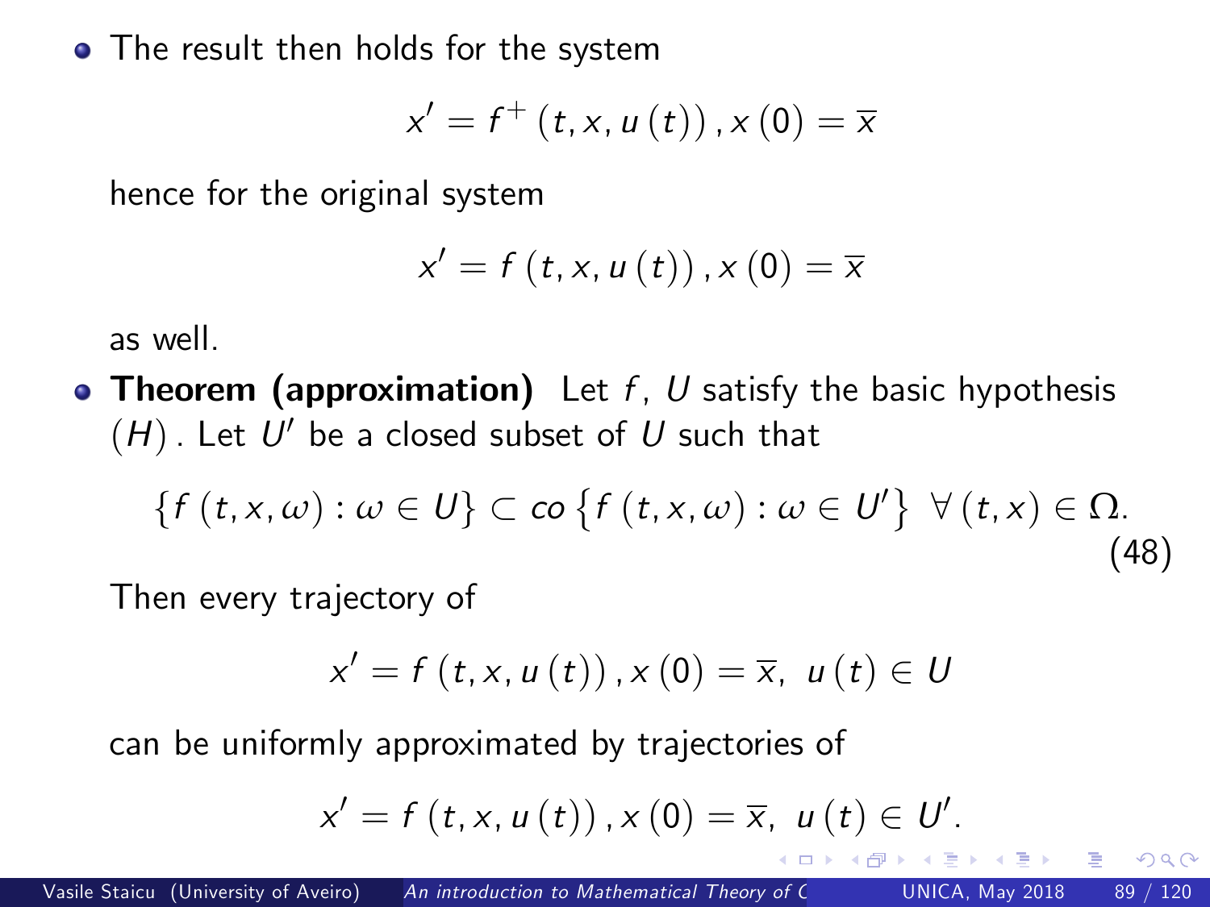- The result then holds for the system

$$x' = f^{+}(t, x, u(t)), x(0) = \overline{x}$$

hence for the original system

$$x' = f(t, x, u(t)), x(0) = \overline{x}$$

as well.

- **Theorem (approximation)** Let $f$, $U$ satisfy the basic hypothesis $(H)$. Let $U'$ be a closed subset of $U$ such that

$$\{f(t, x, \omega) : \omega \in U\} \subset co\{f(t, x, \omega) : \omega \in U'\} \ \forall (t, x) \in \Omega. \tag{48}$$

Then every trajectory of

$$x' = f(t, x, u(t)), x(0) = \overline{x}, \ u(t) \in U$$

can be uniformly approximated by trajectories of

$$x' = f(t, x, u(t)), x(0) = \overline{x}, \ u(t) \in U'.$$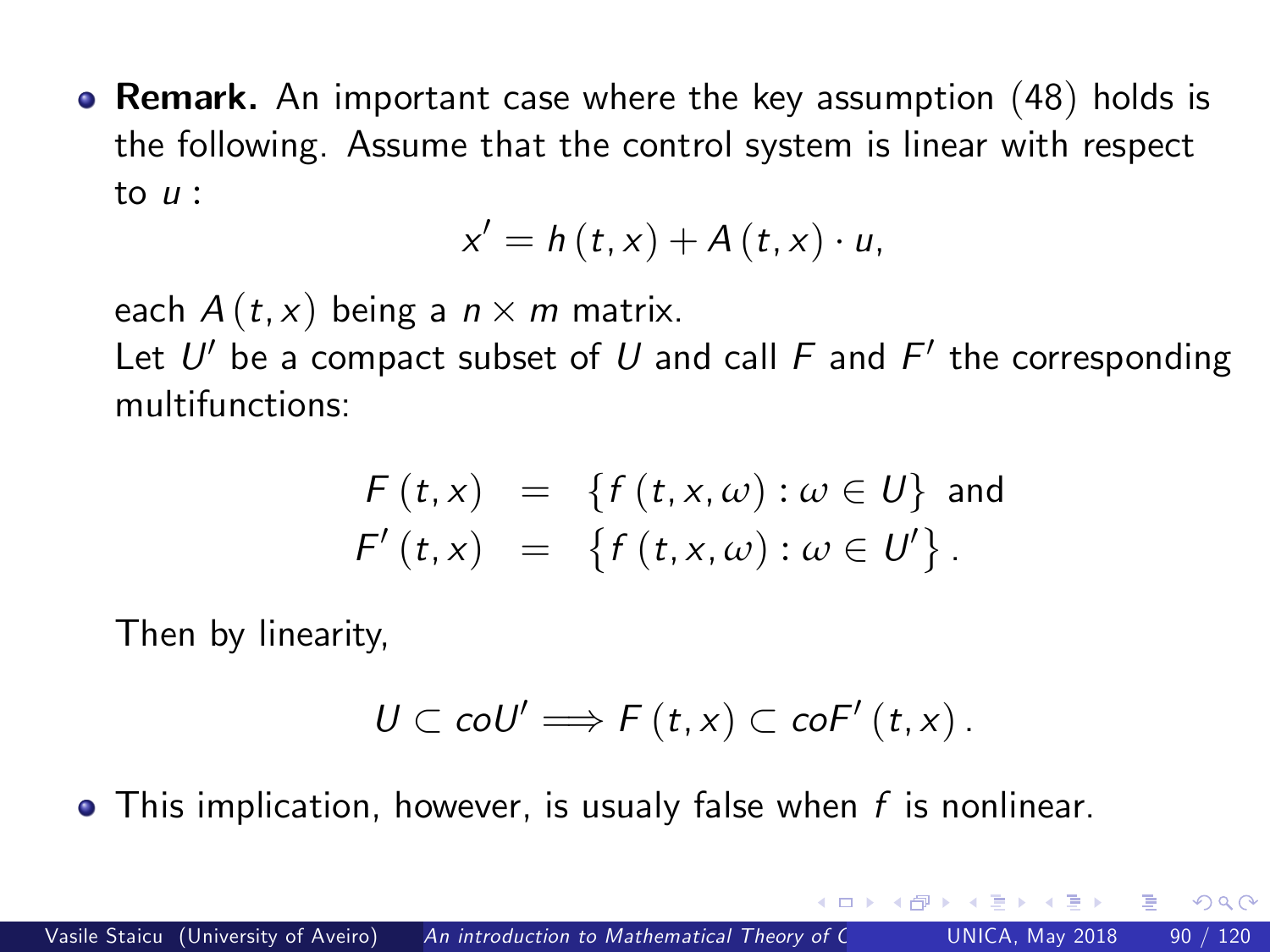- **Remark.** An important case where the key assumption (48) holds is the following. Assume that the control system is linear with respect to $u$ :

  $$x' = h(t,x) + A(t,x) \cdot u,$$

  each $A(t,x)$ being a $n \times m$ matrix.
  Let $U'$ be a compact subset of $U$ and call $F$ and $F'$ the corresponding multifunctions:

  $$\begin{aligned} F(t,x) &= \{f(t,x,\omega) : \omega \in U\} \text{ and} \\ F'(t,x) &= \{f(t,x,\omega) : \omega \in U'\}. \end{aligned}$$

  Then by linearity,

  $$U \subset coU' \Longrightarrow F(t,x) \subset coF'(t,x).$$

- This implication, however, is usualy false when $f$ is nonlinear.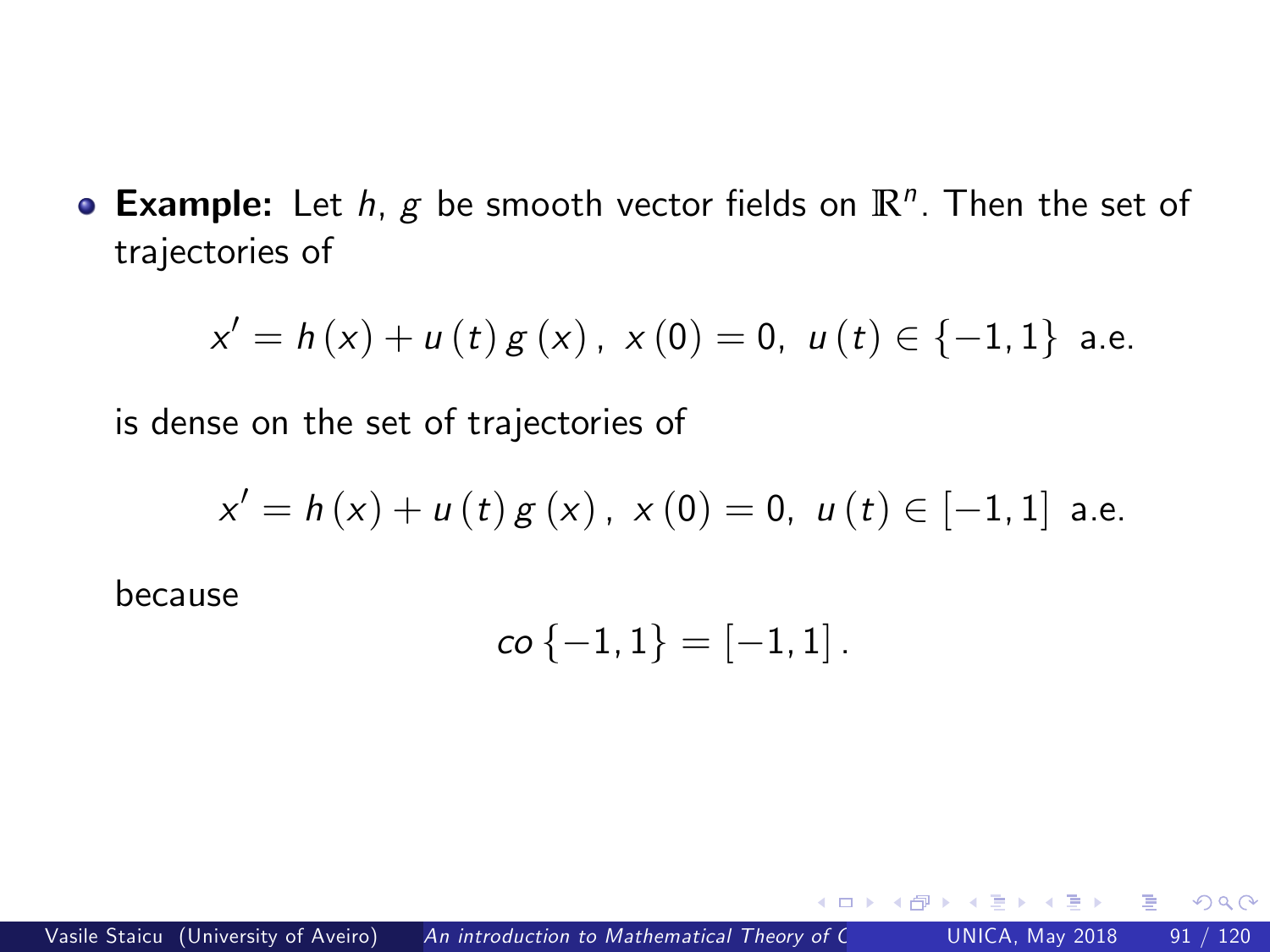- **Example:** Let $h$, $g$ be smooth vector fields on $\mathbb{R}^n$. Then the set of trajectories of

$$x' = h(x) + u(t)\, g(x), \; x(0) = 0, \; u(t) \in \{-1, 1\} \text{ a.e.}$$

  is dense on the set of trajectories of

$$x' = h(x) + u(t)\, g(x), \; x(0) = 0, \; u(t) \in [-1, 1] \text{ a.e.}$$

  because

$$co\{-1, 1\} = [-1, 1].$$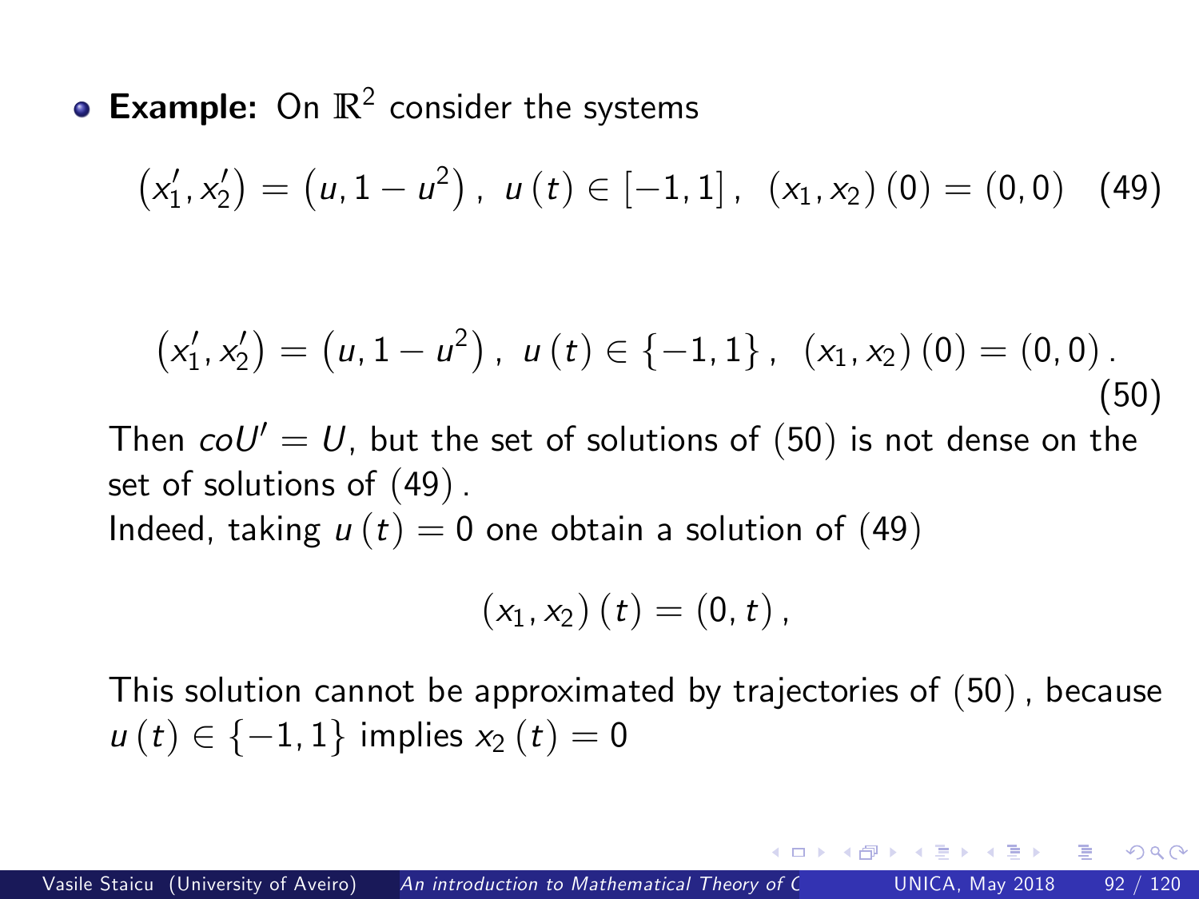- **Example:** On $\mathbb{R}^2$ consider the systems

$$\left(x_1', x_2'\right) = \left(u, 1 - u^2\right),\ u\left(t\right) \in \left[-1, 1\right],\ \left(x_1, x_2\right)\left(0\right) = \left(0, 0\right) \quad (49)$$

$$\left(x_1', x_2'\right) = \left(u, 1 - u^2\right),\ u\left(t\right) \in \left\{-1, 1\right\},\ \left(x_1, x_2\right)\left(0\right) = \left(0, 0\right). \quad (50)$$

Then $coU' = U$, but the set of solutions of $(50)$ is not dense on the set of solutions of $(49)$.

Indeed, taking $u\left(t\right) = 0$ one obtain a solution of $(49)$

$$\left(x_1, x_2\right)\left(t\right) = \left(0, t\right),$$

This solution cannot be approximated by trajectories of $(50)$, because $u\left(t\right) \in \left\{-1, 1\right\}$ implies $x_2\left(t\right) = 0$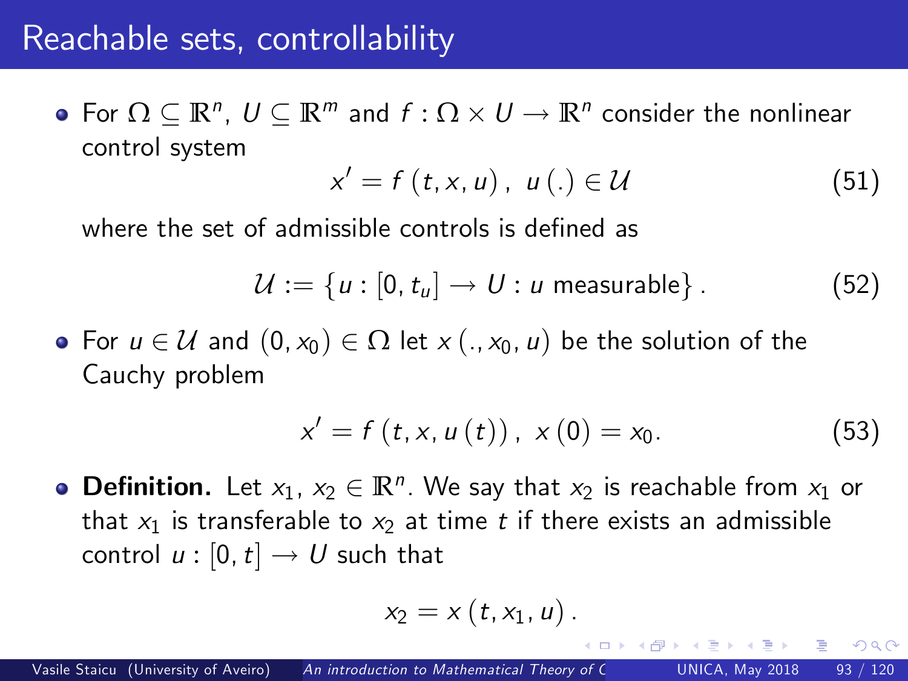# Reachable sets, controllability

- For $\Omega \subseteq \mathbb{R}^n$, $U \subseteq \mathbb{R}^m$ and $f : \Omega \times U \to \mathbb{R}^n$ consider the nonlinear control system

$$x' = f(t, x, u), \; u(.) \in \mathcal{U} \tag{51}$$

where the set of admissible controls is defined as

$$\mathcal{U} := \{u : [0, t_u] \to U : u \text{ measurable}\}. \tag{52}$$

- For $u \in \mathcal{U}$ and $(0, x_0) \in \Omega$ let $x(., x_0, u)$ be the solution of the Cauchy problem

$$x' = f(t, x, u(t)), \; x(0) = x_0. \tag{53}$$

- **Definition.** Let $x_1, x_2 \in \mathbb{R}^n$. We say that $x_2$ is reachable from $x_1$ or that $x_1$ is transferable to $x_2$ at time $t$ if there exists an admissible control $u : [0, t] \to U$ such that

$$x_2 = x(t, x_1, u).$$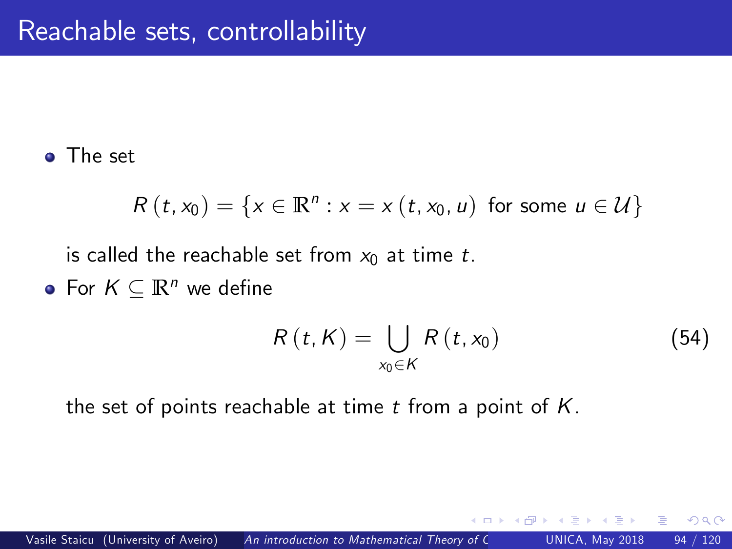# Reachable sets, controllability

- The set

$$R(t, x_0) = \{x \in \mathbb{R}^n : x = x(t, x_0, u) \text{ for some } u \in \mathcal{U}\}$$

  is called the reachable set from $x_0$ at time $t$.

- For $K \subseteq \mathbb{R}^n$ we define

$$R(t, K) = \bigcup_{x_0 \in K} R(t, x_0) \tag{54}$$

  the set of points reachable at time $t$ from a point of $K$.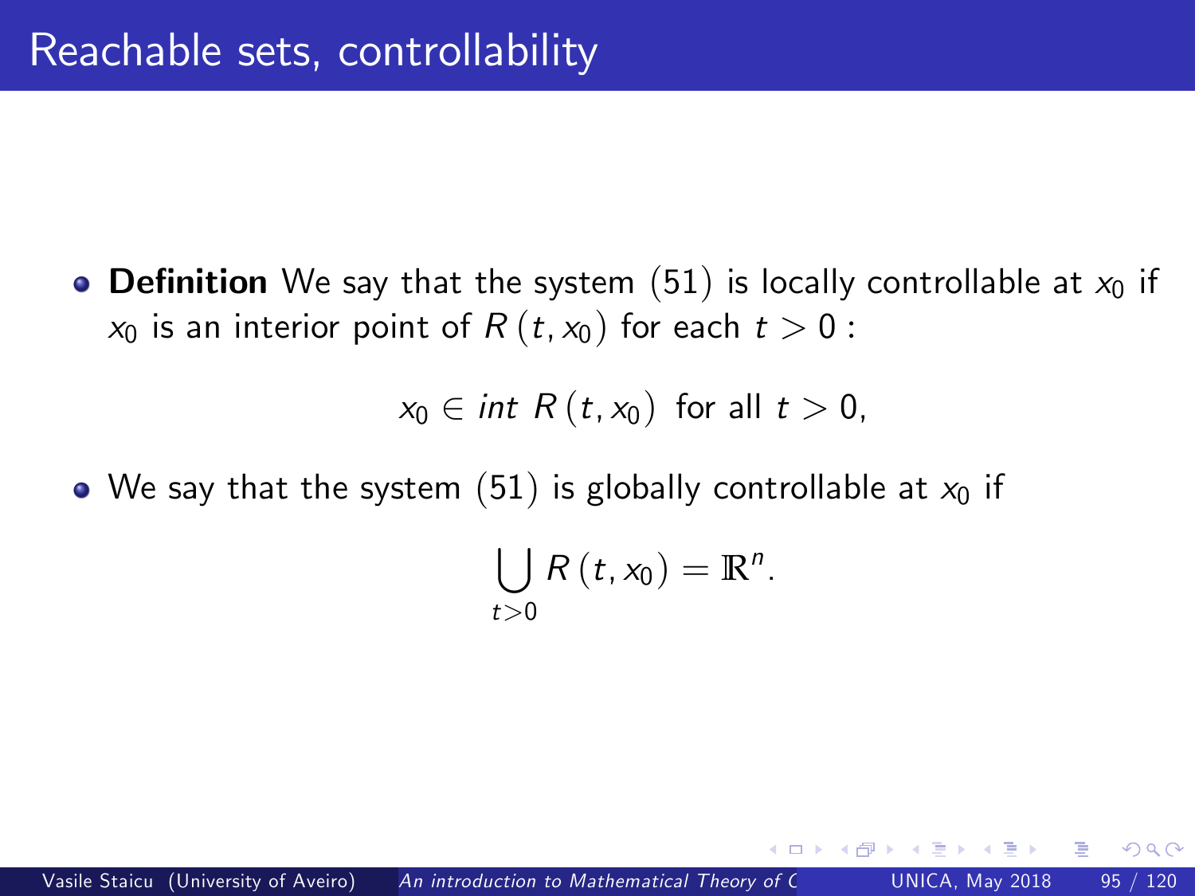# Reachable sets, controllability

- **Definition** We say that the system $(51)$ is locally controllable at $x_0$ if $x_0$ is an interior point of $R(t, x_0)$ for each $t > 0$ :

$$x_0 \in int\ R(t, x_0) \text{ for all } t > 0,$$

- We say that the system $(51)$ is globally controllable at $x_0$ if

$$\bigcup_{t>0} R(t, x_0) = \mathbb{R}^n.$$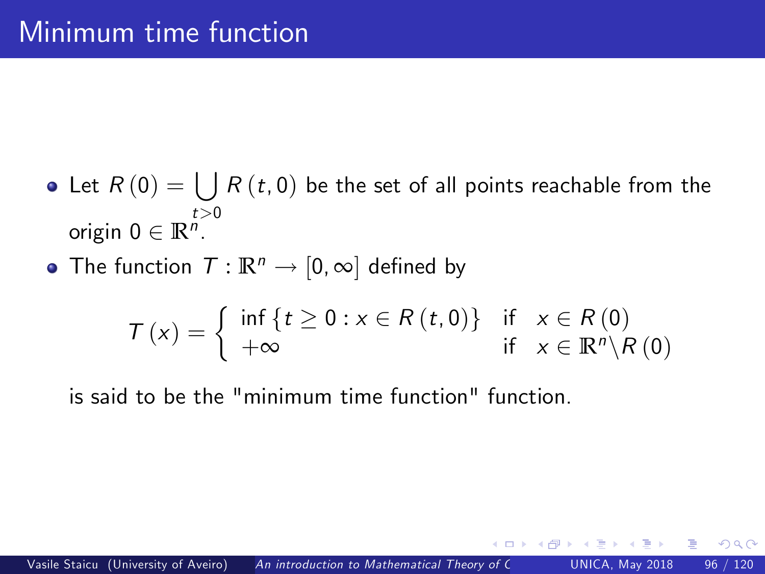# Minimum time function

- Let $R(0) = \bigcup_{t>0} R(t, 0)$ be the set of all points reachable from the origin $0 \in \mathbb{R}^n$.
- The function $T : \mathbb{R}^n \to [0, \infty]$ defined by

$$T(x) = \begin{cases} \inf \{t \geq 0 : x \in R(t, 0)\} & \text{if} \quad x \in R(0) \\ +\infty & \text{if} \quad x \in \mathbb{R}^n \backslash R(0) \end{cases}$$

  is said to be the "minimum time function" function.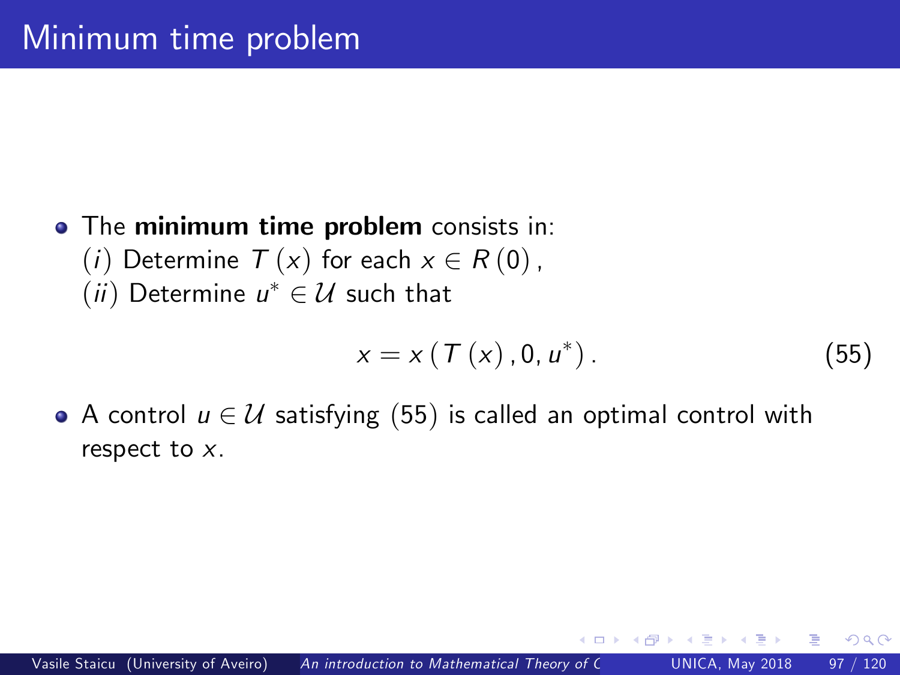# Minimum time problem

- The **minimum time problem** consists in:
  $(i)$ Determine $T(x)$ for each $x \in R(0)$,
  $(ii)$ Determine $u^* \in \mathcal{U}$ such that

$$x = x\left(T(x), 0, u^*\right). \tag{55}$$

- A control $u \in \mathcal{U}$ satisfying (55) is called an optimal control with respect to $x$.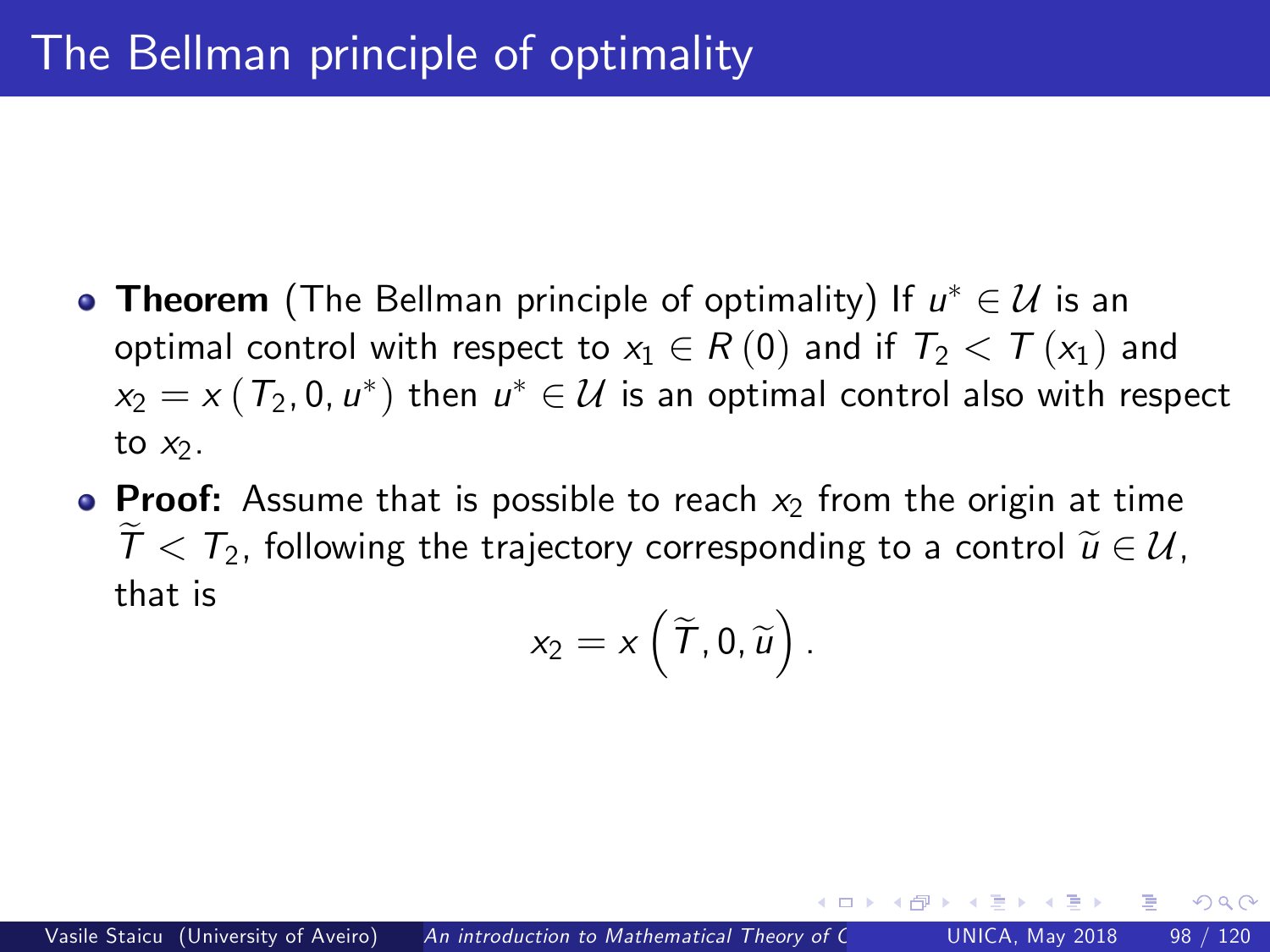# The Bellman principle of optimality

- **Theorem** (The Bellman principle of optimality) If $u^* \in \mathcal{U}$ is an optimal control with respect to $x_1 \in R(0)$ and if $T_2 < T(x_1)$ and $x_2 = x(T_2, 0, u^*)$ then $u^* \in \mathcal{U}$ is an optimal control also with respect to $x_2$.
- **Proof:** Assume that is possible to reach $x_2$ from the origin at time $\widetilde{T} < T_2$, following the trajectory corresponding to a control $\widetilde{u} \in \mathcal{U}$, that is

$$x_2 = x\left(\widetilde{T}, 0, \widetilde{u}\right).$$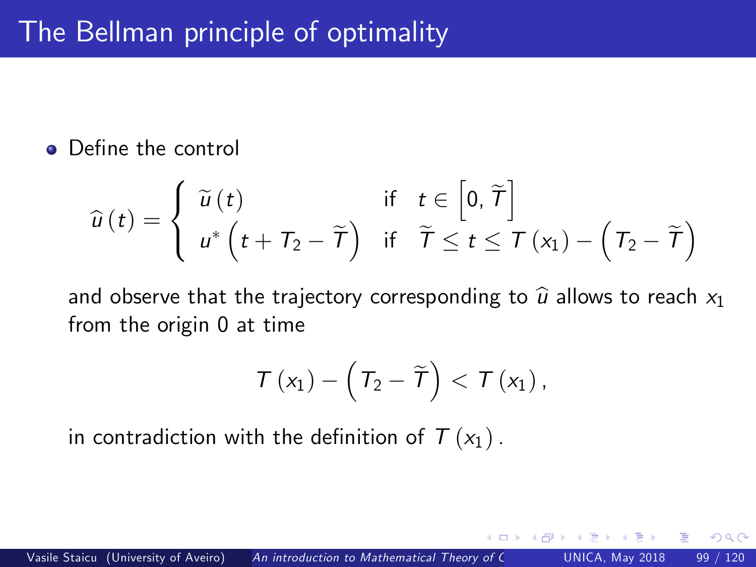# The Bellman principle of optimality

- Define the control

$$\widehat{u}(t) = \begin{cases} \widetilde{u}(t) & \text{if} \quad t \in \left[0, \widetilde{T}\right] \\ u^*\left(t + T_2 - \widetilde{T}\right) & \text{if} \quad \widetilde{T} \leq t \leq T(x_1) - \left(T_2 - \widetilde{T}\right) \end{cases}$$

and observe that the trajectory corresponding to $\widehat{u}$ allows to reach $x_1$ from the origin 0 at time

$$T(x_1) - \left(T_2 - \widetilde{T}\right) < T(x_1),$$

in contradiction with the definition of $T(x_1)$.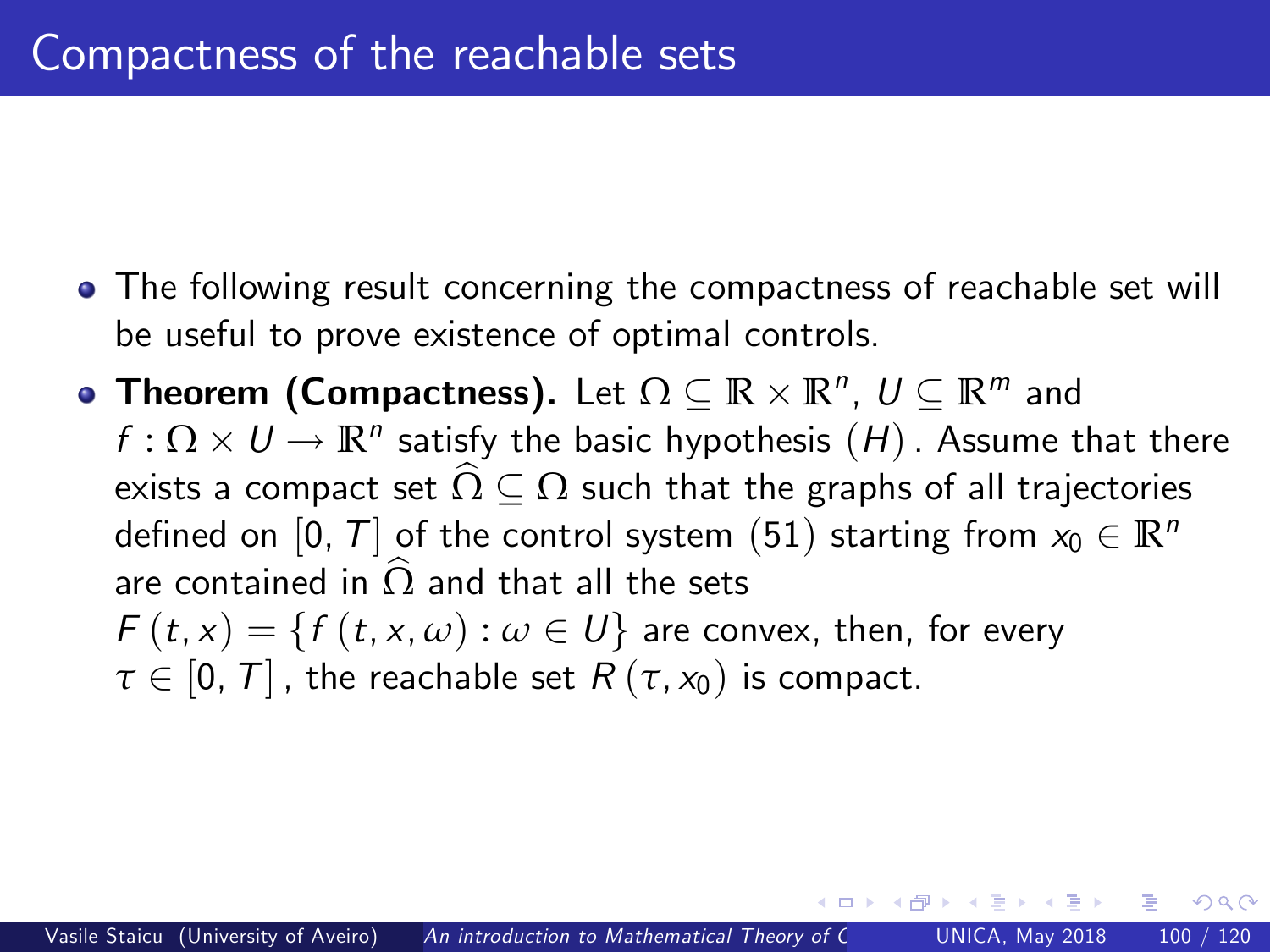# Compactness of the reachable sets

- The following result concerning the compactness of reachable set will be useful to prove existence of optimal controls.
- **Theorem (Compactness).** Let $\Omega \subseteq \mathbb{R} \times \mathbb{R}^n$, $U \subseteq \mathbb{R}^m$ and $f : \Omega \times U \to \mathbb{R}^n$ satisfy the basic hypothesis $(H)$. Assume that there exists a compact set $\widehat{\Omega} \subseteq \Omega$ such that the graphs of all trajectories defined on $[0, T]$ of the control system $(51)$ starting from $x_0 \in \mathbb{R}^n$ are contained in $\widehat{\Omega}$ and that all the sets $F(t, x) = \{f(t, x, \omega) : \omega \in U\}$ are convex, then, for every $\tau \in [0, T]$, the reachable set $R(\tau, x_0)$ is compact.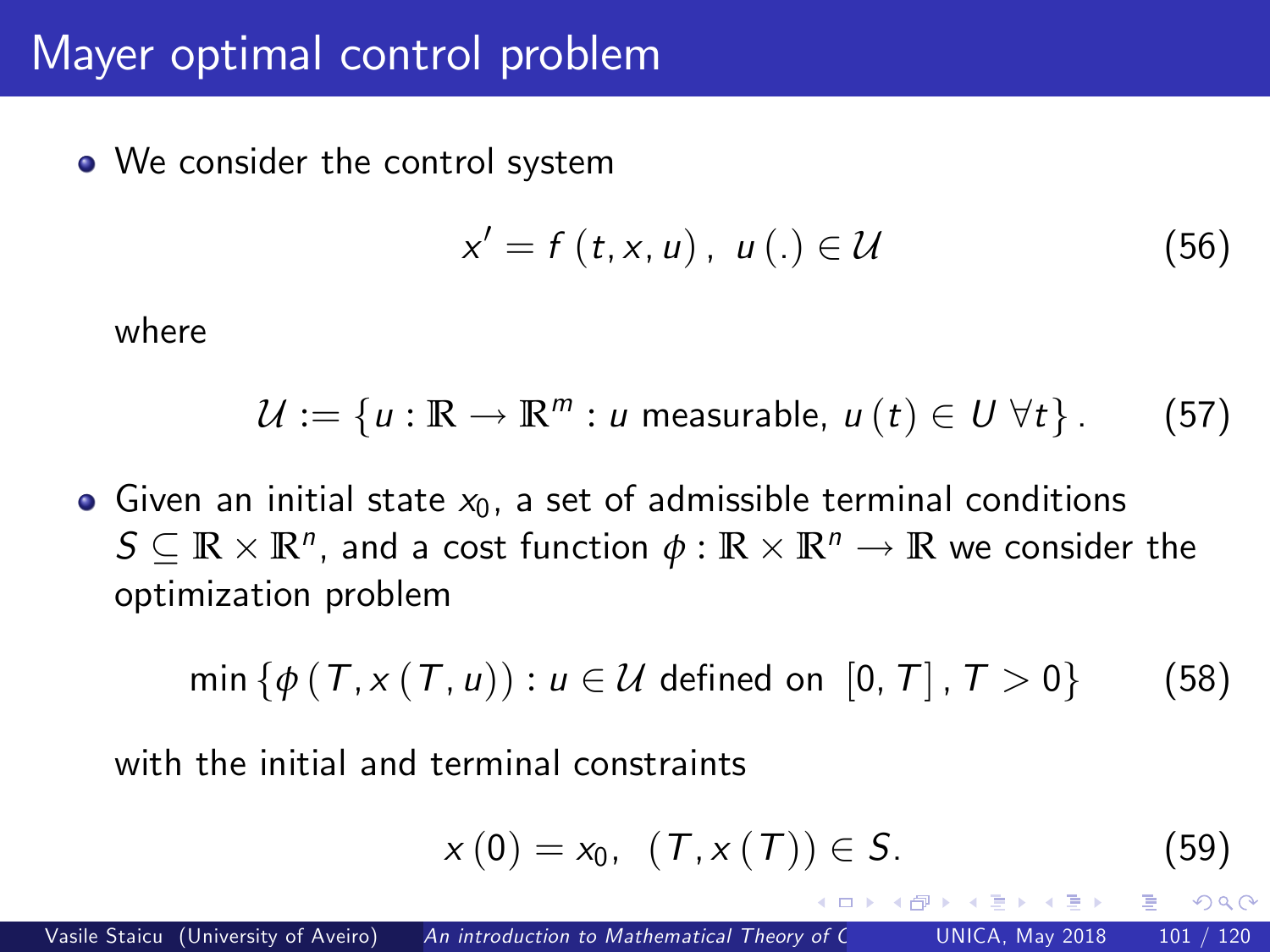# Mayer optimal control problem

- We consider the control system

$$x' = f\left(t, x, u\right),\ \ u\left(.\right) \in \mathcal{U} \tag{56}$$

where

$$\mathcal{U} := \left\{u : \mathbb{R} \to \mathbb{R}^m : u \text{ measurable, } u\left(t\right) \in U\ \forall t\right\}. \tag{57}$$

- Given an initial state $x_0$, a set of admissible terminal conditions $S \subseteq \mathbb{R} \times \mathbb{R}^n$, and a cost function $\phi : \mathbb{R} \times \mathbb{R}^n \to \mathbb{R}$ we consider the optimization problem

$$\min\left\{\phi\left(T, x\left(T, u\right)\right) : u \in \mathcal{U} \text{ defined on } \left[0, T\right], T > 0\right\} \tag{58}$$

with the initial and terminal constraints

$$x\left(0\right) = x_0,\ \ \left(T, x\left(T\right)\right) \in S. \tag{59}$$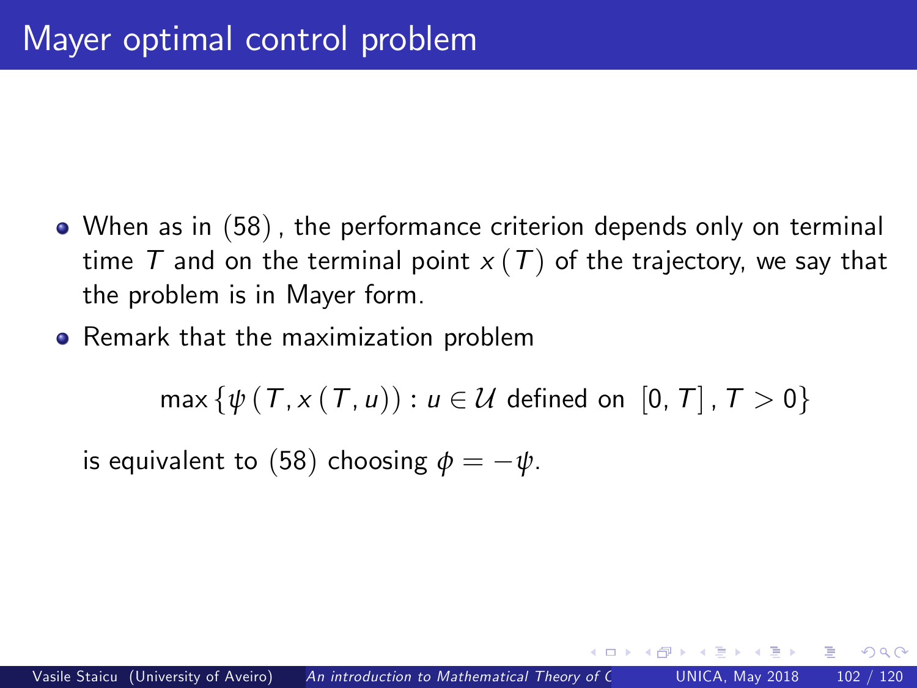# Mayer optimal control problem

- When as in (58), the performance criterion depends only on terminal time $T$ and on the terminal point $x(T)$ of the trajectory, we say that the problem is in Mayer form.
- Remark that the maximization problem

$$\max\left\{\psi\left(T, x\left(T, u\right)\right) : u \in \mathcal{U} \text{ defined on } \left[0, T\right], T > 0\right\}$$

  is equivalent to (58) choosing $\phi = -\psi$.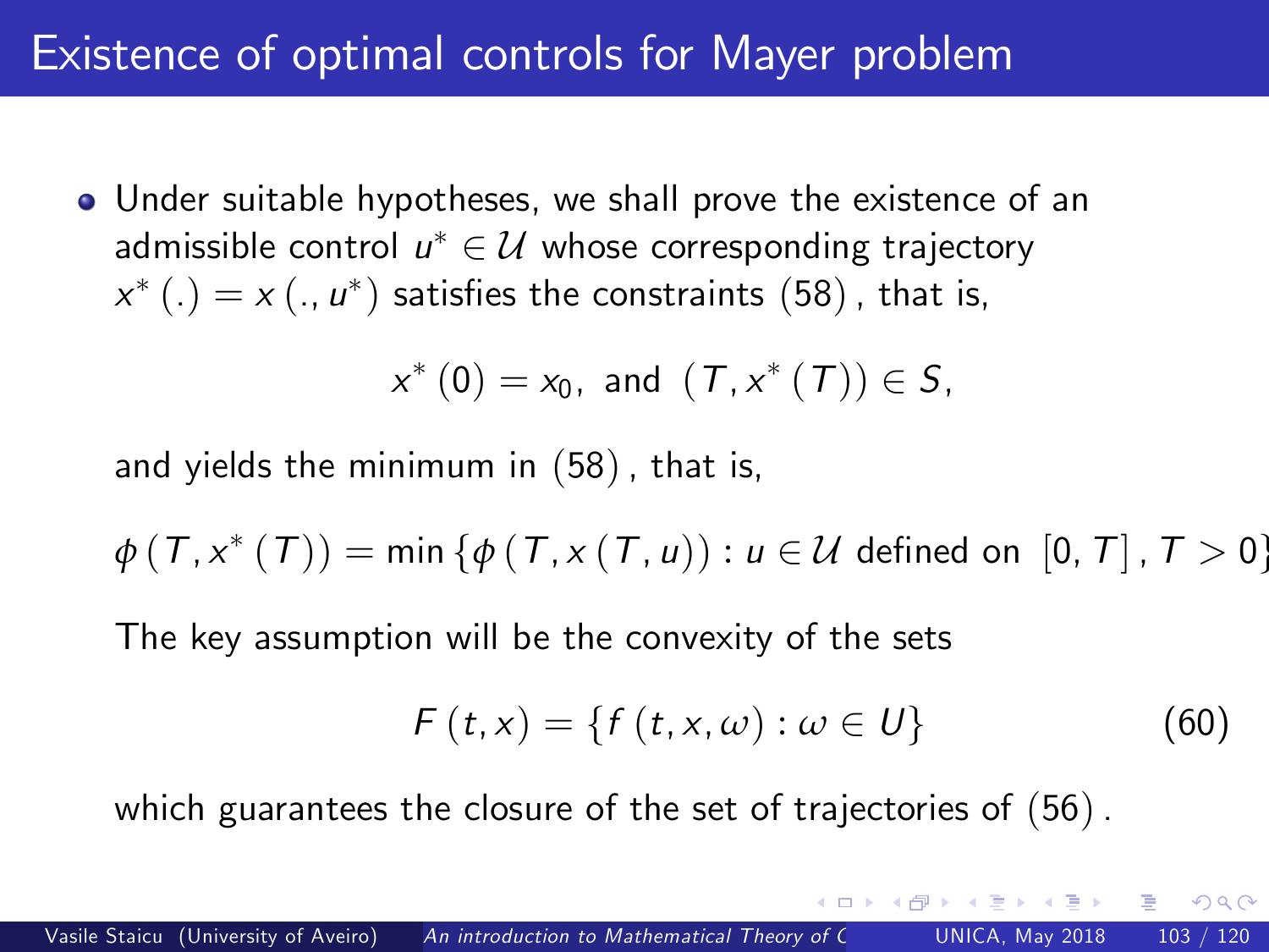# Existence of optimal controls for Mayer problem

- Under suitable hypotheses, we shall prove the existence of an admissible control $u^* \in \mathcal{U}$ whose corresponding trajectory $x^*(.) = x(., u^*)$ satisfies the constraints $(58)$, that is,

$$x^*(0) = x_0, \text{ and } (T, x^*(T)) \in S,$$

and yields the minimum in $(58)$, that is,

$$\phi(T, x^*(T)) = \min\{\phi(T, x(T, u)) : u \in \mathcal{U} \text{ defined on } [0, T], T > 0\}$$

The key assumption will be the convexity of the sets

$$F(t, x) = \{f(t, x, \omega) : \omega \in U\} \tag{60}$$

which guarantees the closure of the set of trajectories of $(56)$.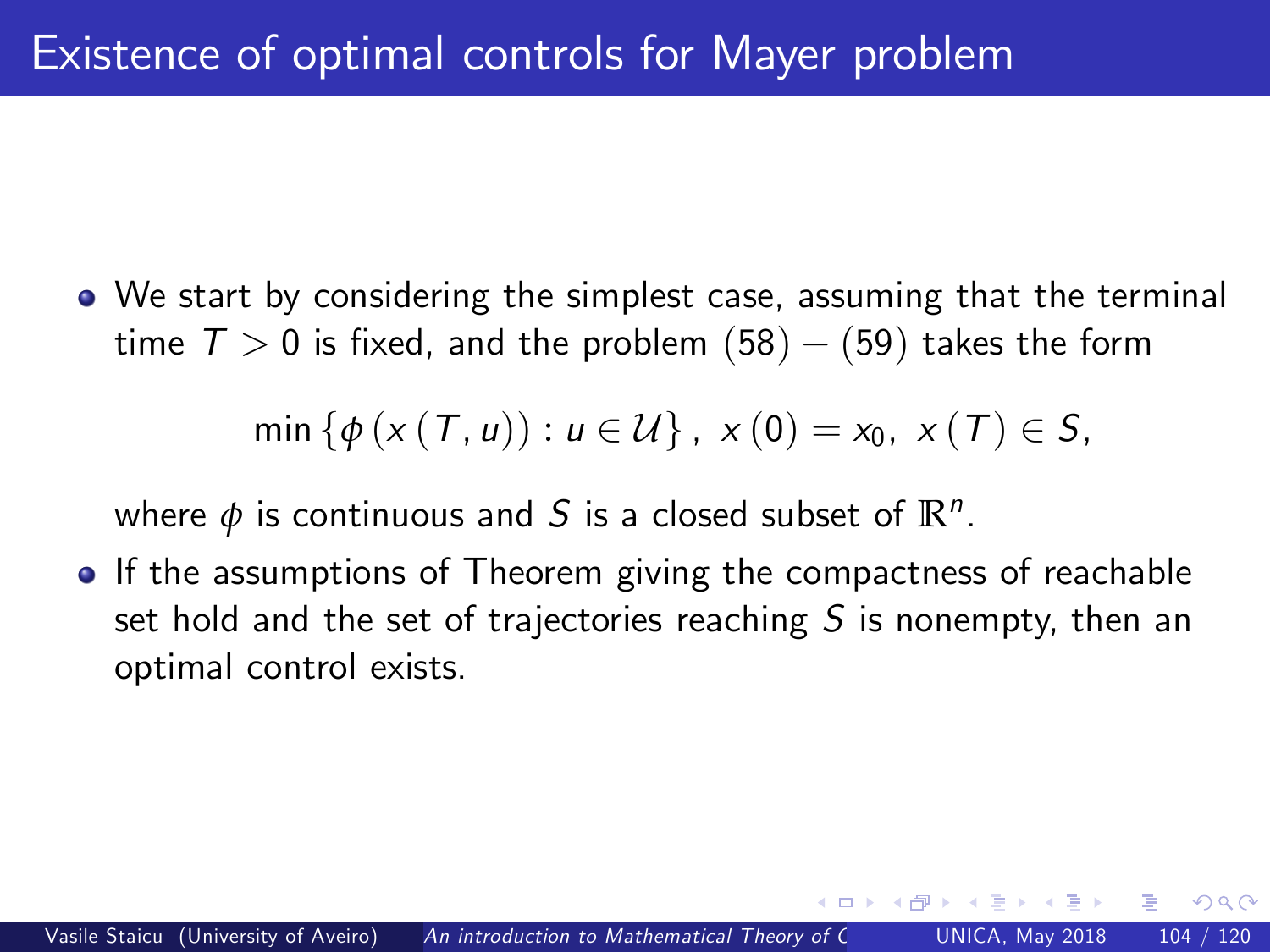# Existence of optimal controls for Mayer problem

- We start by considering the simplest case, assuming that the terminal time $T > 0$ is fixed, and the problem $(58) - (59)$ takes the form

$$\min \{ \phi(x(T, u)) : u \in \mathcal{U} \}, \ x(0) = x_0, \ x(T) \in S,$$

  where $\phi$ is continuous and $S$ is a closed subset of $\mathbb{R}^n$.

- If the assumptions of Theorem giving the compactness of reachable set hold and the set of trajectories reaching $S$ is nonempty, then an optimal control exists.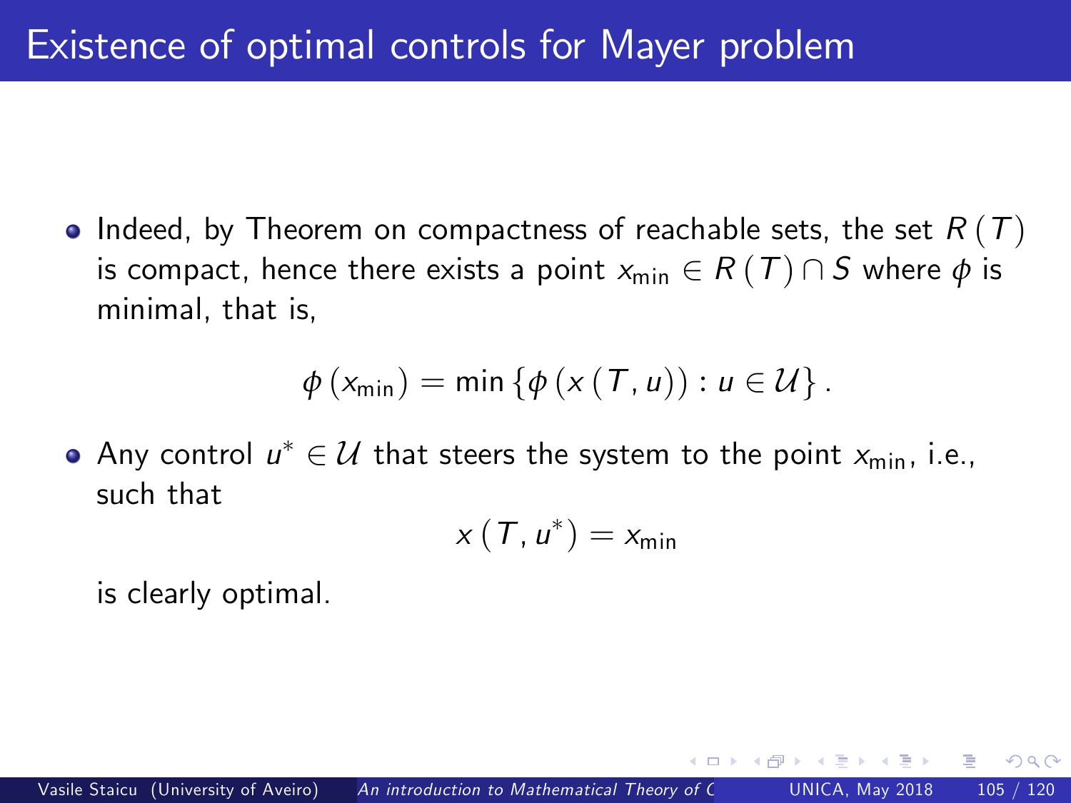# Existence of optimal controls for Mayer problem

- Indeed, by Theorem on compactness of reachable sets, the set $R(T)$ is compact, hence there exists a point $x_{\min} \in R(T) \cap S$ where $\phi$ is minimal, that is,

$$\phi(x_{\min}) = \min \{\phi(x(T, u)) : u \in \mathcal{U}\}.$$

- Any control $u^* \in \mathcal{U}$ that steers the system to the point $x_{\min}$, i.e., such that

$$x(T, u^*) = x_{\min}$$

  is clearly optimal.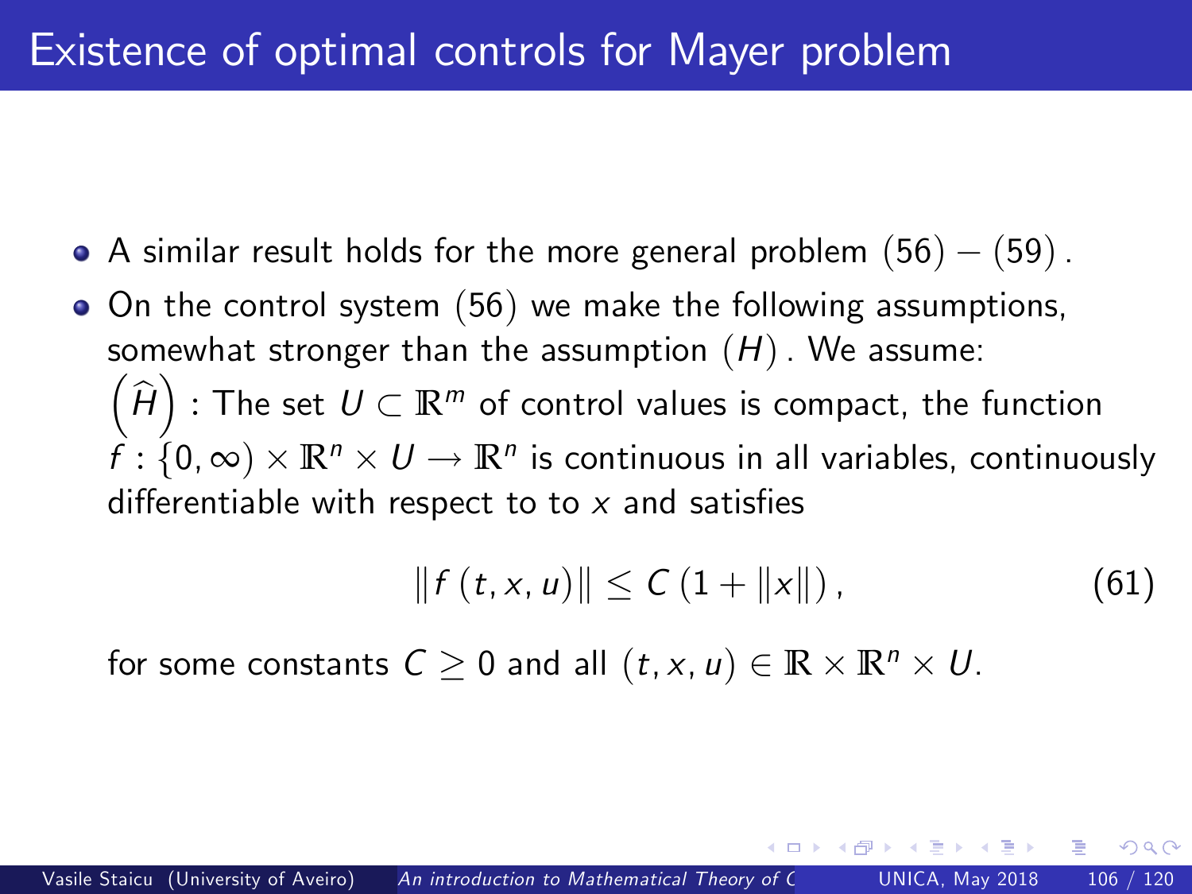# Existence of optimal controls for Mayer problem

- A similar result holds for the more general problem $(56)-(59)$.
- On the control system $(56)$ we make the following assumptions, somewhat stronger than the assumption $(H)$. We assume:
  $\left(\widehat{H}\right)$ : The set $U \subset \mathbb{R}^m$ of control values is compact, the function $f : \{0, \infty) \times \mathbb{R}^n \times U \to \mathbb{R}^n$ is continuous in all variables, continuously differentiable with respect to to $x$ and satisfies

$$\|f(t, x, u)\| \leq C(1 + \|x\|), \tag{61}$$

for some constants $C \geq 0$ and all $(t, x, u) \in \mathbb{R} \times \mathbb{R}^n \times U$.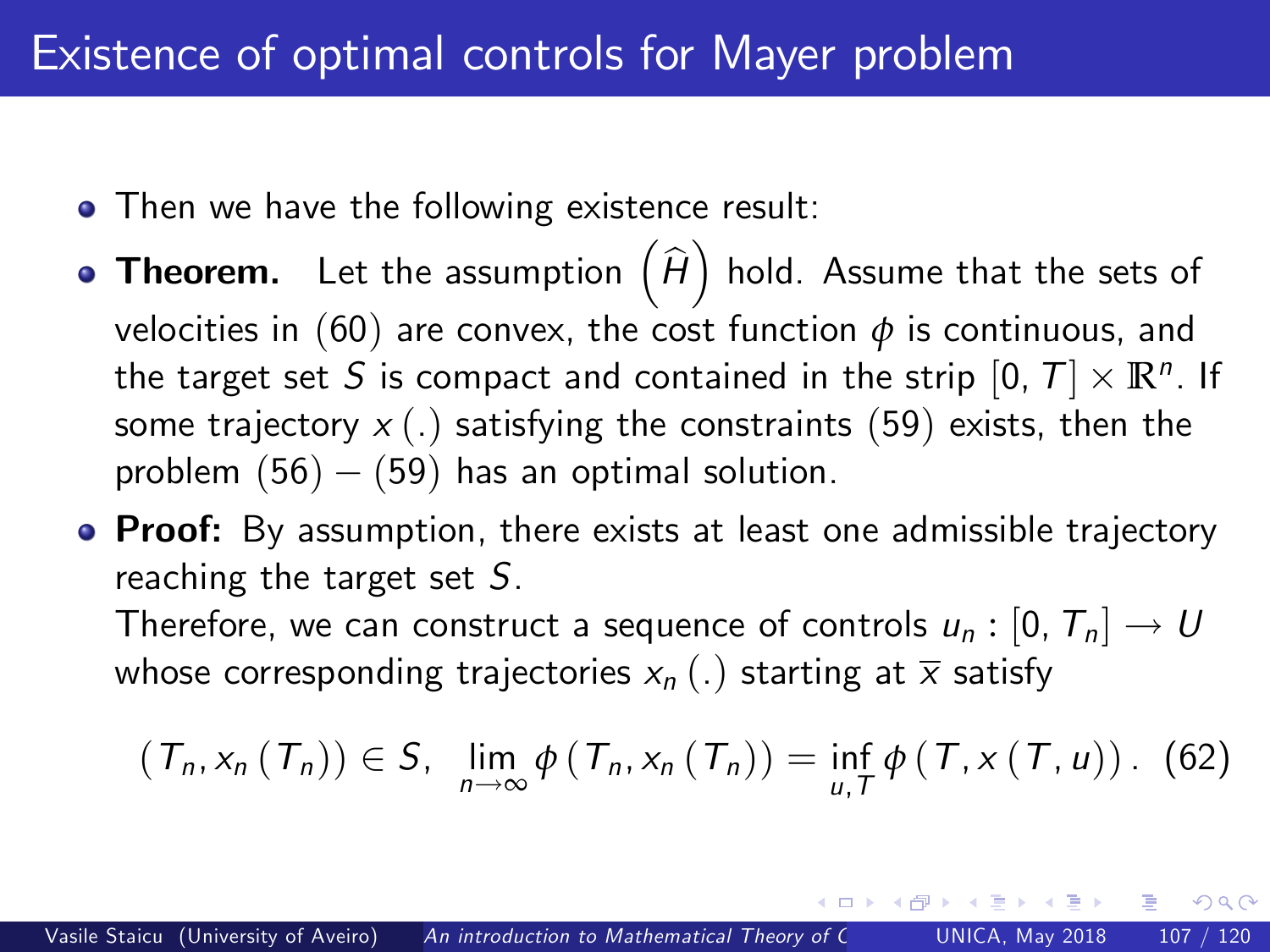# Existence of optimal controls for Mayer problem

- Then we have the following existence result:
- **Theorem.** Let the assumption $\left(\widehat{H}\right)$ hold. Assume that the sets of velocities in $(60)$ are convex, the cost function $\phi$ is continuous, and the target set $S$ is compact and contained in the strip $[0, T] \times \mathbb{R}^n$. If some trajectory $x(.)$ satisfying the constraints $(59)$ exists, then the problem $(56)-(59)$ has an optimal solution.
- **Proof:** By assumption, there exists at least one admissible trajectory reaching the target set $S$.
  Therefore, we can construct a sequence of controls $u_n : [0, T_n] \longrightarrow U$ whose corresponding trajectories $x_n(.)$ starting at $\overline{x}$ satisfy

$$(T_n, x_n(T_n)) \in S, \quad \lim_{n \to \infty} \phi(T_n, x_n(T_n)) = \inf_{u,T} \phi(T, x(T, u)). \quad (62)$$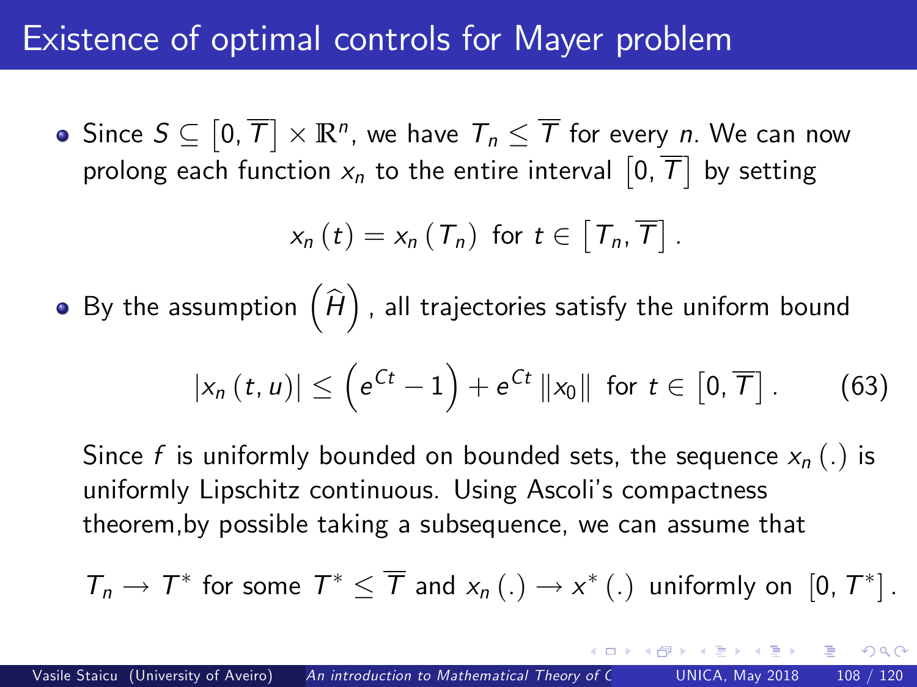# Existence of optimal controls for Mayer problem

- Since $S \subseteq \left[0, \overline{T}\right] \times \mathbb{R}^n$, we have $T_n \leq \overline{T}$ for every $n$. We can now prolong each function $x_n$ to the entire interval $\left[0, \overline{T}\right]$ by setting

$$x_n(t) = x_n(T_n) \text{ for } t \in \left[T_n, \overline{T}\right].$$

- By the assumption $\left(\widehat{H}\right)$, all trajectories satisfy the uniform bound

$$|x_n(t, u)| \leq \left(e^{Ct} - 1\right) + e^{Ct}\|x_0\| \text{ for } t \in \left[0, \overline{T}\right]. \tag{63}$$

  Since $f$ is uniformly bounded on bounded sets, the sequence $x_n(.)$ is uniformly Lipschitz continuous. Using Ascoli's compactness theorem,by possible taking a subsequence, we can assume that

$$T_n \to T^* \text{ for some } T^* \leq \overline{T} \text{ and } x_n(.) \to x^*(.) \text{ uniformly on } \left[0, T^*\right].$$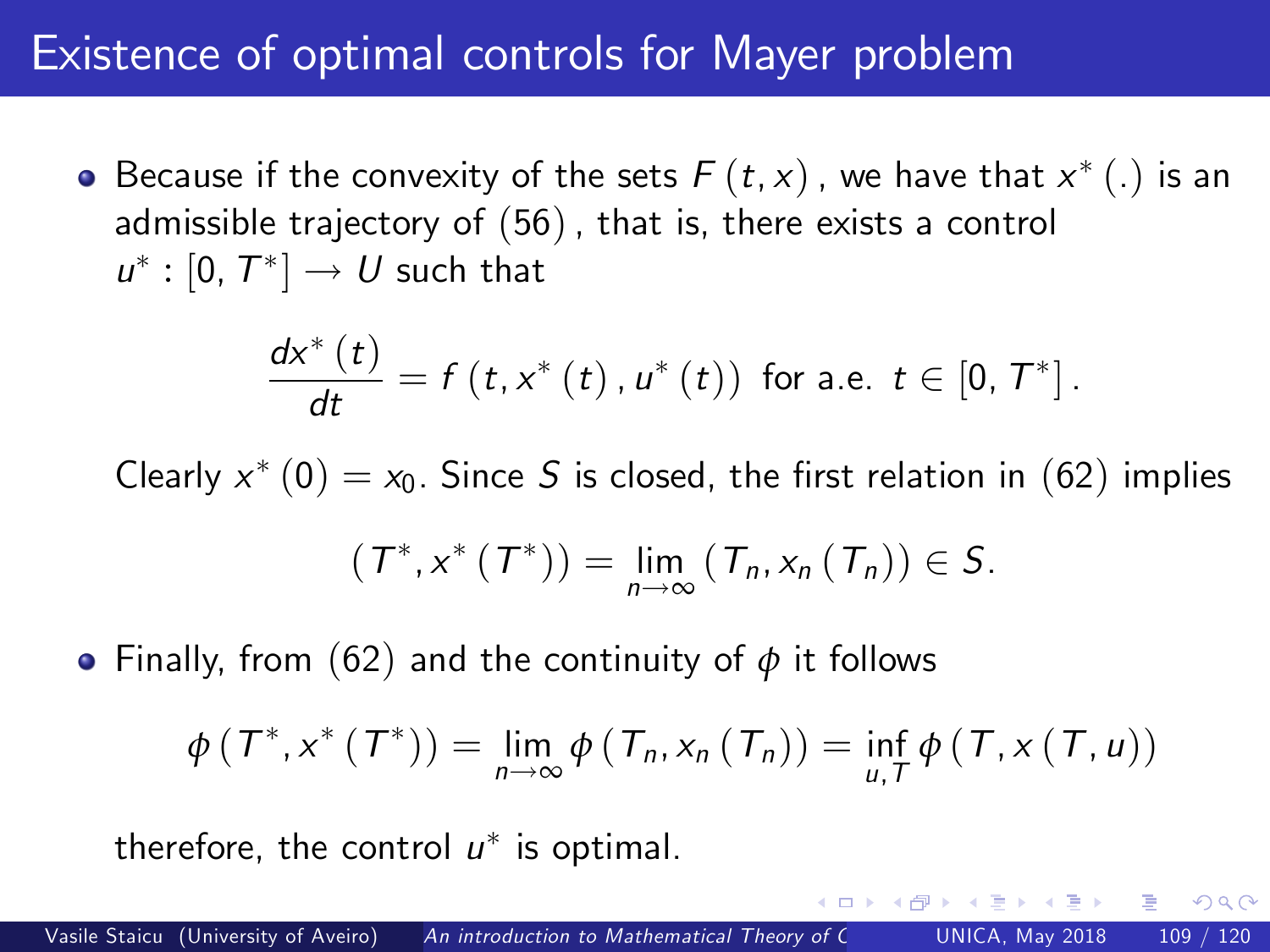# Existence of optimal controls for Mayer problem

- Because if the convexity of the sets $F(t, x)$, we have that $x^*(.)$ is an admissible trajectory of $(56)$, that is, there exists a control $u^* : [0, T^*] \to U$ such that

$$\frac{dx^*(t)}{dt} = f(t, x^*(t), u^*(t)) \text{ for a.e. } t \in [0, T^*].$$

  Clearly $x^*(0) = x_0$. Since $S$ is closed, the first relation in $(62)$ implies

$$(T^*, x^*(T^*)) = \lim_{n\to\infty} (T_n, x_n(T_n)) \in S.$$

- Finally, from $(62)$ and the continuity of $\phi$ it follows

$$\phi(T^*, x^*(T^*)) = \lim_{n\to\infty} \phi(T_n, x_n(T_n)) = \inf_{u,T} \phi(T, x(T, u))$$

  therefore, the control $u^*$ is optimal.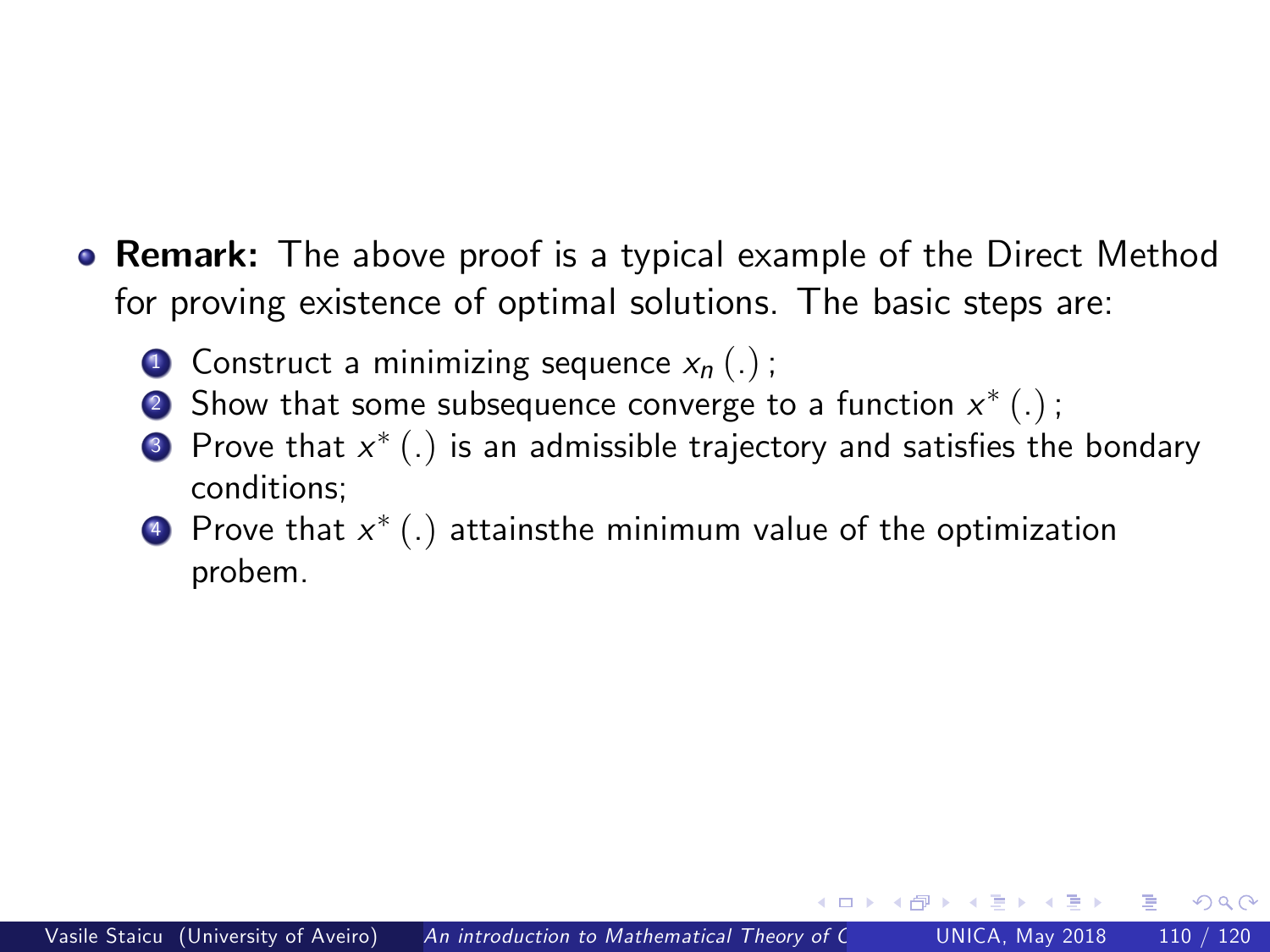- **Remark:** The above proof is a typical example of the Direct Method for proving existence of optimal solutions. The basic steps are:

  1. Construct a minimizing sequence $x_n(.)$;
  2. Show that some subsequence converge to a function $x^*(.)$;
  3. Prove that $x^*(.)$ is an admissible trajectory and satisfies the bondary conditions;
  4. Prove that $x^*(.)$ attainsthe minimum value of the optimization probem.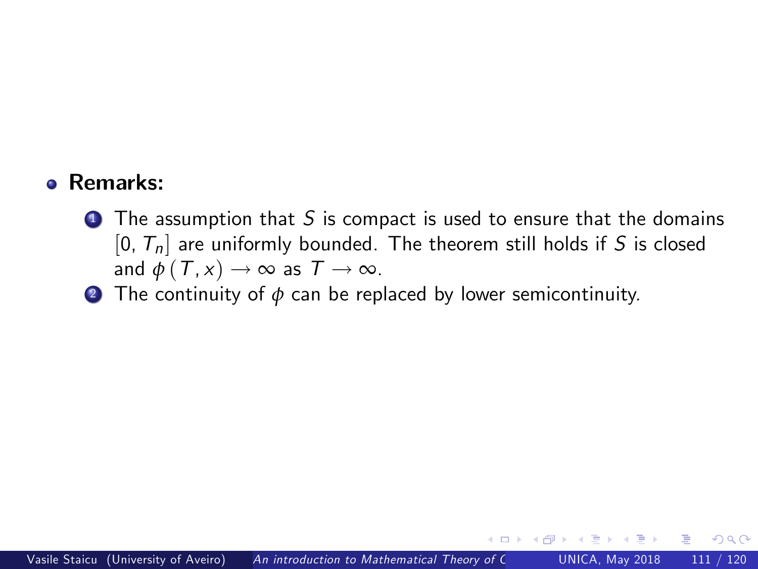- **Remarks:**

  1. The assumption that $S$ is compact is used to ensure that the domains $[0, T_n]$ are uniformly bounded. The theorem still holds if $S$ is closed and $\phi(T, x) \to \infty$ as $T \to \infty$.
  2. The continuity of $\phi$ can be replaced by lower semicontinuity.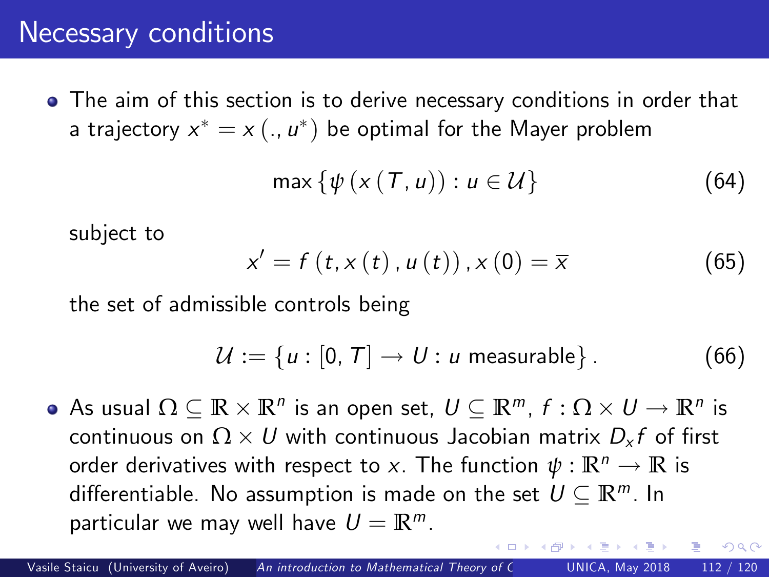# Necessary conditions

- The aim of this section is to derive necessary conditions in order that a trajectory $x^* = x(., u^*)$ be optimal for the Mayer problem

$$\max \{\psi (x (T, u)) : u \in \mathcal{U}\} \tag{64}$$

subject to

$$x' = f (t, x (t), u (t)), x (0) = \overline{x} \tag{65}$$

the set of admissible controls being

$$\mathcal{U} := \{u : [0, T] \to U : u \text{ measurable}\}. \tag{66}$$

- As usual $\Omega \subseteq \mathbb{R} \times \mathbb{R}^n$ is an open set, $U \subseteq \mathbb{R}^m$, $f : \Omega \times U \to \mathbb{R}^n$ is continuous on $\Omega \times U$ with continuous Jacobian matrix $D_x f$ of first order derivatives with respect to $x$. The function $\psi : \mathbb{R}^n \to \mathbb{R}$ is differentiable. No assumption is made on the set $U \subseteq \mathbb{R}^m$. In particular we may well have $U = \mathbb{R}^m$.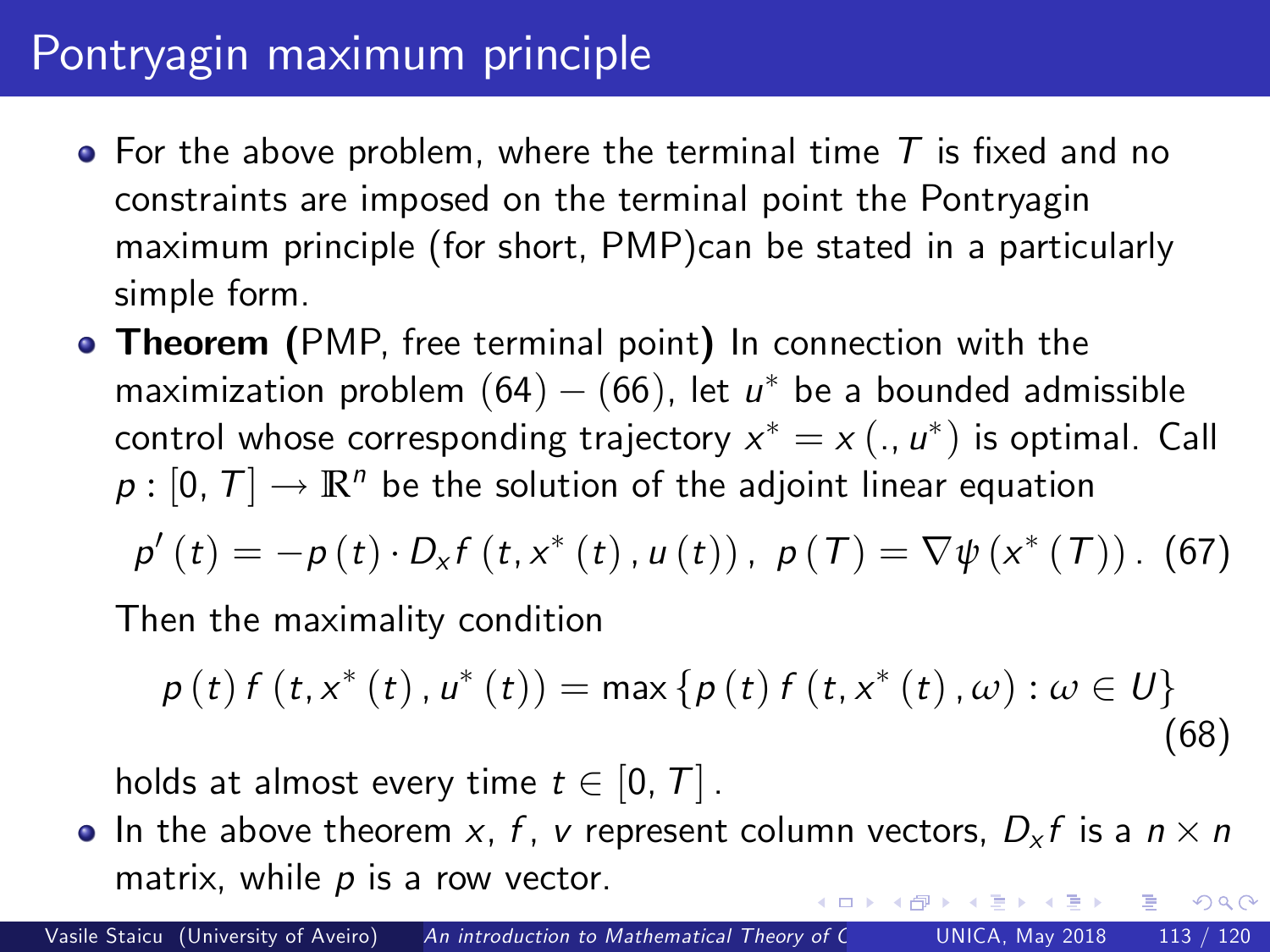# Pontryagin maximum principle

- For the above problem, where the terminal time $T$ is fixed and no constraints are imposed on the terminal point the Pontryagin maximum principle (for short, PMP)can be stated in a particularly simple form.
- **Theorem (**PMP, free terminal point**)** In connection with the maximization problem $(64) - (66)$, let $u^*$ be a bounded admissible control whose corresponding trajectory $x^* = x(., u^*)$ is optimal. Call $p : [0, T] \to \mathbb{R}^n$ be the solution of the adjoint linear equation

$$p'(t) = -p(t) \cdot D_x f(t, x^*(t), u(t)), \; p(T) = \nabla \psi(x^*(T)). \quad (67)$$

  Then the maximality condition

$$p(t) f(t, x^*(t), u^*(t)) = \max\{p(t) f(t, x^*(t), \omega) : \omega \in U\} \quad (68)$$

  holds at almost every time $t \in [0, T]$.
- In the above theorem $x$, $f$, $v$ represent column vectors, $D_x f$ is a $n \times n$ matrix, while $p$ is a row vector.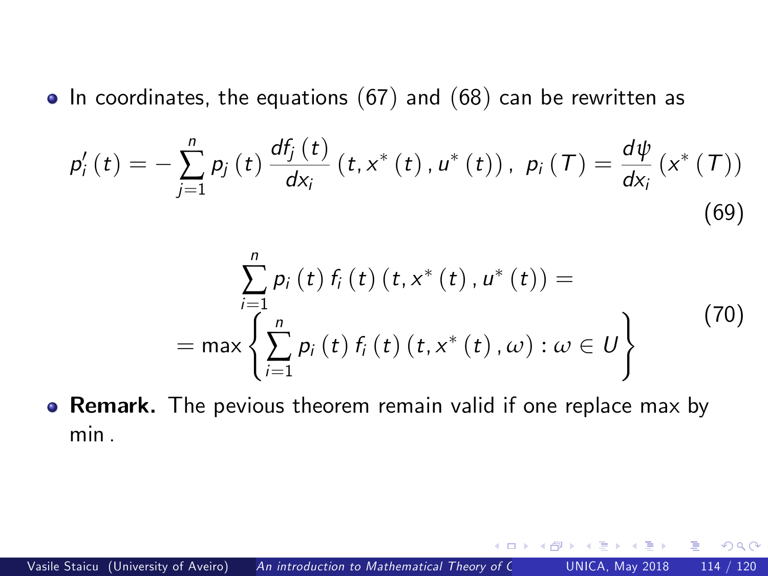- In coordinates, the equations (67) and (68) can be rewritten as

$$p_i'(t) = -\sum_{j=1}^{n} p_j(t) \frac{df_j(t)}{dx_i}(t, x^*(t), u^*(t)), \;\; p_i(T) = \frac{d\psi}{dx_i}(x^*(T)) \tag{69}$$

$$\begin{aligned} &\sum_{i=1}^{n} p_i(t) f_i(t)(t, x^*(t), u^*(t)) = \\ &= \max\left\{ \sum_{i=1}^{n} p_i(t) f_i(t)(t, x^*(t), \omega) : \omega \in U \right\} \end{aligned} \tag{70}$$

- **Remark.** The pevious theorem remain valid if one replace max by min .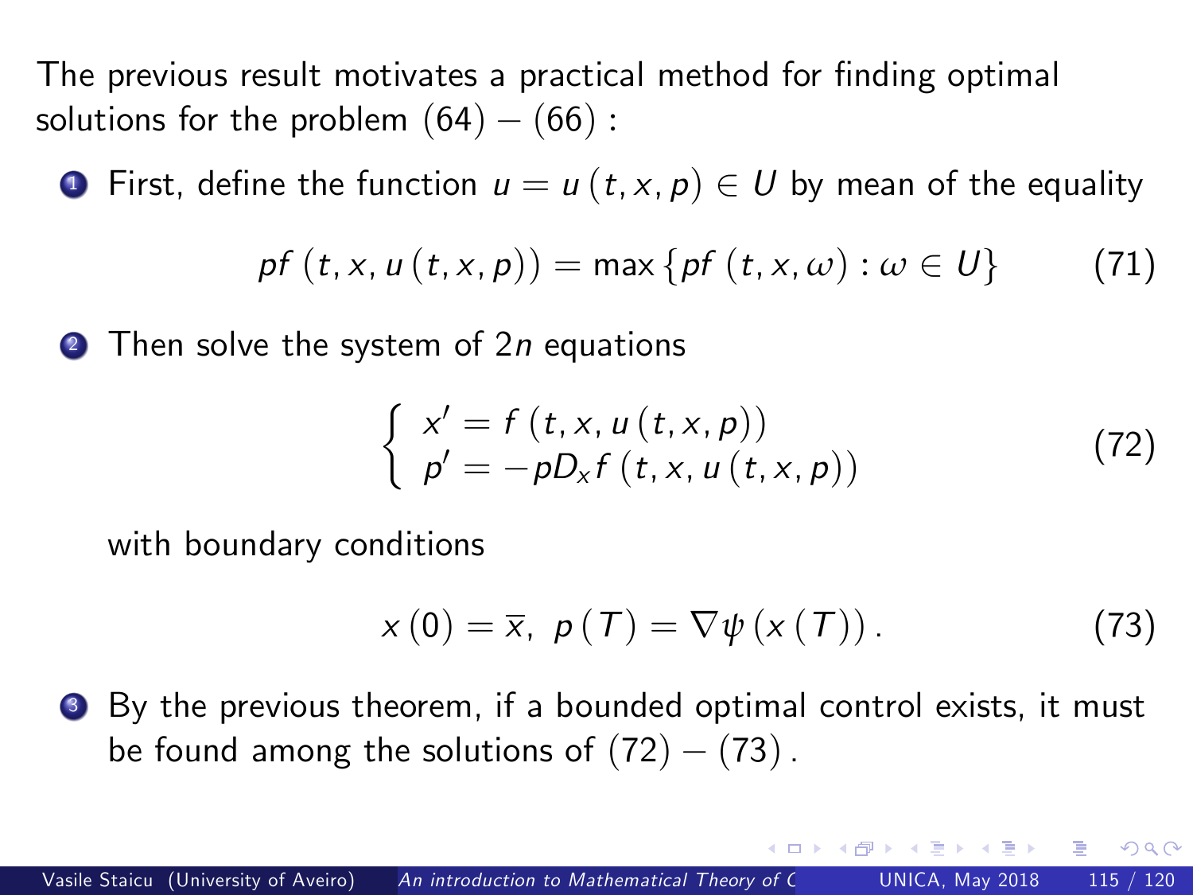The previous result motivates a practical method for finding optimal solutions for the problem $(64)-(66)$ :

1. First, define the function $u = u(t,x,p) \in U$ by mean of the equality

$$pf(t,x,u(t,x,p)) = \max\{pf(t,x,\omega) : \omega \in U\} \tag{71}$$

2. Then solve the system of $2n$ equations

$$\begin{cases} x' = f(t,x,u(t,x,p)) \\ p' = -pD_x f(t,x,u(t,x,p)) \end{cases} \tag{72}$$

   with boundary conditions

$$x(0) = \overline{x},\ \ p(T) = \nabla\psi(x(T)). \tag{73}$$

3. By the previous theorem, if a bounded optimal control exists, it must be found among the solutions of $(72)-(73)$.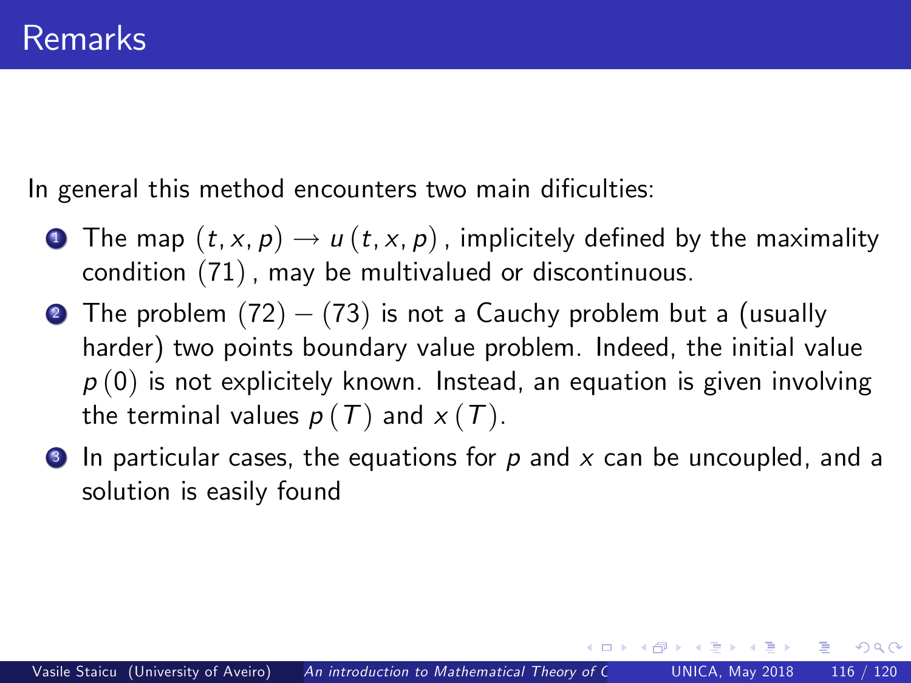# Remarks

In general this method encounters two main dificulties:

1. The map $(t, x, p) \to u(t, x, p)$, implicitely defined by the maximality condition $(71)$, may be multivalued or discontinuous.
2. The problem $(72) - (73)$ is not a Cauchy problem but a (usually harder) two points boundary value problem. Indeed, the initial value $p(0)$ is not explicitely known. Instead, an equation is given involving the terminal values $p(T)$ and $x(T)$.
3. In particular cases, the equations for $p$ and $x$ can be uncoupled, and a solution is easily found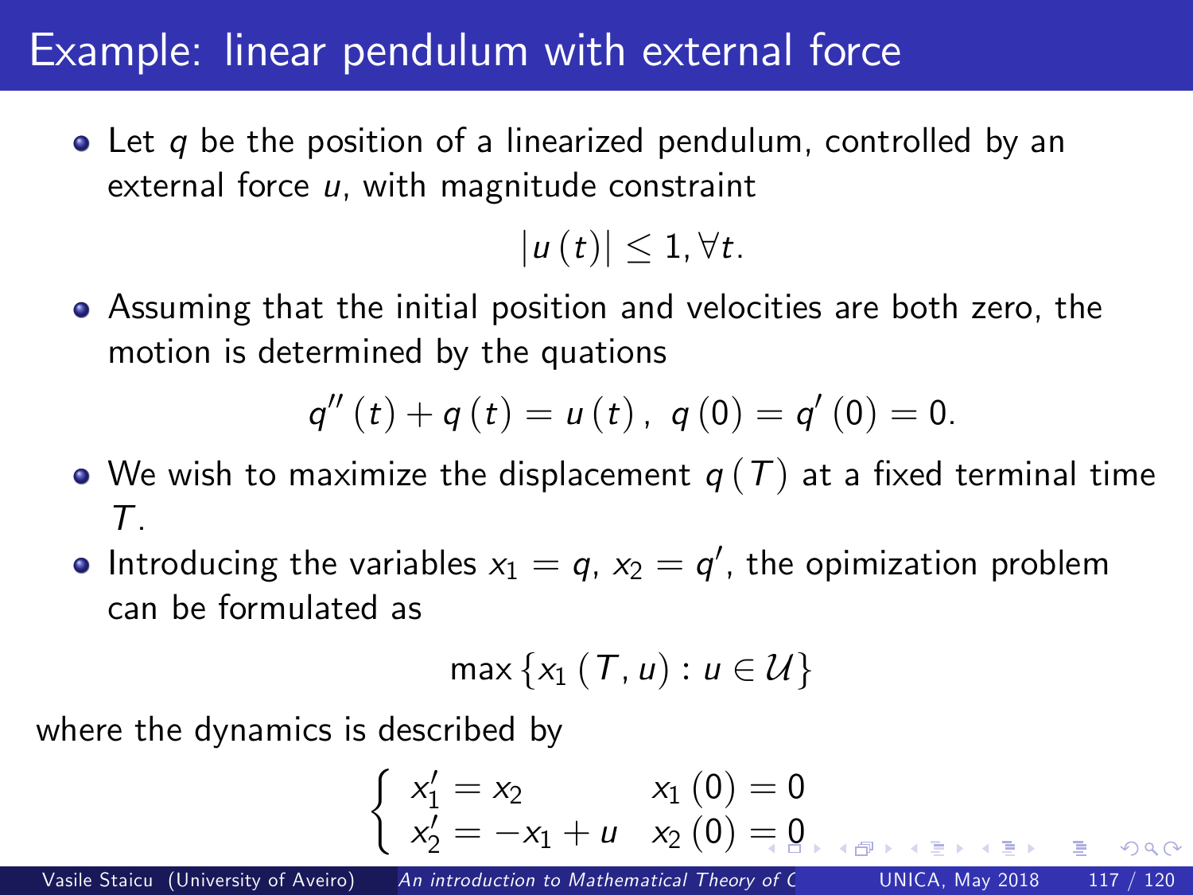# Example: linear pendulum with external force

- Let $q$ be the position of a linearized pendulum, controlled by an external force $u$, with magnitude constraint

$$|u(t)| \leq 1, \forall t.$$

- Assuming that the initial position and velocities are both zero, the motion is determined by the quations

$$q''(t) + q(t) = u(t), \; q(0) = q'(0) = 0.$$

- We wish to maximize the displacement $q(T)$ at a fixed terminal time $T$.
- Introducing the variables $x_1 = q$, $x_2 = q'$, the opimization problem can be formulated as

$$\max\{x_1(T, u) : u \in \mathcal{U}\}$$

where the dynamics is described by

$$\begin{cases} x_1' = x_2 & x_1(0) = 0 \\ x_2' = -x_1 + u & x_2(0) = 0 \end{cases}$$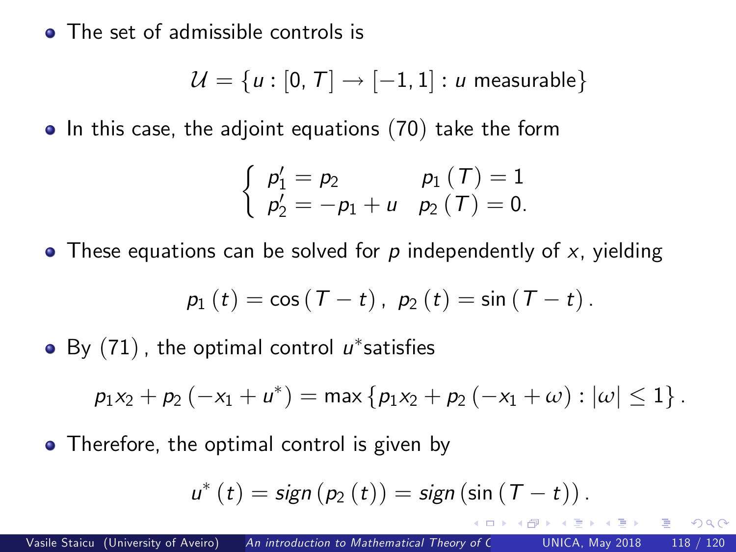- The set of admissible controls is

$$\mathcal{U} = \{u : [0, T] \to [-1, 1] : u \text{ measurable}\}$$

- In this case, the adjoint equations $(70)$ take the form

$$\begin{cases} p_1' = p_2 & p_1(T) = 1 \\ p_2' = -p_1 + u & p_2(T) = 0. \end{cases}$$

- These equations can be solved for $p$ independently of $x$, yielding

$$p_1(t) = \cos(T - t), \ p_2(t) = \sin(T - t).$$

- By $(71)$, the optimal control $u^*$satisfies

$$p_1 x_2 + p_2(-x_1 + u^*) = \max\{p_1 x_2 + p_2(-x_1 + \omega) : |\omega| \leq 1\}.$$

- Therefore, the optimal control is given by

$$u^*(t) = sign(p_2(t)) = sign(\sin(T - t)).$$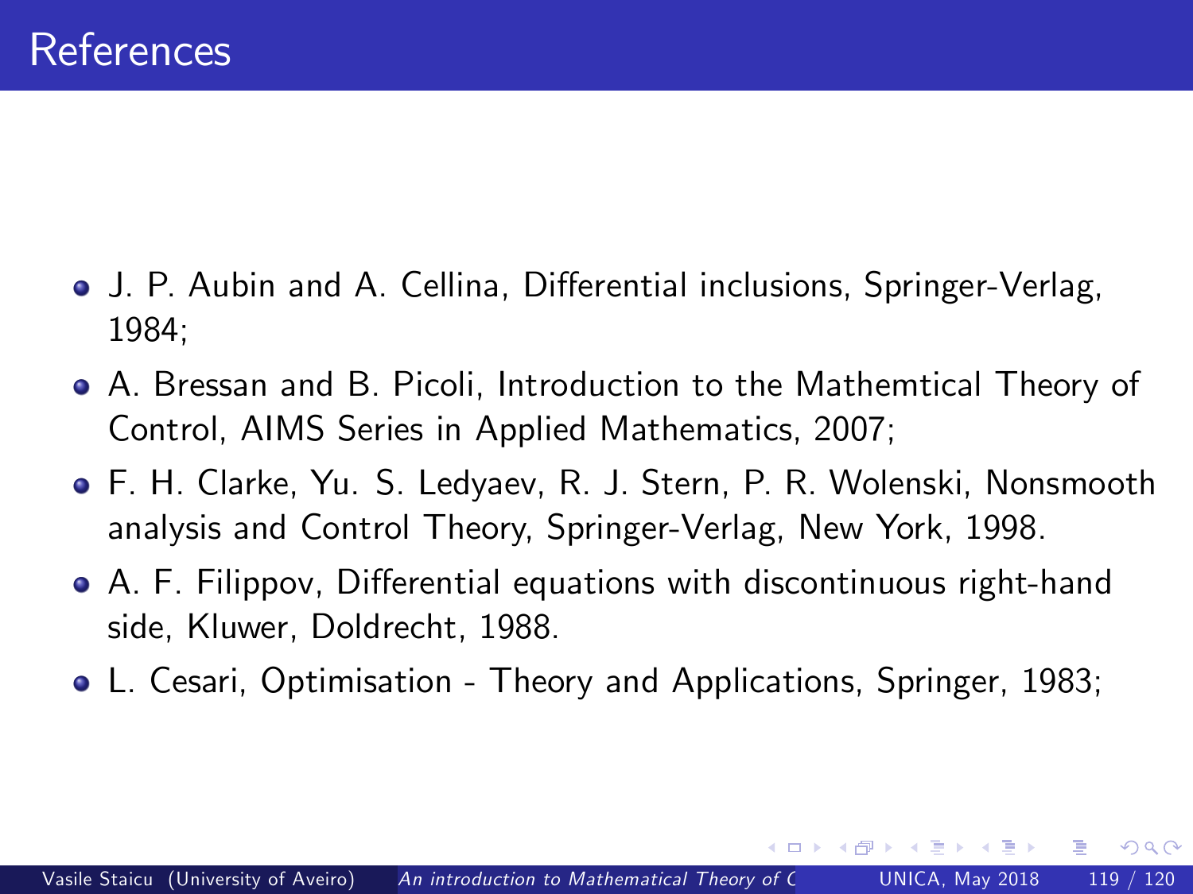# References

- J. P. Aubin and A. Cellina, Differential inclusions, Springer-Verlag, 1984;
- A. Bressan and B. Picoli, Introduction to the Mathemtical Theory of Control, AIMS Series in Applied Mathematics, 2007;
- F. H. Clarke, Yu. S. Ledyaev, R. J. Stern, P. R. Wolenski, Nonsmooth analysis and Control Theory, Springer-Verlag, New York, 1998.
- A. F. Filippov, Differential equations with discontinuous right-hand side, Kluwer, Doldrecht, 1988.
- L. Cesari, Optimisation - Theory and Applications, Springer, 1983;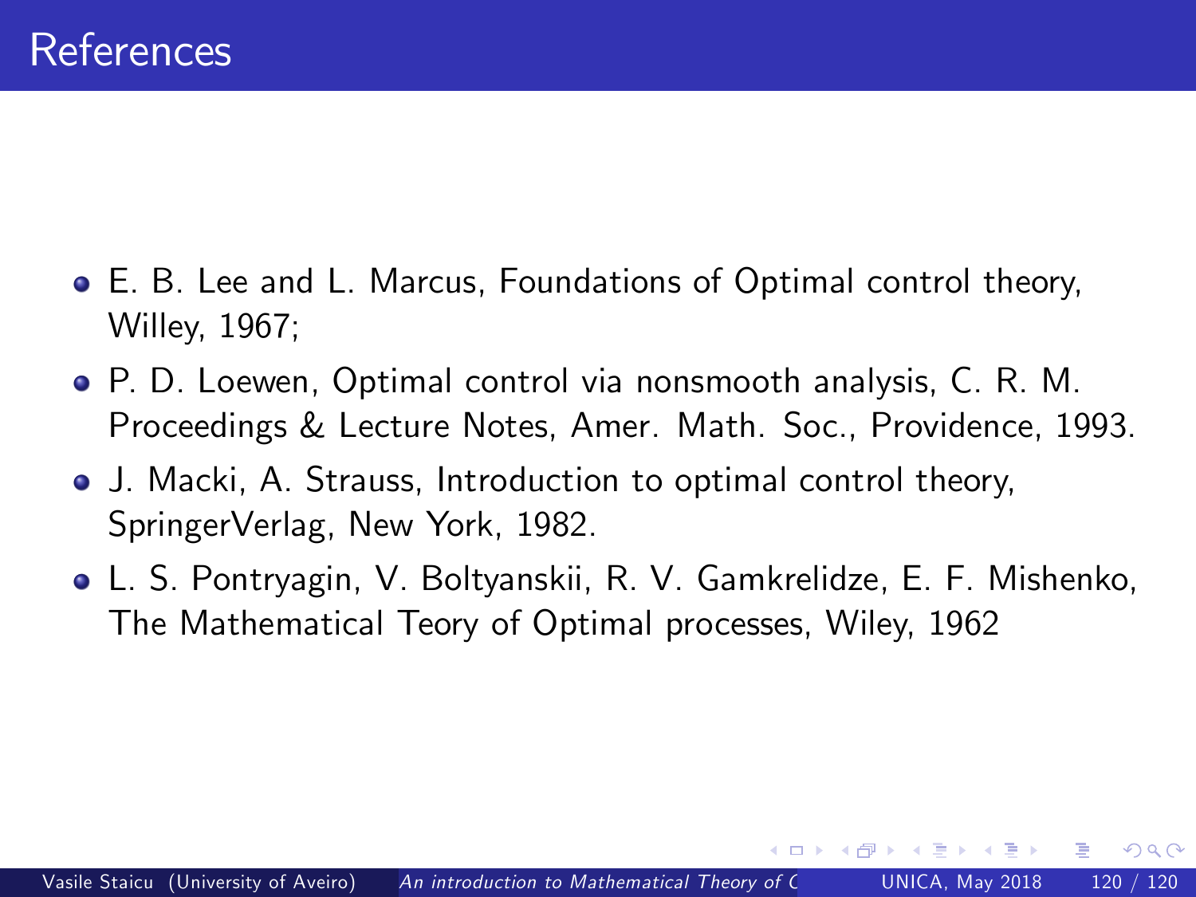# References

- E. B. Lee and L. Marcus, Foundations of Optimal control theory, Willey, 1967;
- P. D. Loewen, Optimal control via nonsmooth analysis, C. R. M. Proceedings & Lecture Notes, Amer. Math. Soc., Providence, 1993.
- J. Macki, A. Strauss, Introduction to optimal control theory, SpringerVerlag, New York, 1982.
- L. S. Pontryagin, V. Boltyanskii, R. V. Gamkrelidze, E. F. Mishenko, The Mathematical Teory of Optimal processes, Wiley, 1962